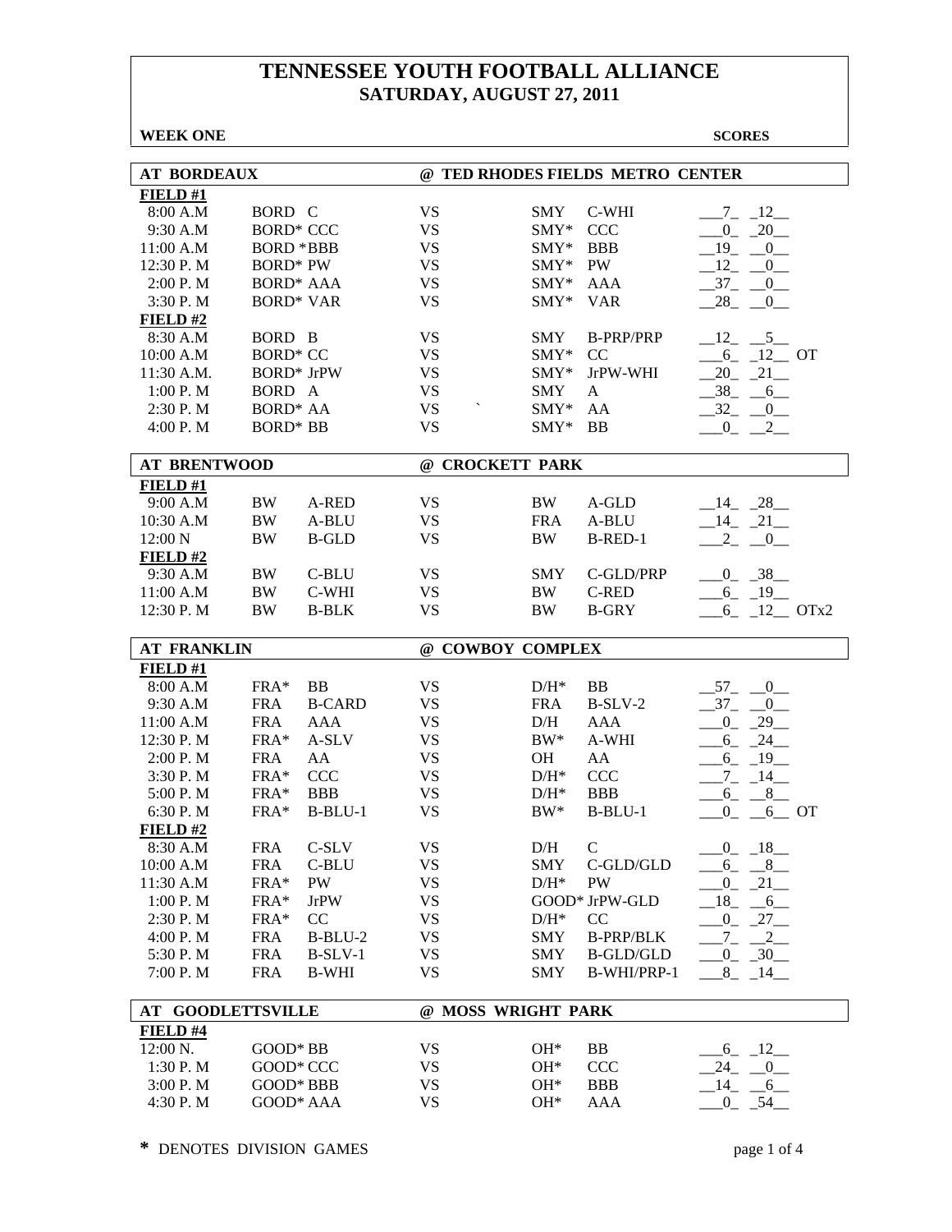# TENNESSEE YOUTH FOOTBALL ALLIANCE
## SATURDAY, AUGUST 27, 2011

**WEEK ONE** **SCORES**

### AT BORDEAUX — @ TED RHODES FIELDS METRO CENTER

| Time | Team | Div | | Team | Div | Scores |
|---|---|---|---|---|---|---|
| **FIELD #1** | | | | | | |
| 8:00 A.M | BORD | C | VS | SMY | C-WHI | 7 12 |
| 9:30 A.M | BORD* | CCC | VS | SMY* | CCC | 0 20 |
| 11:00 A.M | BORD * | BBB | VS | SMY* | BBB | 19 0 |
| 12:30 P. M | BORD* | PW | VS | SMY* | PW | 12 0 |
| 2:00 P. M | BORD* | AAA | VS | SMY* | AAA | 37 0 |
| 3:30 P. M | BORD* | VAR | VS | SMY* | VAR | 28 0 |
| **FIELD #2** | | | | | | |
| 8:30 A.M | BORD | B | VS | SMY | B-PRP/PRP | 12 5 |
| 10:00 A.M | BORD* | CC | VS | SMY* | CC | 6 12 OT |
| 11:30 A.M. | BORD* | JrPW | VS | SMY* | JrPW-WHI | 20 21 |
| 1:00 P. M | BORD | A | VS | SMY | A | 38 6 |
| 2:30 P. M | BORD* | AA | VS | SMY* | AA | 32 0 |
| 4:00 P. M | BORD* | BB | VS | SMY* | BB | 0 2 |

### AT BRENTWOOD — @ CROCKETT PARK

| Time | Team | Div | | Team | Div | Scores |
|---|---|---|---|---|---|---|
| **FIELD #1** | | | | | | |
| 9:00 A.M | BW | A-RED | VS | BW | A-GLD | 14 28 |
| 10:30 A.M | BW | A-BLU | VS | FRA | A-BLU | 14 21 |
| 12:00 N | BW | B-GLD | VS | BW | B-RED-1 | 2 0 |
| **FIELD #2** | | | | | | |
| 9:30 A.M | BW | C-BLU | VS | SMY | C-GLD/PRP | 0 38 |
| 11:00 A.M | BW | C-WHI | VS | BW | C-RED | 6 19 |
| 12:30 P. M | BW | B-BLK | VS | BW | B-GRY | 6 12 OTx2 |

### AT FRANKLIN — @ COWBOY COMPLEX

| Time | Team | Div | | Team | Div | Scores |
|---|---|---|---|---|---|---|
| **FIELD #1** | | | | | | |
| 8:00 A.M | FRA* | BB | VS | D/H* | BB | 57 0 |
| 9:30 A.M | FRA | B-CARD | VS | FRA | B-SLV-2 | 37 0 |
| 11:00 A.M | FRA | AAA | VS | D/H | AAA | 0 29 |
| 12:30 P. M | FRA* | A-SLV | VS | BW* | A-WHI | 6 24 |
| 2:00 P. M | FRA | AA | VS | OH | AA | 6 19 |
| 3:30 P. M | FRA* | CCC | VS | D/H* | CCC | 7 14 |
| 5:00 P. M | FRA* | BBB | VS | D/H* | BBB | 6 8 |
| 6:30 P. M | FRA* | B-BLU-1 | VS | BW* | B-BLU-1 | 0 6 OT |
| **FIELD #2** | | | | | | |
| 8:30 A.M | FRA | C-SLV | VS | D/H | C | 0 18 |
| 10:00 A.M | FRA | C-BLU | VS | SMY | C-GLD/GLD | 6 8 |
| 11:30 A.M | FRA* | PW | VS | D/H* | PW | 0 21 |
| 1:00 P. M | FRA* | JrPW | VS | GOOD* | JrPW-GLD | 18 6 |
| 2:30 P. M | FRA* | CC | VS | D/H* | CC | 0 27 |
| 4:00 P. M | FRA | B-BLU-2 | VS | SMY | B-PRP/BLK | 7 2 |
| 5:30 P. M | FRA | B-SLV-1 | VS | SMY | B-GLD/GLD | 0 30 |
| 7:00 P. M | FRA | B-WHI | VS | SMY | B-WHI/PRP-1 | 8 14 |

### AT GOODLETTSVILLE — @ MOSS WRIGHT PARK

| Time | Team | Div | | Team | Div | Scores |
|---|---|---|---|---|---|---|
| **FIELD #4** | | | | | | |
| 12:00 N. | GOOD* | BB | VS | OH* | BB | 6 12 |
| 1:30 P. M | GOOD* | CCC | VS | OH* | CCC | 24 0 |
| 3:00 P. M | GOOD* | BBB | VS | OH* | BBB | 14 6 |
| 4:30 P. M | GOOD* | AAA | VS | OH* | AAA | 0 54 |

\* DENOTES DIVISION GAMES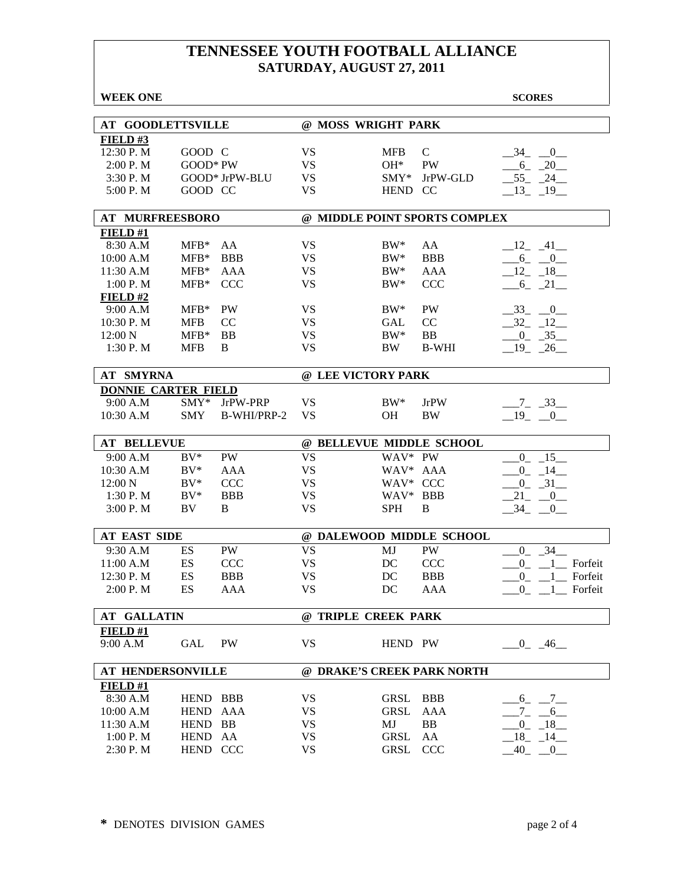# TENNESSEE YOUTH FOOTBALL ALLIANCE
## SATURDAY, AUGUST 27, 2011

**WEEK ONE** **SCORES**

### AT GOODLETTSVILLE @ MOSS WRIGHT PARK

**FIELD #3**

| Time | Team | Div | | Team | Div | Scores |
|---|---|---|---|---|---|---|
| 12:30 P. M | GOOD | C | VS | MFB | C | 34 - 0 |
| 2:00 P. M | GOOD* | PW | VS | OH* | PW | 6 - 20 |
| 3:30 P. M | GOOD* | JrPW-BLU | VS | SMY* | JrPW-GLD | 55 - 24 |
| 5:00 P. M | GOOD | CC | VS | HEND | CC | 13 - 19 |

### AT MURFREESBORO @ MIDDLE POINT SPORTS COMPLEX

**FIELD #1**

| Time | Team | Div | | Team | Div | Scores |
|---|---|---|---|---|---|---|
| 8:30 A.M | MFB* | AA | VS | BW* | AA | 12 - 41 |
| 10:00 A.M | MFB* | BBB | VS | BW* | BBB | 6 - 0 |
| 11:30 A.M | MFB* | AAA | VS | BW* | AAA | 12 - 18 |
| 1:00 P. M | MFB* | CCC | VS | BW* | CCC | 6 - 21 |

**FIELD #2**

| Time | Team | Div | | Team | Div | Scores |
|---|---|---|---|---|---|---|
| 9:00 A.M | MFB* | PW | VS | BW* | PW | 33 - 0 |
| 10:30 P. M | MFB | CC | VS | GAL | CC | 32 - 12 |
| 12:00 N | MFB* | BB | VS | BW* | BB | 0 - 35 |
| 1:30 P. M | MFB | B | VS | BW | B-WHI | 19 - 26 |

### AT SMYRNA @ LEE VICTORY PARK

**DONNIE CARTER FIELD**

| Time | Team | Div | | Team | Div | Scores |
|---|---|---|---|---|---|---|
| 9:00 A.M | SMY* | JrPW-PRP | VS | BW* | JrPW | 7 - 33 |
| 10:30 A.M | SMY | B-WHI/PRP-2 | VS | OH | BW | 19 - 0 |

### AT BELLEVUE @ BELLEVUE MIDDLE SCHOOL

| Time | Team | Div | | Team | Div | Scores |
|---|---|---|---|---|---|---|
| 9:00 A.M | BV* | PW | VS | WAV* | PW | 0 - 15 |
| 10:30 A.M | BV* | AAA | VS | WAV* | AAA | 0 - 14 |
| 12:00 N | BV* | CCC | VS | WAV* | CCC | 0 - 31 |
| 1:30 P. M | BV* | BBB | VS | WAV* | BBB | 21 - 0 |
| 3:00 P. M | BV | B | VS | SPH | B | 34 - 0 |

### AT EAST SIDE @ DALEWOOD MIDDLE SCHOOL

| Time | Team | Div | | Team | Div | Scores |
|---|---|---|---|---|---|---|
| 9:30 A.M | ES | PW | VS | MJ | PW | 0 - 34 |
| 11:00 A.M | ES | CCC | VS | DC | CCC | 0 - 1 Forfeit |
| 12:30 P. M | ES | BBB | VS | DC | BBB | 0 - 1 Forfeit |
| 2:00 P. M | ES | AAA | VS | DC | AAA | 0 - 1 Forfeit |

### AT GALLATIN @ TRIPLE CREEK PARK

**FIELD #1**

| Time | Team | Div | | Team | Div | Scores |
|---|---|---|---|---|---|---|
| 9:00 A.M | GAL | PW | VS | HEND | PW | 0 - 46 |

### AT HENDERSONVILLE @ DRAKE'S CREEK PARK NORTH

**FIELD #1**

| Time | Team | Div | | Team | Div | Scores |
|---|---|---|---|---|---|---|
| 8:30 A.M | HEND | BBB | VS | GRSL | BBB | 6 - 7 |
| 10:00 A.M | HEND | AAA | VS | GRSL | AAA | 7 - 6 |
| 11:30 A.M | HEND | BB | VS | MJ | BB | 0 - 18 |
| 1:00 P. M | HEND | AA | VS | GRSL | AA | 18 - 14 |
| 2:30 P. M | HEND | CCC | VS | GRSL | CCC | 40 - 0 |

\* DENOTES DIVISION GAMES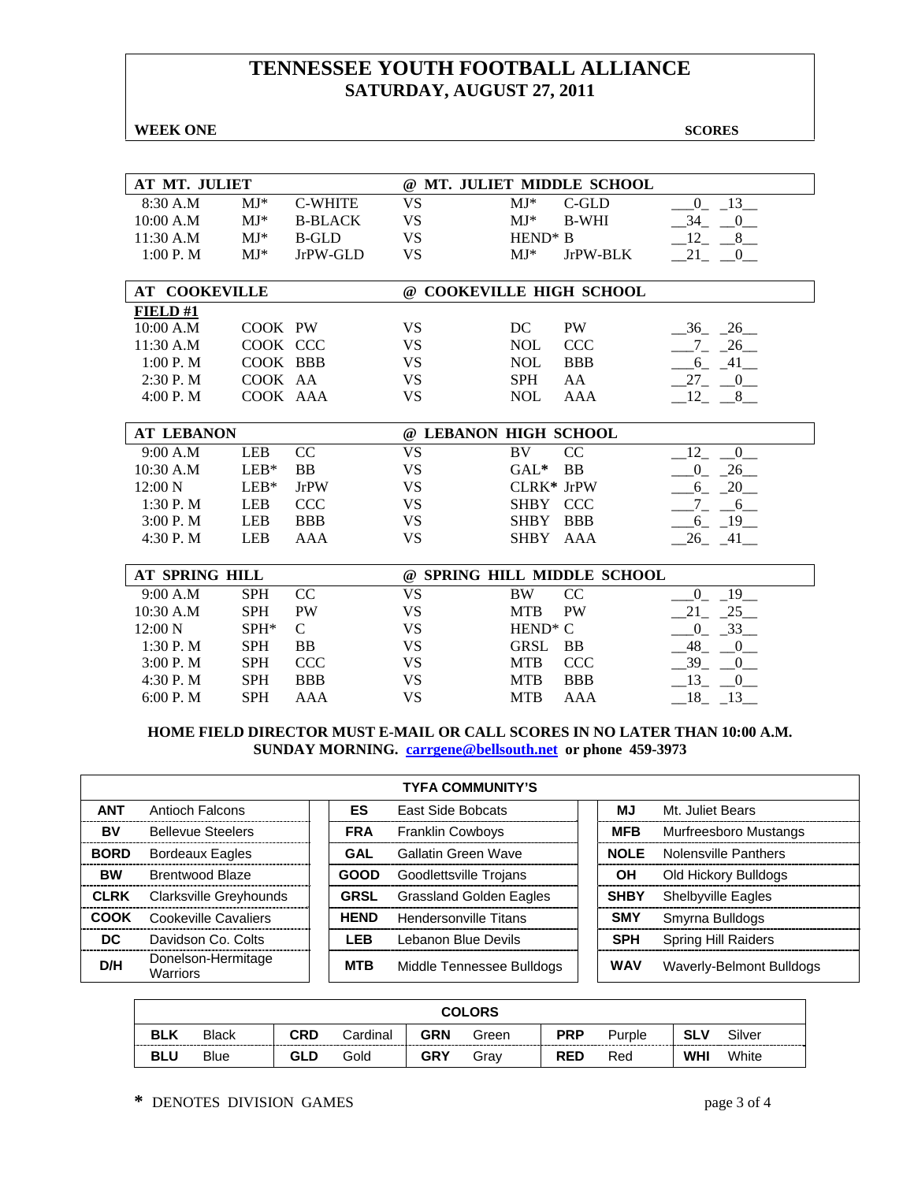# TENNESSEE YOUTH FOOTBALL ALLIANCE
## SATURDAY, AUGUST 27, 2011

**WEEK ONE** **SCORES**

| AT MT. JULIET | | | @ MT. JULIET MIDDLE SCHOOL | | | |
|---|---|---|---|---|---|---|
| 8:30 A.M | MJ* | C-WHITE | VS | MJ* | C-GLD | 0 13 |
| 10:00 A.M | MJ* | B-BLACK | VS | MJ* | B-WHI | 34 0 |
| 11:30 A.M | MJ* | B-GLD | VS | HEND* | B | 12 8 |
| 1:00 P. M | MJ* | JrPW-GLD | VS | MJ* | JrPW-BLK | 21 0 |

| AT COOKEVILLE | | | @ COOKEVILLE HIGH SCHOOL | | | |
|---|---|---|---|---|---|---|
| **FIELD #1** | | | | | | |
| 10:00 A.M | COOK | PW | VS | DC | PW | 36 26 |
| 11:30 A.M | COOK | CCC | VS | NOL | CCC | 7 26 |
| 1:00 P. M | COOK | BBB | VS | NOL | BBB | 6 41 |
| 2:30 P. M | COOK | AA | VS | SPH | AA | 27 0 |
| 4:00 P. M | COOK | AAA | VS | NOL | AAA | 12 8 |

| AT LEBANON | | | @ LEBANON HIGH SCHOOL | | | |
|---|---|---|---|---|---|---|
| 9:00 A.M | LEB | CC | VS | BV | CC | 12 0 |
| 10:30 A.M | LEB* | BB | VS | GAL* | BB | 0 26 |
| 12:00 N | LEB* | JrPW | VS | CLRK* | JrPW | 6 20 |
| 1:30 P. M | LEB | CCC | VS | SHBY | CCC | 7 6 |
| 3:00 P. M | LEB | BBB | VS | SHBY | BBB | 6 19 |
| 4:30 P. M | LEB | AAA | VS | SHBY | AAA | 26 41 |

| AT SPRING HILL | | | @ SPRING HILL MIDDLE SCHOOL | | | |
|---|---|---|---|---|---|---|
| 9:00 A.M | SPH | CC | VS | BW | CC | 0 19 |
| 10:30 A.M | SPH | PW | VS | MTB | PW | 21 25 |
| 12:00 N | SPH* | C | VS | HEND* | C | 0 33 |
| 1:30 P. M | SPH | BB | VS | GRSL | BB | 48 0 |
| 3:00 P. M | SPH | CCC | VS | MTB | CCC | 39 0 |
| 4:30 P. M | SPH | BBB | VS | MTB | BBB | 13 0 |
| 6:00 P. M | SPH | AAA | VS | MTB | AAA | 18 13 |

**HOME FIELD DIRECTOR MUST E-MAIL OR CALL SCORES IN NO LATER THAN 10:00 A.M. SUNDAY MORNING. carrgene@bellsouth.net or phone 459-3973**

| TYFA COMMUNITY'S | | | | | |
|---|---|---|---|---|---|
| **ANT** | Antioch Falcons | **ES** | East Side Bobcats | **MJ** | Mt. Juliet Bears |
| **BV** | Bellevue Steelers | **FRA** | Franklin Cowboys | **MFB** | Murfreesboro Mustangs |
| **BORD** | Bordeaux Eagles | **GAL** | Gallatin Green Wave | **NOLE** | Nolensville Panthers |
| **BW** | Brentwood Blaze | **GOOD** | Goodlettsville Trojans | **OH** | Old Hickory Bulldogs |
| **CLRK** | Clarksville Greyhounds | **GRSL** | Grassland Golden Eagles | **SHBY** | Shelbyville Eagles |
| **COOK** | Cookeville Cavaliers | **HEND** | Hendersonville Titans | **SMY** | Smyrna Bulldogs |
| **DC** | Davidson Co. Colts | **LEB** | Lebanon Blue Devils | **SPH** | Spring Hill Raiders |
| **D/H** | Donelson-Hermitage Warriors | **MTB** | Middle Tennessee Bulldogs | **WAV** | Waverly-Belmont Bulldogs |

| COLORS | | | | | | | | | |
|---|---|---|---|---|---|---|---|---|---|
| **BLK** | Black | **CRD** | Cardinal | **GRN** | Green | **PRP** | Purple | **SLV** | Silver |
| **BLU** | Blue | **GLD** | Gold | **GRY** | Gray | **RED** | Red | **WHI** | White |

* DENOTES DIVISION GAMES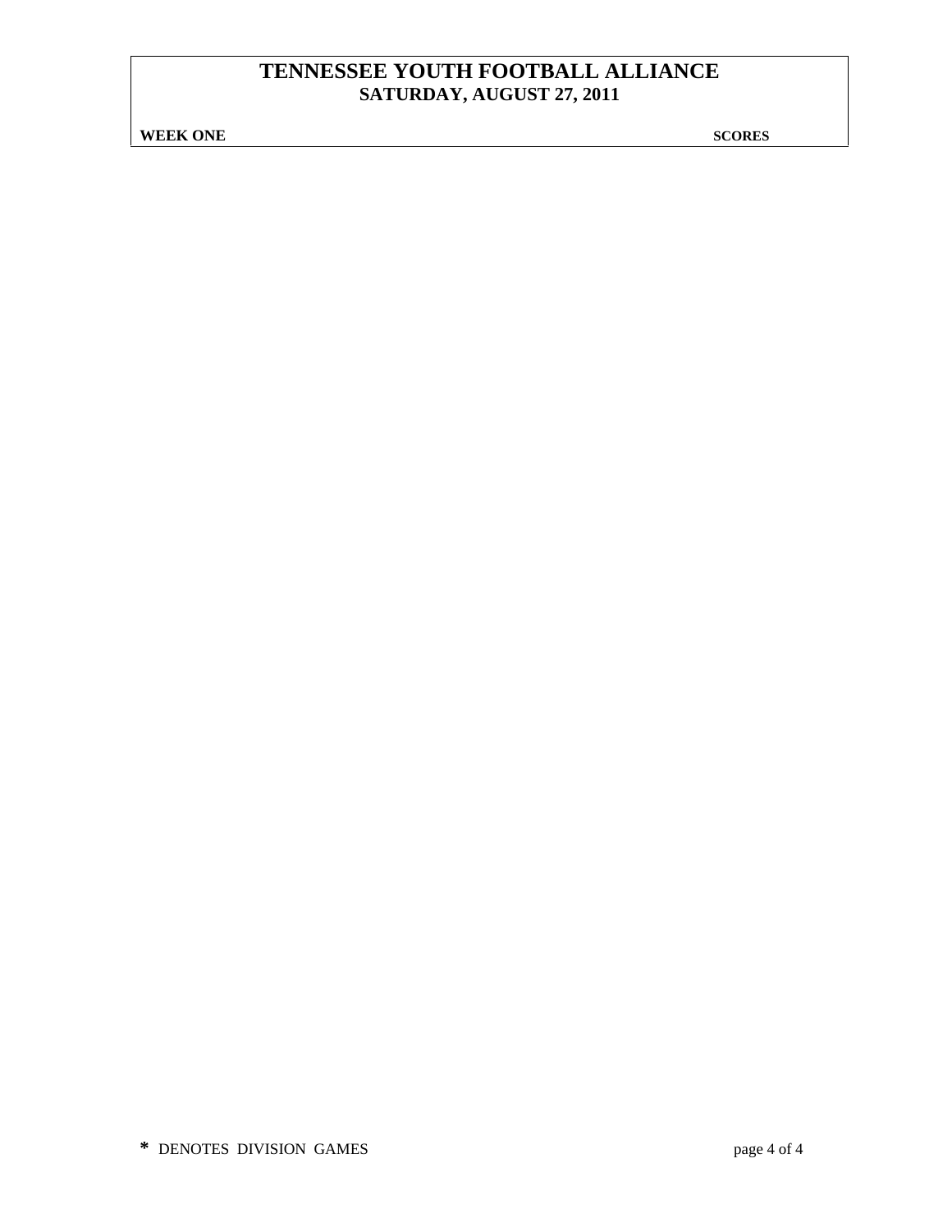# TENNESSEE YOUTH FOOTBALL ALLIANCE
## SATURDAY, AUGUST 27, 2011

**WEEK ONE** **SCORES**

**\*** DENOTES DIVISION GAMES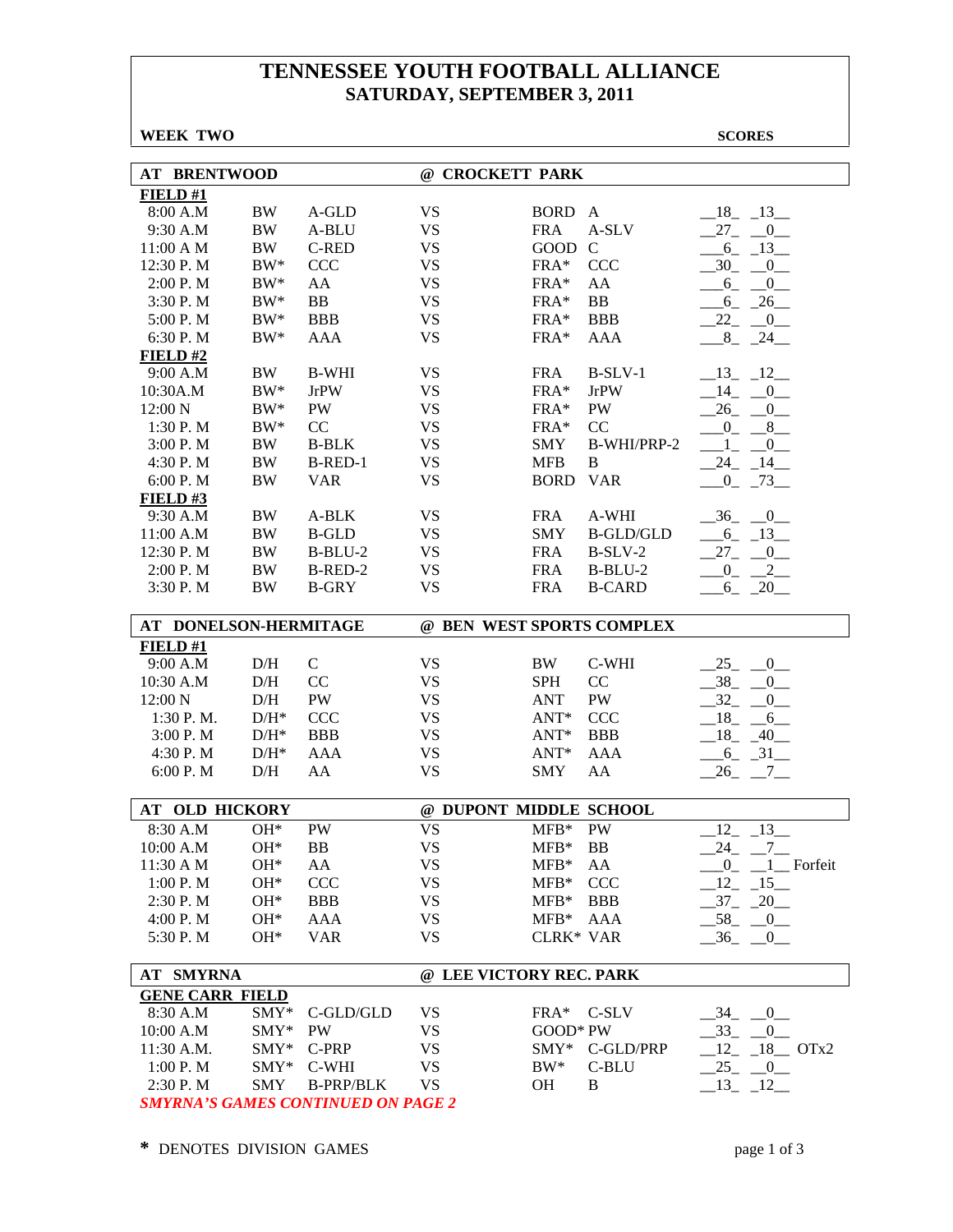# TENNESSEE YOUTH FOOTBALL ALLIANCE
## SATURDAY, SEPTEMBER 3, 2011

**WEEK TWO** **SCORES**

### AT BRENTWOOD @ CROCKETT PARK

**FIELD #1**

| Time | Team | Div | | Team | Div | Scores |
|---|---|---|---|---|---|---|
| 8:00 A.M | BW | A-GLD | VS | BORD | A | 18 13 |
| 9:30 A.M | BW | A-BLU | VS | FRA | A-SLV | 27 0 |
| 11:00 A M | BW | C-RED | VS | GOOD | C | 6 13 |
| 12:30 P. M | BW* | CCC | VS | FRA* | CCC | 30 0 |
| 2:00 P. M | BW* | AA | VS | FRA* | AA | 6 0 |
| 3:30 P. M | BW* | BB | VS | FRA* | BB | 6 26 |
| 5:00 P. M | BW* | BBB | VS | FRA* | BBB | 22 0 |
| 6:30 P. M | BW* | AAA | VS | FRA* | AAA | 8 24 |

**FIELD #2**

| Time | Team | Div | | Team | Div | Scores |
|---|---|---|---|---|---|---|
| 9:00 A.M | BW | B-WHI | VS | FRA | B-SLV-1 | 13 12 |
| 10:30A.M | BW* | JrPW | VS | FRA* | JrPW | 14 0 |
| 12:00 N | BW* | PW | VS | FRA* | PW | 26 0 |
| 1:30 P. M | BW* | CC | VS | FRA* | CC | 0 8 |
| 3:00 P. M | BW | B-BLK | VS | SMY | B-WHI/PRP-2 | 1 0 |
| 4:30 P. M | BW | B-RED-1 | VS | MFB | B | 24 14 |
| 6:00 P. M | BW | VAR | VS | BORD | VAR | 0 73 |

**FIELD #3**

| Time | Team | Div | | Team | Div | Scores |
|---|---|---|---|---|---|---|
| 9:30 A.M | BW | A-BLK | VS | FRA | A-WHI | 36 0 |
| 11:00 A.M | BW | B-GLD | VS | SMY | B-GLD/GLD | 6 13 |
| 12:30 P. M | BW | B-BLU-2 | VS | FRA | B-SLV-2 | 27 0 |
| 2:00 P. M | BW | B-RED-2 | VS | FRA | B-BLU-2 | 0 2 |
| 3:30 P. M | BW | B-GRY | VS | FRA | B-CARD | 6 20 |

### AT DONELSON-HERMITAGE @ BEN WEST SPORTS COMPLEX

**FIELD #1**

| Time | Team | Div | | Team | Div | Scores |
|---|---|---|---|---|---|---|
| 9:00 A.M | D/H | C | VS | BW | C-WHI | 25 0 |
| 10:30 A.M | D/H | CC | VS | SPH | CC | 38 0 |
| 12:00 N | D/H | PW | VS | ANT | PW | 32 0 |
| 1:30 P. M. | D/H* | CCC | VS | ANT* | CCC | 18 6 |
| 3:00 P. M | D/H* | BBB | VS | ANT* | BBB | 18 40 |
| 4:30 P. M | D/H* | AAA | VS | ANT* | AAA | 6 31 |
| 6:00 P. M | D/H | AA | VS | SMY | AA | 26 7 |

### AT OLD HICKORY @ DUPONT MIDDLE SCHOOL

| Time | Team | Div | | Team | Div | Scores |
|---|---|---|---|---|---|---|
| 8:30 A.M | OH* | PW | VS | MFB* | PW | 12 13 |
| 10:00 A.M | OH* | BB | VS | MFB* | BB | 24 7 |
| 11:30 A M | OH* | AA | VS | MFB* | AA | 0 1 Forfeit |
| 1:00 P. M | OH* | CCC | VS | MFB* | CCC | 12 15 |
| 2:30 P. M | OH* | BBB | VS | MFB* | BBB | 37 20 |
| 4:00 P. M | OH* | AAA | VS | MFB* | AAA | 58 0 |
| 5:30 P. M | OH* | VAR | VS | CLRK* | VAR | 36 0 |

### AT SMYRNA @ LEE VICTORY REC. PARK

**GENE CARR FIELD**

| Time | Team | Div | | Team | Div | Scores |
|---|---|---|---|---|---|---|
| 8:30 A.M | SMY* | C-GLD/GLD | VS | FRA* | C-SLV | 34 0 |
| 10:00 A.M | SMY* | PW | VS | GOOD* | PW | 33 0 |
| 11:30 A.M. | SMY* | C-PRP | VS | SMY* | C-GLD/PRP | 12 18 OTx2 |
| 1:00 P. M | SMY* | C-WHI | VS | BW* | C-BLU | 25 0 |
| 2:30 P. M | SMY | B-PRP/BLK | VS | OH | B | 13 12 |

***SMYRNA'S GAMES CONTINUED ON PAGE 2***

\* DENOTES DIVISION GAMES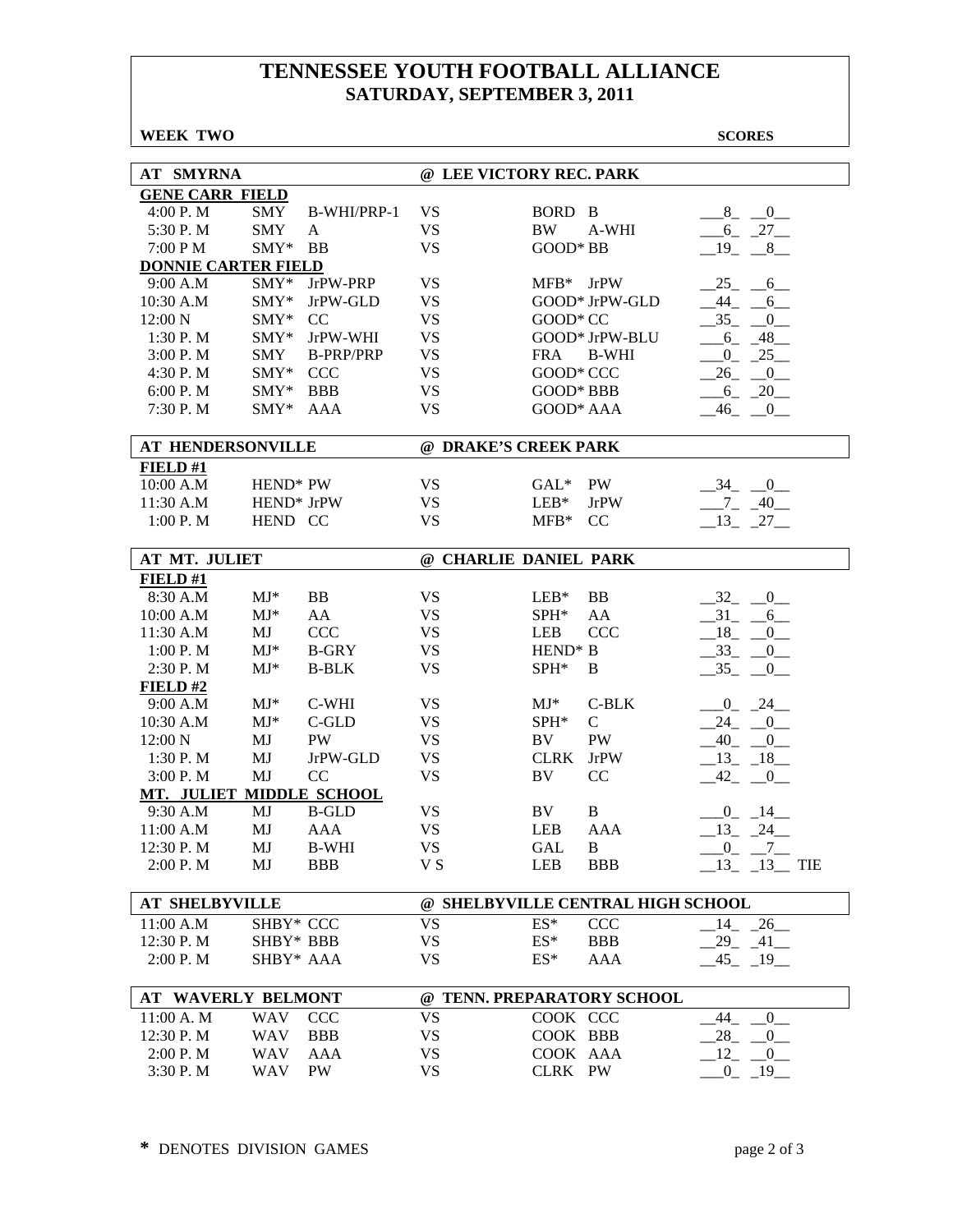# TENNESSEE YOUTH FOOTBALL ALLIANCE
## SATURDAY, SEPTEMBER 3, 2011

**WEEK TWO** **SCORES**

### AT SMYRNA — @ LEE VICTORY REC. PARK

**GENE CARR FIELD**

| Time | Team | Division | | Team | Division | Scores |
|---|---|---|---|---|---|---|
| 4:00 P. M | SMY | B-WHI/PRP-1 | VS | BORD | B | 8 - 0 |
| 5:30 P. M | SMY | A | VS | BW | A-WHI | 6 - 27 |
| 7:00 P M | SMY* | BB | VS | GOOD* | BB | 19 - 8 |

**DONNIE CARTER FIELD**

| Time | Team | Division | | Team | Division | Scores |
|---|---|---|---|---|---|---|
| 9:00 A.M | SMY* | JrPW-PRP | VS | MFB* | JrPW | 25 - 6 |
| 10:30 A.M | SMY* | JrPW-GLD | VS | GOOD* | JrPW-GLD | 44 - 6 |
| 12:00 N | SMY* | CC | VS | GOOD* | CC | 35 - 0 |
| 1:30 P. M | SMY* | JrPW-WHI | VS | GOOD* | JrPW-BLU | 6 - 48 |
| 3:00 P. M | SMY | B-PRP/PRP | VS | FRA | B-WHI | 0 - 25 |
| 4:30 P. M | SMY* | CCC | VS | GOOD* | CCC | 26 - 0 |
| 6:00 P. M | SMY* | BBB | VS | GOOD* | BBB | 6 - 20 |
| 7:30 P. M | SMY* | AAA | VS | GOOD* | AAA | 46 - 0 |

### AT HENDERSONVILLE — @ DRAKE'S CREEK PARK

**FIELD #1**

| Time | Team | Division | | Team | Division | Scores |
|---|---|---|---|---|---|---|
| 10:00 A.M | HEND* | PW | VS | GAL* | PW | 34 - 0 |
| 11:30 A.M | HEND* | JrPW | VS | LEB* | JrPW | 7 - 40 |
| 1:00 P. M | HEND | CC | VS | MFB* | CC | 13 - 27 |

### AT MT. JULIET — @ CHARLIE DANIEL PARK

**FIELD #1**

| Time | Team | Division | | Team | Division | Scores |
|---|---|---|---|---|---|---|
| 8:30 A.M | MJ* | BB | VS | LEB* | BB | 32 - 0 |
| 10:00 A.M | MJ* | AA | VS | SPH* | AA | 31 - 6 |
| 11:30 A.M | MJ | CCC | VS | LEB | CCC | 18 - 0 |
| 1:00 P. M | MJ* | B-GRY | VS | HEND* | B | 33 - 0 |
| 2:30 P. M | MJ* | B-BLK | VS | SPH* | B | 35 - 0 |

**FIELD #2**

| Time | Team | Division | | Team | Division | Scores |
|---|---|---|---|---|---|---|
| 9:00 A.M | MJ* | C-WHI | VS | MJ* | C-BLK | 0 - 24 |
| 10:30 A.M | MJ* | C-GLD | VS | SPH* | C | 24 - 0 |
| 12:00 N | MJ | PW | VS | BV | PW | 40 - 0 |
| 1:30 P. M | MJ | JrPW-GLD | VS | CLRK | JrPW | 13 - 18 |
| 3:00 P. M | MJ | CC | VS | BV | CC | 42 - 0 |

**MT. JULIET MIDDLE SCHOOL**

| Time | Team | Division | | Team | Division | Scores |
|---|---|---|---|---|---|---|
| 9:30 A.M | MJ | B-GLD | VS | BV | B | 0 - 14 |
| 11:00 A.M | MJ | AAA | VS | LEB | AAA | 13 - 24 |
| 12:30 P. M | MJ | B-WHI | VS | GAL | B | 0 - 7 |
| 2:00 P. M | MJ | BBB | V S | LEB | BBB | 13 - 13 TIE |

### AT SHELBYVILLE — @ SHELBYVILLE CENTRAL HIGH SCHOOL

| Time | Team | Division | | Team | Division | Scores |
|---|---|---|---|---|---|---|
| 11:00 A.M | SHBY* | CCC | VS | ES* | CCC | 14 - 26 |
| 12:30 P. M | SHBY* | BBB | VS | ES* | BBB | 29 - 41 |
| 2:00 P. M | SHBY* | AAA | VS | ES* | AAA | 45 - 19 |

### AT WAVERLY BELMONT — @ TENN. PREPARATORY SCHOOL

| Time | Team | Division | | Team | Division | Scores |
|---|---|---|---|---|---|---|
| 11:00 A. M | WAV | CCC | VS | COOK | CCC | 44 - 0 |
| 12:30 P. M | WAV | BBB | VS | COOK | BBB | 28 - 0 |
| 2:00 P. M | WAV | AAA | VS | COOK | AAA | 12 - 0 |
| 3:30 P. M | WAV | PW | VS | CLRK | PW | 0 - 19 |

**\*** DENOTES DIVISION GAMES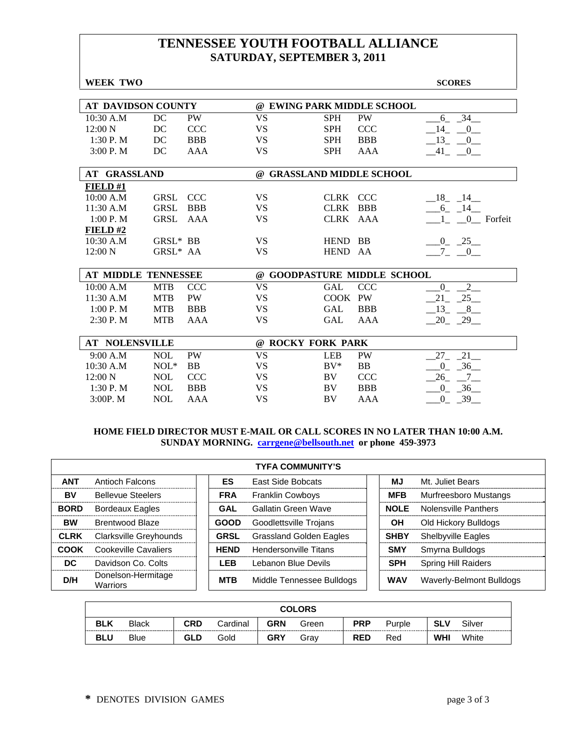# TENNESSEE YOUTH FOOTBALL ALLIANCE
## SATURDAY, SEPTEMBER 3, 2011

**WEEK TWO** **SCORES**

| AT DAVIDSON COUNTY | | | @ EWING PARK MIDDLE SCHOOL | | | |
|---|---|---|---|---|---|---|
| 10:30 A.M | DC | PW | VS | SPH | PW | 6 34 |
| 12:00 N | DC | CCC | VS | SPH | CCC | 14 0 |
| 1:30 P. M | DC | BBB | VS | SPH | BBB | 13 0 |
| 3:00 P. M | DC | AAA | VS | SPH | AAA | 41 0 |

| AT GRASSLAND | | | @ GRASSLAND MIDDLE SCHOOL | | | |
|---|---|---|---|---|---|---|
| **FIELD #1** | | | | | | |
| 10:00 A.M | GRSL | CCC | VS | CLRK | CCC | 18 14 |
| 11:30 A.M | GRSL | BBB | VS | CLRK | BBB | 6 14 |
| 1:00 P. M | GRSL | AAA | VS | CLRK | AAA | 1 0 Forfeit |
| **FIELD #2** | | | | | | |
| 10:30 A.M | GRSL* | BB | VS | HEND | BB | 0 25 |
| 12:00 N | GRSL* | AA | VS | HEND | AA | 7 0 |

| AT MIDDLE TENNESSEE | | | @ GOODPASTURE MIDDLE SCHOOL | | | |
|---|---|---|---|---|---|---|
| 10:00 A.M | MTB | CCC | VS | GAL | CCC | 0 2 |
| 11:30 A.M | MTB | PW | VS | COOK | PW | 21 25 |
| 1:00 P. M | MTB | BBB | VS | GAL | BBB | 13 8 |
| 2:30 P. M | MTB | AAA | VS | GAL | AAA | 20 29 |

| AT NOLENSVILLE | | | @ ROCKY FORK PARK | | | |
|---|---|---|---|---|---|---|
| 9:00 A.M | NOL | PW | VS | LEB | PW | 27 21 |
| 10:30 A.M | NOL* | BB | VS | BV* | BB | 0 36 |
| 12:00 N | NOL | CCC | VS | BV | CCC | 26 7 |
| 1:30 P. M | NOL | BBB | VS | BV | BBB | 0 36 |
| 3:00P. M | NOL | AAA | VS | BV | AAA | 0 39 |

**HOME FIELD DIRECTOR MUST E-MAIL OR CALL SCORES IN NO LATER THAN 10:00 A.M. SUNDAY MORNING. carrgene@bellsouth.net or phone 459-3973**

| TYFA COMMUNITY'S | | | | | |
|---|---|---|---|---|---|
| **ANT** | Antioch Falcons | **ES** | East Side Bobcats | **MJ** | Mt. Juliet Bears |
| **BV** | Bellevue Steelers | **FRA** | Franklin Cowboys | **MFB** | Murfreesboro Mustangs |
| **BORD** | Bordeaux Eagles | **GAL** | Gallatin Green Wave | **NOLE** | Nolensville Panthers |
| **BW** | Brentwood Blaze | **GOOD** | Goodlettsville Trojans | **OH** | Old Hickory Bulldogs |
| **CLRK** | Clarksville Greyhounds | **GRSL** | Grassland Golden Eagles | **SHBY** | Shelbyville Eagles |
| **COOK** | Cookeville Cavaliers | **HEND** | Hendersonville Titans | **SMY** | Smyrna Bulldogs |
| **DC** | Davidson Co. Colts | **LEB** | Lebanon Blue Devils | **SPH** | Spring Hill Raiders |
| **D/H** | Donelson-Hermitage Warriors | **MTB** | Middle Tennessee Bulldogs | **WAV** | Waverly-Belmont Bulldogs |

| COLORS | | | | | | | | | |
|---|---|---|---|---|---|---|---|---|---|
| **BLK** | Black | **CRD** | Cardinal | **GRN** | Green | **PRP** | Purple | **SLV** | Silver |
| **BLU** | Blue | **GLD** | Gold | **GRY** | Gray | **RED** | Red | **WHI** | White |

**\*** DENOTES DIVISION GAMES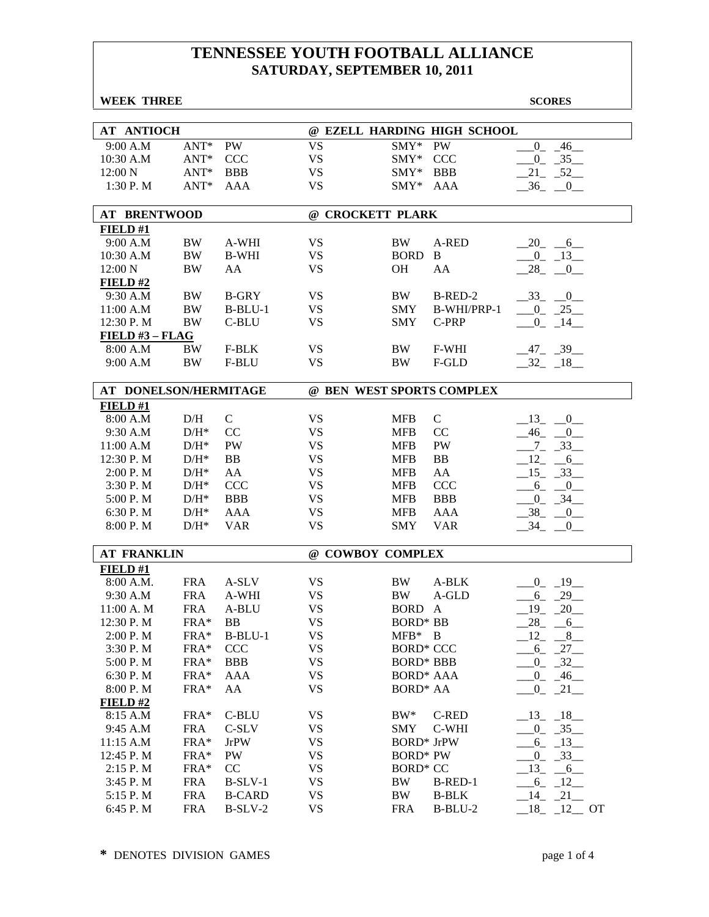# TENNESSEE YOUTH FOOTBALL ALLIANCE
## SATURDAY, SEPTEMBER 10, 2011

**WEEK THREE** **SCORES**

| AT ANTIOCH | | | | @ EZELL HARDING HIGH SCHOOL | | |
|---|---|---|---|---|---|---|
| 9:00 A.M | ANT* | PW | VS | SMY* | PW | 0 46 |
| 10:30 A.M | ANT* | CCC | VS | SMY* | CCC | 0 35 |
| 12:00 N | ANT* | BBB | VS | SMY* | BBB | 21 52 |
| 1:30 P. M | ANT* | AAA | VS | SMY* | AAA | 36 0 |

| AT BRENTWOOD | | | | @ CROCKETT PLARK | | |
|---|---|---|---|---|---|---|
| **FIELD #1** | | | | | | |
| 9:00 A.M | BW | A-WHI | VS | BW | A-RED | 20 6 |
| 10:30 A.M | BW | B-WHI | VS | BORD | B | 0 13 |
| 12:00 N | BW | AA | VS | OH | AA | 28 0 |
| **FIELD #2** | | | | | | |
| 9:30 A.M | BW | B-GRY | VS | BW | B-RED-2 | 33 0 |
| 11:00 A.M | BW | B-BLU-1 | VS | SMY | B-WHI/PRP-1 | 0 25 |
| 12:30 P. M | BW | C-BLU | VS | SMY | C-PRP | 0 14 |
| **FIELD #3 – FLAG** | | | | | | |
| 8:00 A.M | BW | F-BLK | VS | BW | F-WHI | 47 39 |
| 9:00 A.M | BW | F-BLU | VS | BW | F-GLD | 32 18 |

| AT DONELSON/HERMITAGE | | | | @ BEN WEST SPORTS COMPLEX | | |
|---|---|---|---|---|---|---|
| **FIELD #1** | | | | | | |
| 8:00 A.M | D/H | C | VS | MFB | C | 13 0 |
| 9:30 A.M | D/H* | CC | VS | MFB | CC | 46 0 |
| 11:00 A.M | D/H* | PW | VS | MFB | PW | 7 33 |
| 12:30 P. M | D/H* | BB | VS | MFB | BB | 12 6 |
| 2:00 P. M | D/H* | AA | VS | MFB | AA | 15 33 |
| 3:30 P. M | D/H* | CCC | VS | MFB | CCC | 6 0 |
| 5:00 P. M | D/H* | BBB | VS | MFB | BBB | 0 34 |
| 6:30 P. M | D/H* | AAA | VS | MFB | AAA | 38 0 |
| 8:00 P. M | D/H* | VAR | VS | SMY | VAR | 34 0 |

| AT FRANKLIN | | | | @ COWBOY COMPLEX | | |
|---|---|---|---|---|---|---|
| **FIELD #1** | | | | | | |
| 8:00 A.M. | FRA | A-SLV | VS | BW | A-BLK | 0 19 |
| 9:30 A.M | FRA | A-WHI | VS | BW | A-GLD | 6 29 |
| 11:00 A. M | FRA | A-BLU | VS | BORD | A | 19 20 |
| 12:30 P. M | FRA* | BB | VS | BORD* | BB | 28 6 |
| 2:00 P. M | FRA* | B-BLU-1 | VS | MFB* | B | 12 8 |
| 3:30 P. M | FRA* | CCC | VS | BORD* | CCC | 6 27 |
| 5:00 P. M | FRA* | BBB | VS | BORD* | BBB | 0 32 |
| 6:30 P. M | FRA* | AAA | VS | BORD* | AAA | 0 46 |
| 8:00 P. M | FRA* | AA | VS | BORD* | AA | 0 21 |
| **FIELD #2** | | | | | | |
| 8:15 A.M | FRA* | C-BLU | VS | BW* | C-RED | 13 18 |
| 9:45 A.M | FRA | C-SLV | VS | SMY | C-WHI | 0 35 |
| 11:15 A.M | FRA* | JrPW | VS | BORD* | JrPW | 6 13 |
| 12:45 P. M | FRA* | PW | VS | BORD* | PW | 0 33 |
| 2:15 P. M | FRA* | CC | VS | BORD* | CC | 13 6 |
| 3:45 P. M | FRA | B-SLV-1 | VS | BW | B-RED-1 | 6 12 |
| 5:15 P. M | FRA | B-CARD | VS | BW | B-BLK | 14 21 |
| 6:45 P. M | FRA | B-SLV-2 | VS | FRA | B-BLU-2 | 18 12 OT |

**\*** DENOTES DIVISION GAMES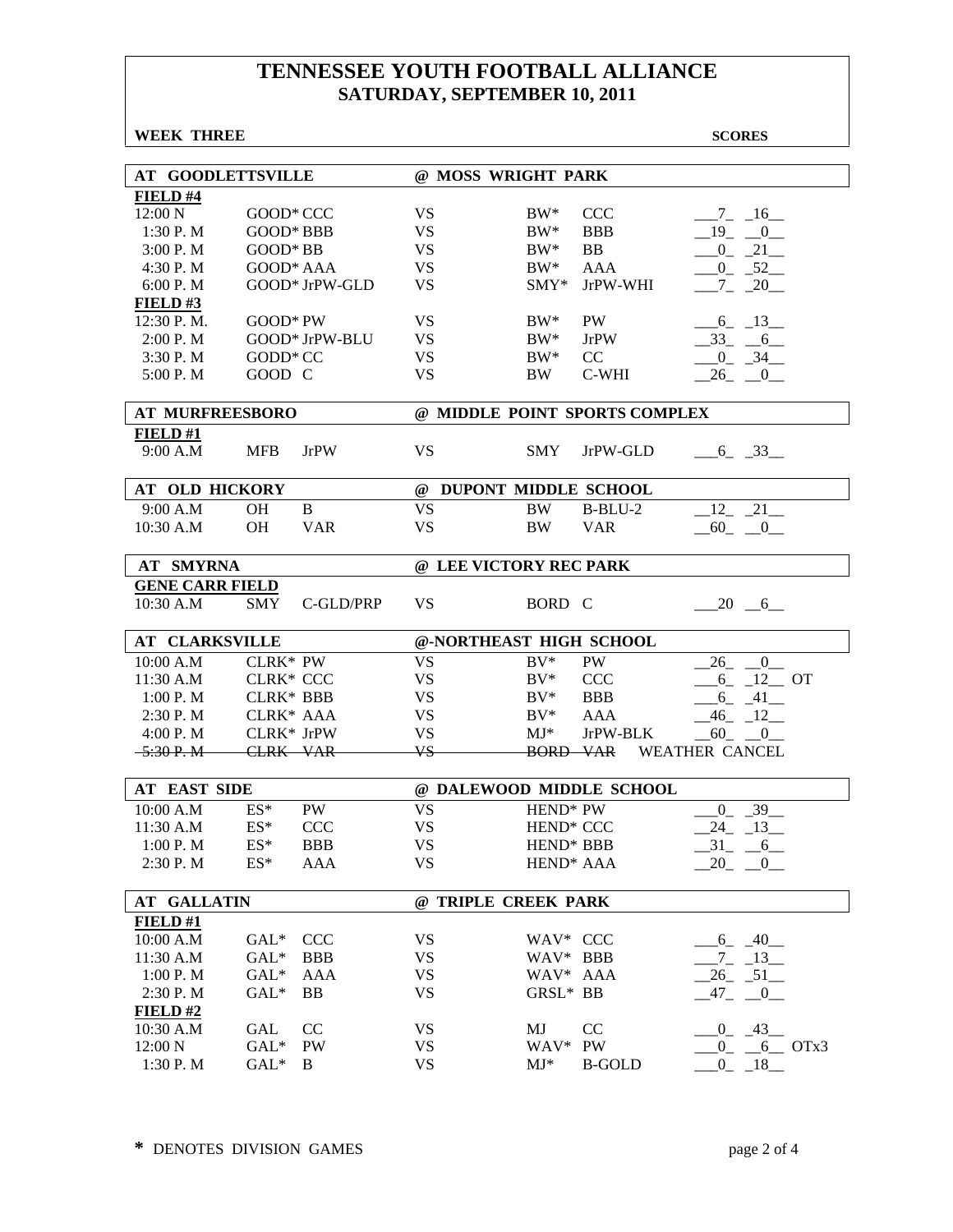# TENNESSEE YOUTH FOOTBALL ALLIANCE
## SATURDAY, SEPTEMBER 10, 2011

**WEEK THREE** **SCORES**

### AT GOODLETTSVILLE @ MOSS WRIGHT PARK

**FIELD #4**

| Time | Team | Div | | Team | Div | Score |
|---|---|---|---|---|---|---|
| 12:00 N | GOOD* | CCC | VS | BW* | CCC | 7 16 |
| 1:30 P. M | GOOD* | BBB | VS | BW* | BBB | 19 0 |
| 3:00 P. M | GOOD* | BB | VS | BW* | BB | 0 21 |
| 4:30 P. M | GOOD* | AAA | VS | BW* | AAA | 0 52 |
| 6:00 P. M | GOOD* | JrPW-GLD | VS | SMY* | JrPW-WHI | 7 20 |

**FIELD #3**

| Time | Team | Div | | Team | Div | Score |
|---|---|---|---|---|---|---|
| 12:30 P. M. | GOOD* | PW | VS | BW* | PW | 6 13 |
| 2:00 P. M | GOOD* | JrPW-BLU | VS | BW* | JrPW | 33 6 |
| 3:30 P. M | GODD* | CC | VS | BW* | CC | 0 34 |
| 5:00 P. M | GOOD | C | VS | BW | C-WHI | 26 0 |

### AT MURFREESBORO @ MIDDLE POINT SPORTS COMPLEX

**FIELD #1**

| Time | Team | Div | | Team | Div | Score |
|---|---|---|---|---|---|---|
| 9:00 A.M | MFB | JrPW | VS | SMY | JrPW-GLD | 6 33 |

### AT OLD HICKORY @ DUPONT MIDDLE SCHOOL

| Time | Team | Div | | Team | Div | Score |
|---|---|---|---|---|---|---|
| 9:00 A.M | OH | B | VS | BW | B-BLU-2 | 12 21 |
| 10:30 A.M | OH | VAR | VS | BW | VAR | 60 0 |

### AT SMYRNA @ LEE VICTORY REC PARK

**GENE CARR FIELD**

| Time | Team | Div | | Team | Div | Score |
|---|---|---|---|---|---|---|
| 10:30 A.M | SMY | C-GLD/PRP | VS | BORD | C | 20 6 |

### AT CLARKSVILLE @-NORTHEAST HIGH SCHOOL

| Time | Team | Div | | Team | Div | Score |
|---|---|---|---|---|---|---|
| 10:00 A.M | CLRK* | PW | VS | BV* | PW | 26 0 |
| 11:30 A.M | CLRK* | CCC | VS | BV* | CCC | 6 12 OT |
| 1:00 P. M | CLRK* | BBB | VS | BV* | BBB | 6 41 |
| 2:30 P. M | CLRK* | AAA | VS | BV* | AAA | 46 12 |
| 4:00 P. M | CLRK* | JrPW | VS | MJ* | JrPW-BLK | 60 0 |
| ~~5:30 P. M~~ | ~~CLRK~~ | ~~VAR~~ | ~~VS~~ | ~~BORD~~ | ~~VAR~~ | WEATHER CANCEL |

### AT EAST SIDE @ DALEWOOD MIDDLE SCHOOL

| Time | Team | Div | | Team | Div | Score |
|---|---|---|---|---|---|---|
| 10:00 A.M | ES* | PW | VS | HEND* | PW | 0 39 |
| 11:30 A.M | ES* | CCC | VS | HEND* | CCC | 24 13 |
| 1:00 P. M | ES* | BBB | VS | HEND* | BBB | 31 6 |
| 2:30 P. M | ES* | AAA | VS | HEND* | AAA | 20 0 |

### AT GALLATIN @ TRIPLE CREEK PARK

**FIELD #1**

| Time | Team | Div | | Team | Div | Score |
|---|---|---|---|---|---|---|
| 10:00 A.M | GAL* | CCC | VS | WAV* | CCC | 6 40 |
| 11:30 A.M | GAL* | BBB | VS | WAV* | BBB | 7 13 |
| 1:00 P. M | GAL* | AAA | VS | WAV* | AAA | 26 51 |
| 2:30 P. M | GAL* | BB | VS | GRSL* | BB | 47 0 |

**FIELD #2**

| Time | Team | Div | | Team | Div | Score |
|---|---|---|---|---|---|---|
| 10:30 A.M | GAL | CC | VS | MJ | CC | 0 43 |
| 12:00 N | GAL* | PW | VS | WAV* | PW | 0 6 OTx3 |
| 1:30 P. M | GAL* | B | VS | MJ* | B-GOLD | 0 18 |

**\*** DENOTES DIVISION GAMES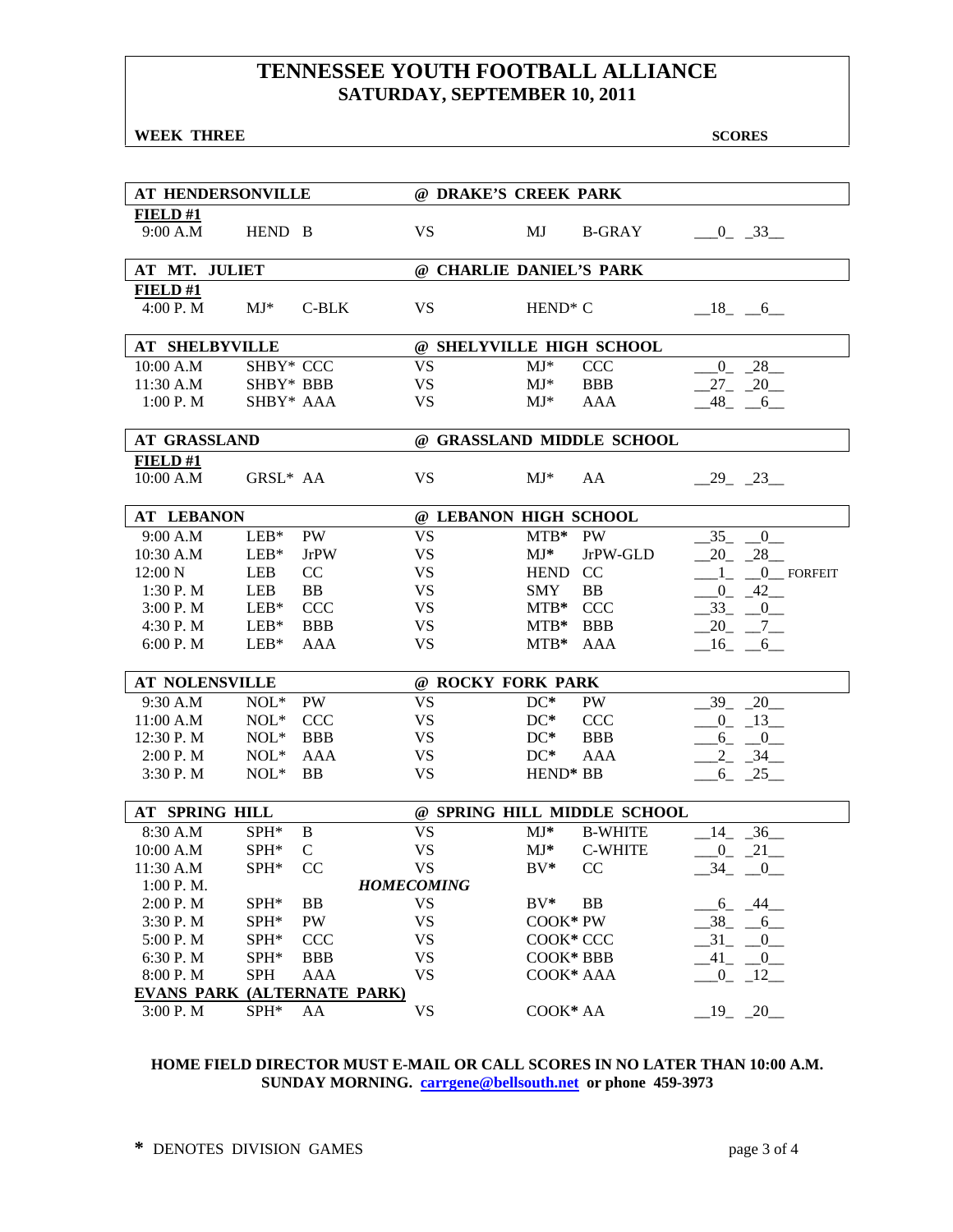# TENNESSEE YOUTH FOOTBALL ALLIANCE
## SATURDAY, SEPTEMBER 10, 2011

**WEEK THREE** | **SCORES**

| AT HENDERSONVILLE | | | | @ DRAKE'S CREEK PARK | | |
|---|---|---|---|---|---|---|
| **FIELD #1** | | | | | | |
| 9:00 A.M | HEND | B | VS | MJ | B-GRAY | 0 33 |

| AT MT. JULIET | | | | @ CHARLIE DANIEL'S PARK | | |
|---|---|---|---|---|---|---|
| **FIELD #1** | | | | | | |
| 4:00 P. M | MJ* | C-BLK | VS | HEND* C | | 18 6 |

| AT SHELBYVILLE | | | | @ SHELYVILLE HIGH SCHOOL | | |
|---|---|---|---|---|---|---|
| 10:00 A.M | SHBY* | CCC | VS | MJ* | CCC | 0 28 |
| 11:30 A.M | SHBY* | BBB | VS | MJ* | BBB | 27 20 |
| 1:00 P. M | SHBY* | AAA | VS | MJ* | AAA | 48 6 |

| AT GRASSLAND | | | | @ GRASSLAND MIDDLE SCHOOL | | |
|---|---|---|---|---|---|---|
| **FIELD #1** | | | | | | |
| 10:00 A.M | GRSL* | AA | VS | MJ* | AA | 29 23 |

| AT LEBANON | | | | @ LEBANON HIGH SCHOOL | | |
|---|---|---|---|---|---|---|
| 9:00 A.M | LEB* | PW | VS | MTB* | PW | 35 0 |
| 10:30 A.M | LEB* | JrPW | VS | MJ* | JrPW-GLD | 20 28 |
| 12:00 N | LEB | CC | VS | HEND | CC | 1 0 FORFEIT |
| 1:30 P. M | LEB | BB | VS | SMY | BB | 0 42 |
| 3:00 P. M | LEB* | CCC | VS | MTB* | CCC | 33 0 |
| 4:30 P. M | LEB* | BBB | VS | MTB* | BBB | 20 7 |
| 6:00 P. M | LEB* | AAA | VS | MTB* | AAA | 16 6 |

| AT NOLENSVILLE | | | | @ ROCKY FORK PARK | | |
|---|---|---|---|---|---|---|
| 9:30 A.M | NOL* | PW | VS | DC* | PW | 39 20 |
| 11:00 A.M | NOL* | CCC | VS | DC* | CCC | 0 13 |
| 12:30 P. M | NOL* | BBB | VS | DC* | BBB | 6 0 |
| 2:00 P. M | NOL* | AAA | VS | DC* | AAA | 2 34 |
| 3:30 P. M | NOL* | BB | VS | HEND* BB | | 6 25 |

| AT SPRING HILL | | | | @ SPRING HILL MIDDLE SCHOOL | | |
|---|---|---|---|---|---|---|
| 8:30 A.M | SPH* | B | VS | MJ* | B-WHITE | 14 36 |
| 10:00 A.M | SPH* | C | VS | MJ* | C-WHITE | 0 21 |
| 11:30 A.M | SPH* | CC | VS | BV* | CC | 34 0 |
| 1:00 P. M. | | | *HOMECOMING* | | | |
| 2:00 P. M | SPH* | BB | VS | BV* | BB | 6 44 |
| 3:30 P. M | SPH* | PW | VS | COOK* PW | | 38 6 |
| 5:00 P. M | SPH* | CCC | VS | COOK* CCC | | 31 0 |
| 6:30 P. M | SPH* | BBB | VS | COOK* BBB | | 41 0 |
| 8:00 P. M | SPH | AAA | VS | COOK* AAA | | 0 12 |
| **EVANS PARK (ALTERNATE PARK)** | | | | | | |
| 3:00 P. M | SPH* | AA | VS | COOK* AA | | 19 20 |

**HOME FIELD DIRECTOR MUST E-MAIL OR CALL SCORES IN NO LATER THAN 10:00 A.M. SUNDAY MORNING. carrgene@bellsouth.net or phone 459-3973**

**\*** DENOTES DIVISION GAMES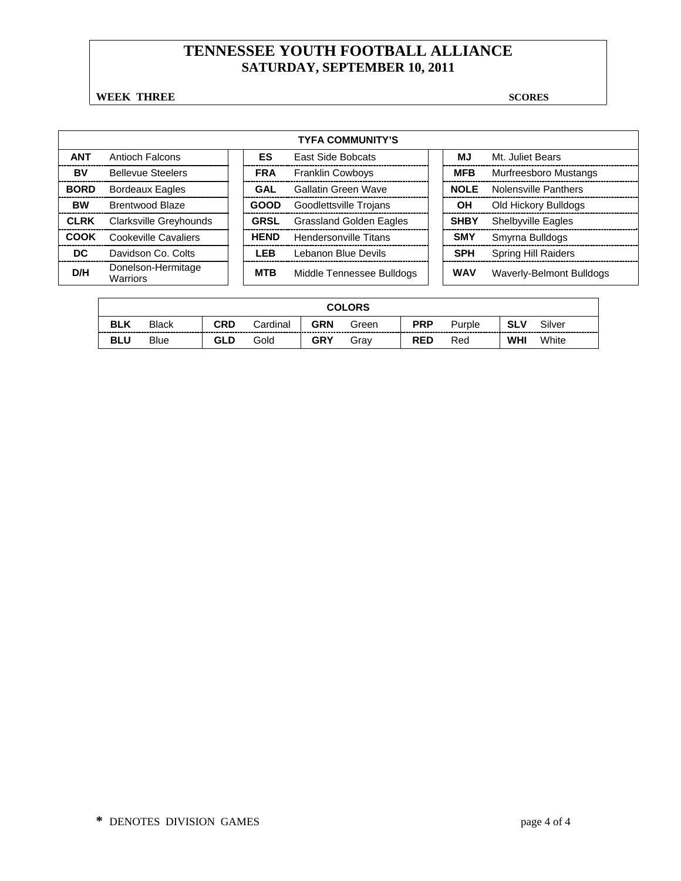# TENNESSEE YOUTH FOOTBALL ALLIANCE
## SATURDAY, SEPTEMBER 10, 2011

**WEEK THREE** **SCORES**

| TYFA COMMUNITY'S | | | | | |
|---|---|---|---|---|---|
| **ANT** | Antioch Falcons | **ES** | East Side Bobcats | **MJ** | Mt. Juliet Bears |
| **BV** | Bellevue Steelers | **FRA** | Franklin Cowboys | **MFB** | Murfreesboro Mustangs |
| **BORD** | Bordeaux Eagles | **GAL** | Gallatin Green Wave | **NOLE** | Nolensville Panthers |
| **BW** | Brentwood Blaze | **GOOD** | Goodlettsville Trojans | **OH** | Old Hickory Bulldogs |
| **CLRK** | Clarksville Greyhounds | **GRSL** | Grassland Golden Eagles | **SHBY** | Shelbyville Eagles |
| **COOK** | Cookeville Cavaliers | **HEND** | Hendersonville Titans | **SMY** | Smyrna Bulldogs |
| **DC** | Davidson Co. Colts | **LEB** | Lebanon Blue Devils | **SPH** | Spring Hill Raiders |
| **D/H** | Donelson-Hermitage Warriors | **MTB** | Middle Tennessee Bulldogs | **WAV** | Waverly-Belmont Bulldogs |

| COLORS | | | | | | | | | |
|---|---|---|---|---|---|---|---|---|---|
| **BLK** | Black | **CRD** | Cardinal | **GRN** | Green | **PRP** | Purple | **SLV** | Silver |
| **BLU** | Blue | **GLD** | Gold | **GRY** | Gray | **RED** | Red | **WHI** | White |

**\*** DENOTES DIVISION GAMES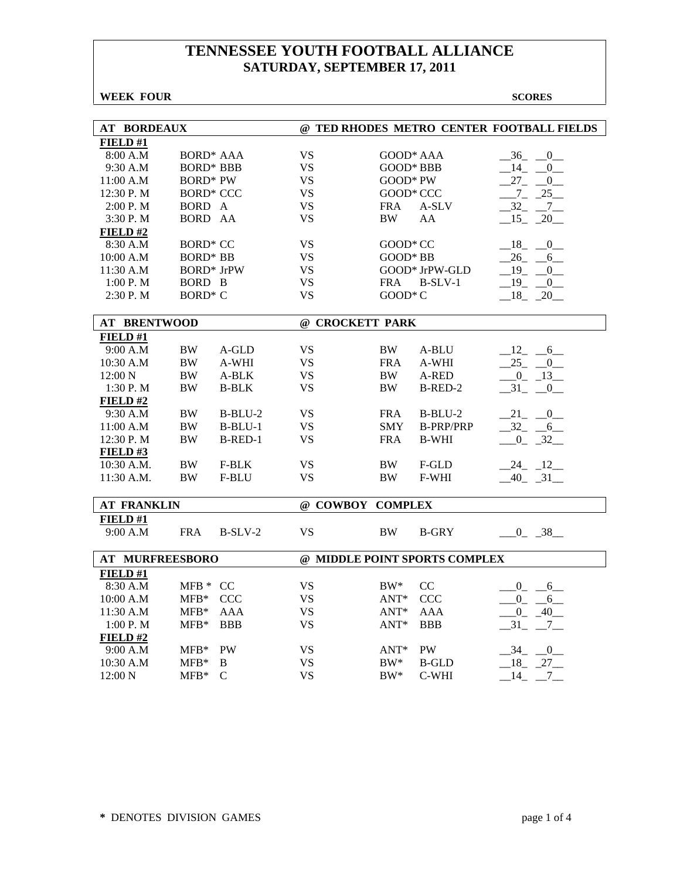# TENNESSEE YOUTH FOOTBALL ALLIANCE
## SATURDAY, SEPTEMBER 17, 2011

**WEEK FOUR** **SCORES**

| AT BORDEAUX | | @ TED RHODES METRO CENTER FOOTBALL FIELDS | | |
|---|---|---|---|---|
| **FIELD #1** | | | | |
| 8:00 A.M | BORD* AAA | VS | GOOD* AAA | 36 0 |
| 9:30 A.M | BORD* BBB | VS | GOOD* BBB | 14 0 |
| 11:00 A.M | BORD* PW | VS | GOOD* PW | 27 0 |
| 12:30 P. M | BORD* CCC | VS | GOOD* CCC | 7 25 |
| 2:00 P. M | BORD A | VS | FRA A-SLV | 32 7 |
| 3:30 P. M | BORD AA | VS | BW AA | 15 20 |
| **FIELD #2** | | | | |
| 8:30 A.M | BORD* CC | VS | GOOD* CC | 18 0 |
| 10:00 A.M | BORD* BB | VS | GOOD* BB | 26 6 |
| 11:30 A.M | BORD* JrPW | VS | GOOD* JrPW-GLD | 19 0 |
| 1:00 P. M | BORD B | VS | FRA B-SLV-1 | 19 0 |
| 2:30 P. M | BORD* C | VS | GOOD* C | 18 20 |

| AT BRENTWOOD | | @ CROCKETT PARK | | |
|---|---|---|---|---|
| **FIELD #1** | | | | |
| 9:00 A.M | BW A-GLD | VS | BW A-BLU | 12 6 |
| 10:30 A.M | BW A-WHI | VS | FRA A-WHI | 25 0 |
| 12:00 N | BW A-BLK | VS | BW A-RED | 0 13 |
| 1:30 P. M | BW B-BLK | VS | BW B-RED-2 | 31 0 |
| **FIELD #2** | | | | |
| 9:30 A.M | BW B-BLU-2 | VS | FRA B-BLU-2 | 21 0 |
| 11:00 A.M | BW B-BLU-1 | VS | SMY B-PRP/PRP | 32 6 |
| 12:30 P. M | BW B-RED-1 | VS | FRA B-WHI | 0 32 |
| **FIELD #3** | | | | |
| 10:30 A.M. | BW F-BLK | VS | BW F-GLD | 24 12 |
| 11:30 A.M. | BW F-BLU | VS | BW F-WHI | 40 31 |

| AT FRANKLIN | | @ COWBOY COMPLEX | | |
|---|---|---|---|---|
| **FIELD #1** | | | | |
| 9:00 A.M | FRA B-SLV-2 | VS | BW B-GRY | 0 38 |

| AT MURFREESBORO | | @ MIDDLE POINT SPORTS COMPLEX | | |
|---|---|---|---|---|
| **FIELD #1** | | | | |
| 8:30 A.M | MFB * CC | VS | BW* CC | 0 6 |
| 10:00 A.M | MFB* CCC | VS | ANT* CCC | 0 6 |
| 11:30 A.M | MFB* AAA | VS | ANT* AAA | 0 40 |
| 1:00 P. M | MFB* BBB | VS | ANT* BBB | 31 7 |
| **FIELD #2** | | | | |
| 9:00 A.M | MFB* PW | VS | ANT* PW | 34 0 |
| 10:30 A.M | MFB* B | VS | BW* B-GLD | 18 27 |
| 12:00 N | MFB* C | VS | BW* C-WHI | 14 7 |

**\*** DENOTES DIVISION GAMES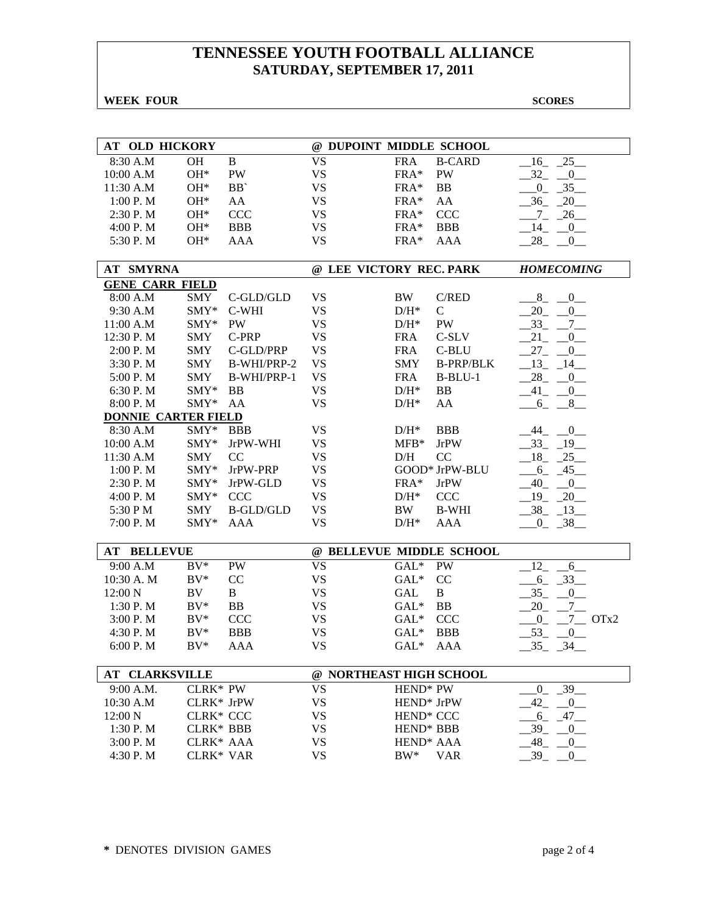# TENNESSEE YOUTH FOOTBALL ALLIANCE
## SATURDAY, SEPTEMBER 17, 2011

**WEEK FOUR** **SCORES**

| AT OLD HICKORY | | | @ DUPOINT MIDDLE SCHOOL | | | |
|---|---|---|---|---|---|---|
| 8:30 A.M | OH | B | VS | FRA | B-CARD | 16 25 |
| 10:00 A.M | OH* | PW | VS | FRA* | PW | 32 0 |
| 11:30 A.M | OH* | BB` | VS | FRA* | BB | 0 35 |
| 1:00 P. M | OH* | AA | VS | FRA* | AA | 36 20 |
| 2:30 P. M | OH* | CCC | VS | FRA* | CCC | 7 26 |
| 4:00 P. M | OH* | BBB | VS | FRA* | BBB | 14 0 |
| 5:30 P. M | OH* | AAA | VS | FRA* | AAA | 28 0 |

| AT SMYRNA | | | @ LEE VICTORY REC. PARK | | | *HOMECOMING* |
|---|---|---|---|---|---|---|
| **GENE CARR FIELD** | | | | | | |
| 8:00 A.M | SMY | C-GLD/GLD | VS | BW | C/RED | 8 0 |
| 9:30 A.M | SMY* | C-WHI | VS | D/H* | C | 20 0 |
| 11:00 A.M | SMY* | PW | VS | D/H* | PW | 33 7 |
| 12:30 P. M | SMY | C-PRP | VS | FRA | C-SLV | 21 0 |
| 2:00 P. M | SMY | C-GLD/PRP | VS | FRA | C-BLU | 27 0 |
| 3:30 P. M | SMY | B-WHI/PRP-2 | VS | SMY | B-PRP/BLK | 13 14 |
| 5:00 P. M | SMY | B-WHI/PRP-1 | VS | FRA | B-BLU-1 | 28 0 |
| 6:30 P. M | SMY* | BB | VS | D/H* | BB | 41 0 |
| 8:00 P. M | SMY* | AA | VS | D/H* | AA | 6 8 |
| **DONNIE CARTER FIELD** | | | | | | |
| 8:30 A.M | SMY* | BBB | VS | D/H* | BBB | 44 0 |
| 10:00 A.M | SMY* | JrPW-WHI | VS | MFB* | JrPW | 33 19 |
| 11:30 A.M | SMY | CC | VS | D/H | CC | 18 25 |
| 1:00 P. M | SMY* | JrPW-PRP | VS | GOOD* | JrPW-BLU | 6 45 |
| 2:30 P. M | SMY* | JrPW-GLD | VS | FRA* | JrPW | 40 0 |
| 4:00 P. M | SMY* | CCC | VS | D/H* | CCC | 19 20 |
| 5:30 P M | SMY | B-GLD/GLD | VS | BW | B-WHI | 38 13 |
| 7:00 P. M | SMY* | AAA | VS | D/H* | AAA | 0 38 |

| AT BELLEVUE | | | @ BELLEVUE MIDDLE SCHOOL | | | |
|---|---|---|---|---|---|---|
| 9:00 A.M | BV* | PW | VS | GAL* | PW | 12 6 |
| 10:30 A. M | BV* | CC | VS | GAL* | CC | 6 33 |
| 12:00 N | BV | B | VS | GAL | B | 35 0 |
| 1:30 P. M | BV* | BB | VS | GAL* | BB | 20 7 |
| 3:00 P. M | BV* | CCC | VS | GAL* | CCC | 0 7 OTx2 |
| 4:30 P. M | BV* | BBB | VS | GAL* | BBB | 53 0 |
| 6:00 P. M | BV* | AAA | VS | GAL* | AAA | 35 34 |

| AT CLARKSVILLE | | | @ NORTHEAST HIGH SCHOOL | | | |
|---|---|---|---|---|---|---|
| 9:00 A.M. | CLRK* | PW | VS | HEND* | PW | 0 39 |
| 10:30 A.M | CLRK* | JrPW | VS | HEND* | JrPW | 42 0 |
| 12:00 N | CLRK* | CCC | VS | HEND* | CCC | 6 47 |
| 1:30 P. M | CLRK* | BBB | VS | HEND* | BBB | 39 0 |
| 3:00 P. M | CLRK* | AAA | VS | HEND* | AAA | 48 0 |
| 4:30 P. M | CLRK* | VAR | VS | BW* | VAR | 39 0 |

**\*** DENOTES DIVISION GAMES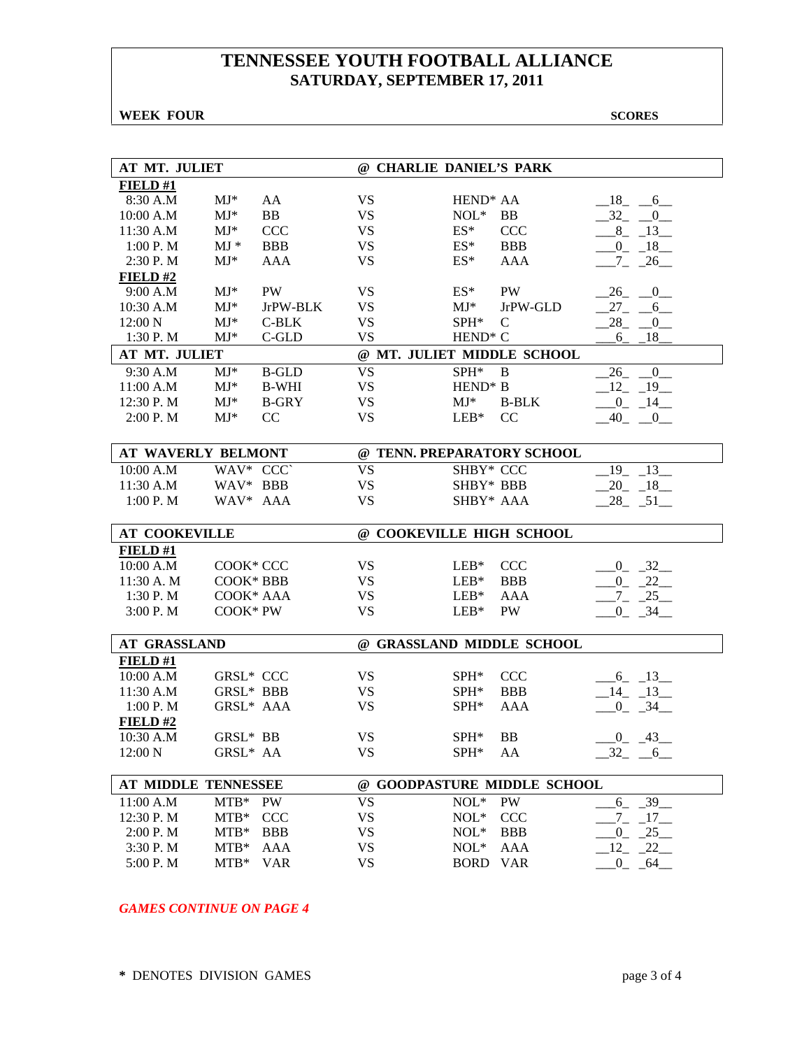# TENNESSEE YOUTH FOOTBALL ALLIANCE
## SATURDAY, SEPTEMBER 17, 2011

**WEEK FOUR** **SCORES**

| AT MT. JULIET | | | | @ CHARLIE DANIEL'S PARK | | |
|---|---|---|---|---|---|---|
| **FIELD #1** | | | | | | |
| 8:30 A.M | MJ* | AA | VS | HEND* | AA | 18 6 |
| 10:00 A.M | MJ* | BB | VS | NOL* | BB | 32 0 |
| 11:30 A.M | MJ* | CCC | VS | ES* | CCC | 8 13 |
| 1:00 P. M | MJ * | BBB | VS | ES* | BBB | 0 18 |
| 2:30 P. M | MJ* | AAA | VS | ES* | AAA | 7 26 |
| **FIELD #2** | | | | | | |
| 9:00 A.M | MJ* | PW | VS | ES* | PW | 26 0 |
| 10:30 A.M | MJ* | JrPW-BLK | VS | MJ* | JrPW-GLD | 27 6 |
| 12:00 N | MJ* | C-BLK | VS | SPH* | C | 28 0 |
| 1:30 P. M | MJ* | C-GLD | VS | HEND* | C | 6 18 |
| **AT MT. JULIET** | | | | **@ MT. JULIET MIDDLE SCHOOL** | | |
| 9:30 A.M | MJ* | B-GLD | VS | SPH* | B | 26 0 |
| 11:00 A.M | MJ* | B-WHI | VS | HEND* | B | 12 19 |
| 12:30 P. M | MJ* | B-GRY | VS | MJ* | B-BLK | 0 14 |
| 2:00 P. M | MJ* | CC | VS | LEB* | CC | 40 0 |

| AT WAVERLY BELMONT | | | | @ TENN. PREPARATORY SCHOOL | | |
|---|---|---|---|---|---|---|
| 10:00 A.M | WAV* | CCC` | VS | SHBY* | CCC | 19 13 |
| 11:30 A.M | WAV* | BBB | VS | SHBY* | BBB | 20 18 |
| 1:00 P. M | WAV* | AAA | VS | SHBY* | AAA | 28 51 |

| AT COOKEVILLE | | | | @ COOKEVILLE HIGH SCHOOL | | |
|---|---|---|---|---|---|---|
| **FIELD #1** | | | | | | |
| 10:00 A.M | COOK* | CCC | VS | LEB* | CCC | 0 32 |
| 11:30 A. M | COOK* | BBB | VS | LEB* | BBB | 0 22 |
| 1:30 P. M | COOK* | AAA | VS | LEB* | AAA | 7 25 |
| 3:00 P. M | COOK* | PW | VS | LEB* | PW | 0 34 |

| AT GRASSLAND | | | | @ GRASSLAND MIDDLE SCHOOL | | |
|---|---|---|---|---|---|---|
| **FIELD #1** | | | | | | |
| 10:00 A.M | GRSL* | CCC | VS | SPH* | CCC | 6 13 |
| 11:30 A.M | GRSL* | BBB | VS | SPH* | BBB | 14 13 |
| 1:00 P. M | GRSL* | AAA | VS | SPH* | AAA | 0 34 |
| **FIELD #2** | | | | | | |
| 10:30 A.M | GRSL* | BB | VS | SPH* | BB | 0 43 |
| 12:00 N | GRSL* | AA | VS | SPH* | AA | 32 6 |

| AT MIDDLE TENNESSEE | | | | @ GOODPASTURE MIDDLE SCHOOL | | |
|---|---|---|---|---|---|---|
| 11:00 A.M | MTB* | PW | VS | NOL* | PW | 6 39 |
| 12:30 P. M | MTB* | CCC | VS | NOL* | CCC | 7 17 |
| 2:00 P. M | MTB* | BBB | VS | NOL* | BBB | 0 25 |
| 3:30 P. M | MTB* | AAA | VS | NOL* | AAA | 12 22 |
| 5:00 P. M | MTB* | VAR | VS | BORD | VAR | 0 64 |

*GAMES CONTINUE ON PAGE 4*

\* DENOTES DIVISION GAMES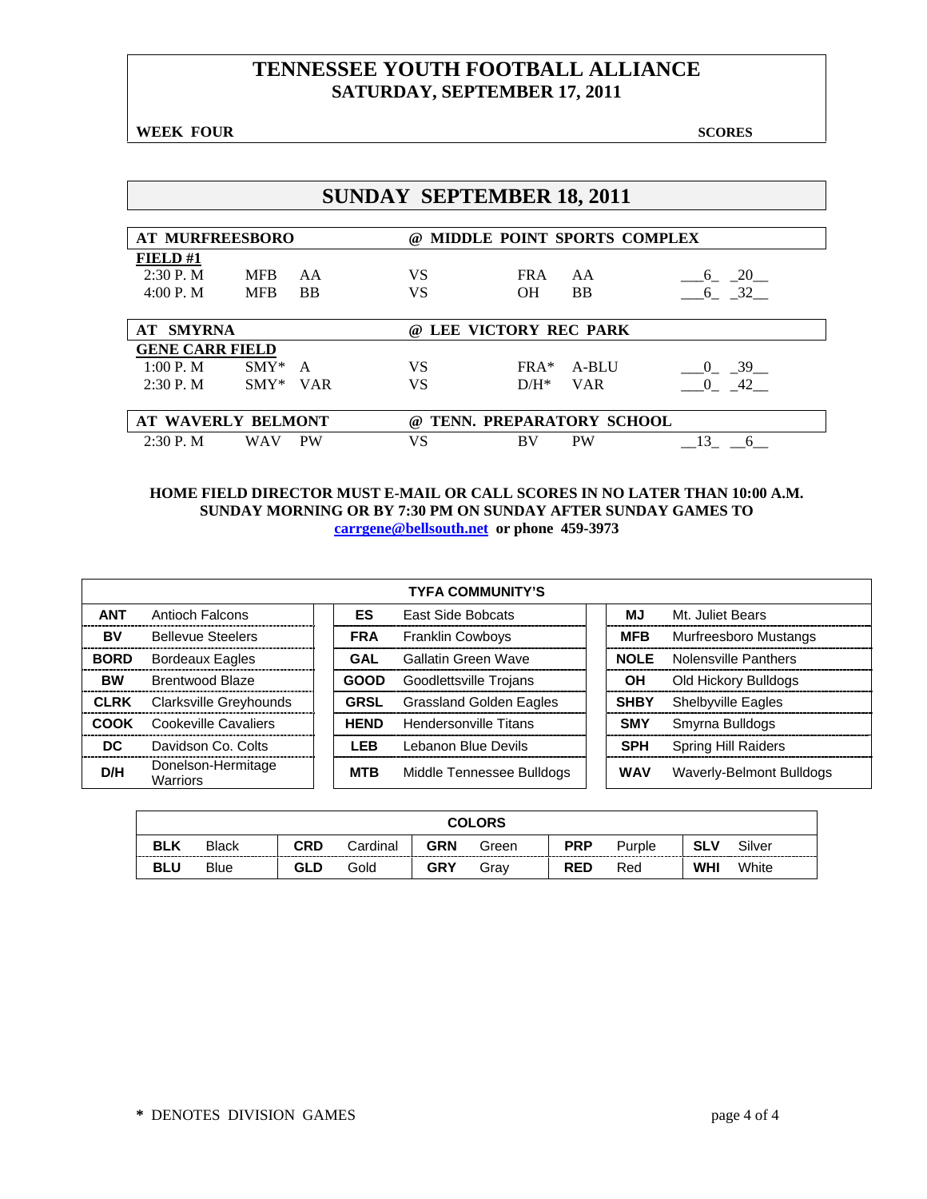# TENNESSEE YOUTH FOOTBALL ALLIANCE
## SATURDAY, SEPTEMBER 17, 2011

**WEEK FOUR** **SCORES**

## SUNDAY SEPTEMBER 18, 2011

| AT MURFREESBORO | | | | @ MIDDLE POINT SPORTS COMPLEX | | |
|---|---|---|---|---|---|---|
| **FIELD #1** | | | | | | |
| 2:30 P. M | MFB | AA | VS | FRA | AA | 6 20 |
| 4:00 P. M | MFB | BB | VS | OH | BB | 6 32 |

| AT SMYRNA | | | | @ LEE VICTORY REC PARK | | |
|---|---|---|---|---|---|---|
| **GENE CARR FIELD** | | | | | | |
| 1:00 P. M | SMY* | A | VS | FRA* | A-BLU | 0 39 |
| 2:30 P. M | SMY* | VAR | VS | D/H* | VAR | 0 42 |

| AT WAVERLY BELMONT | | | | @ TENN. PREPARATORY SCHOOL | | |
|---|---|---|---|---|---|---|
| 2:30 P. M | WAV | PW | VS | BV | PW | 13 6 |

**HOME FIELD DIRECTOR MUST E-MAIL OR CALL SCORES IN NO LATER THAN 10:00 A.M. SUNDAY MORNING OR BY 7:30 PM ON SUNDAY AFTER SUNDAY GAMES TO carrgene@bellsouth.net or phone 459-3973**

| TYFA COMMUNITY'S | | | | | |
|---|---|---|---|---|---|
| **ANT** | Antioch Falcons | **ES** | East Side Bobcats | **MJ** | Mt. Juliet Bears |
| **BV** | Bellevue Steelers | **FRA** | Franklin Cowboys | **MFB** | Murfreesboro Mustangs |
| **BORD** | Bordeaux Eagles | **GAL** | Gallatin Green Wave | **NOLE** | Nolensville Panthers |
| **BW** | Brentwood Blaze | **GOOD** | Goodlettsville Trojans | **OH** | Old Hickory Bulldogs |
| **CLRK** | Clarksville Greyhounds | **GRSL** | Grassland Golden Eagles | **SHBY** | Shelbyville Eagles |
| **COOK** | Cookeville Cavaliers | **HEND** | Hendersonville Titans | **SMY** | Smyrna Bulldogs |
| **DC** | Davidson Co. Colts | **LEB** | Lebanon Blue Devils | **SPH** | Spring Hill Raiders |
| **D/H** | Donelson-Hermitage Warriors | **MTB** | Middle Tennessee Bulldogs | **WAV** | Waverly-Belmont Bulldogs |

| COLORS | | | | | | | | | |
|---|---|---|---|---|---|---|---|---|---|
| **BLK** | Black | **CRD** | Cardinal | **GRN** | Green | **PRP** | Purple | **SLV** | Silver |
| **BLU** | Blue | **GLD** | Gold | **GRY** | Gray | **RED** | Red | **WHI** | White |

**\*** DENOTES DIVISION GAMES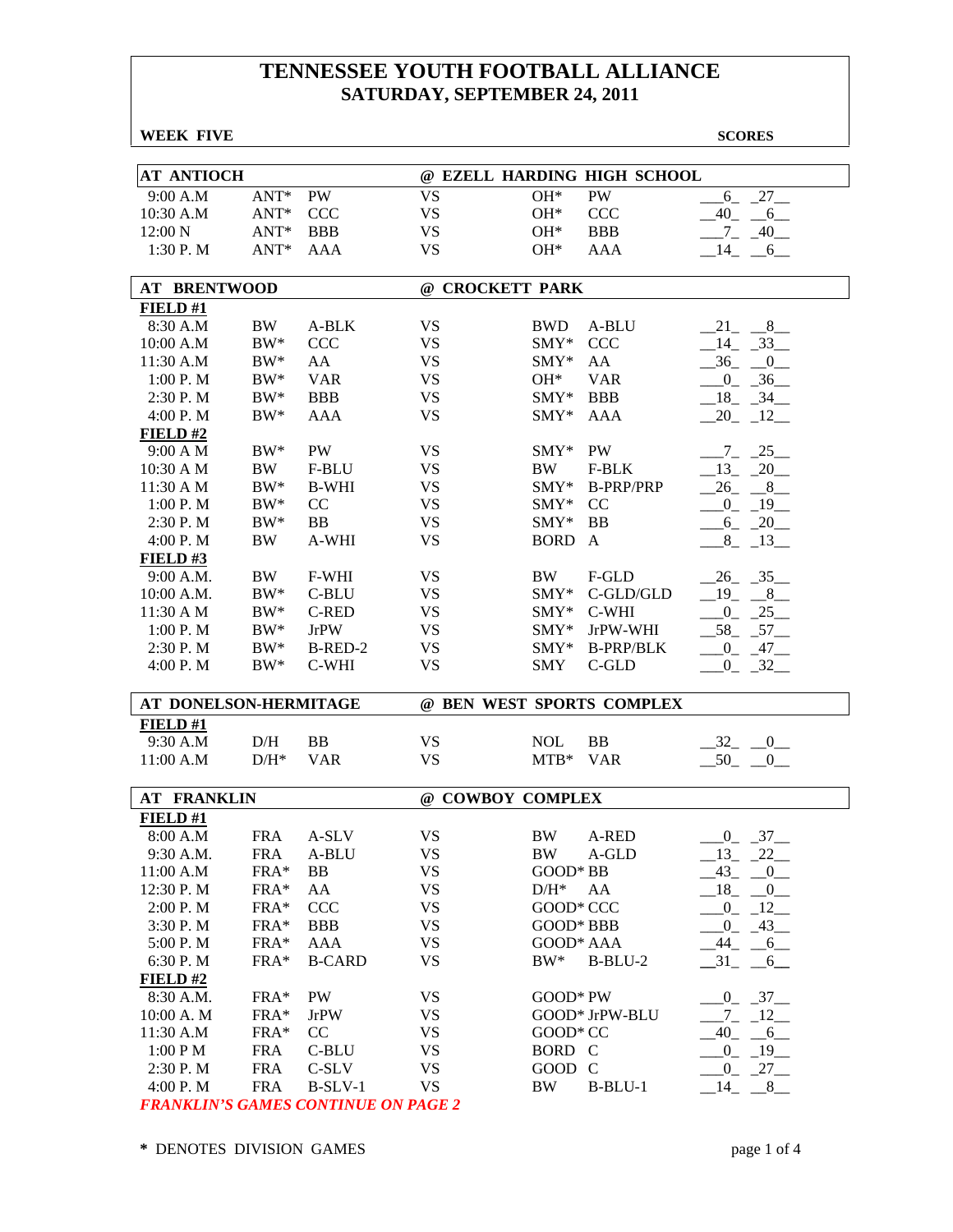# TENNESSEE YOUTH FOOTBALL ALLIANCE
## SATURDAY, SEPTEMBER 24, 2011

**WEEK FIVE** **SCORES**

| **AT ANTIOCH** | | | | **@ EZELL HARDING HIGH SCHOOL** | | |
|---|---|---|---|---|---|---|
| 9:00 A.M | ANT* | PW | VS | OH* | PW | 6 27 |
| 10:30 A.M | ANT* | CCC | VS | OH* | CCC | 40 6 |
| 12:00 N | ANT* | BBB | VS | OH* | BBB | 7 40 |
| 1:30 P. M | ANT* | AAA | VS | OH* | AAA | 14 6 |

| **AT BRENTWOOD** | | | | **@ CROCKETT PARK** | | |
|---|---|---|---|---|---|---|
| **FIELD #1** | | | | | | |
| 8:30 A.M | BW | A-BLK | VS | BWD | A-BLU | 21 8 |
| 10:00 A.M | BW* | CCC | VS | SMY* | CCC | 14 33 |
| 11:30 A.M | BW* | AA | VS | SMY* | AA | 36 0 |
| 1:00 P. M | BW* | VAR | VS | OH* | VAR | 0 36 |
| 2:30 P. M | BW* | BBB | VS | SMY* | BBB | 18 34 |
| 4:00 P. M | BW* | AAA | VS | SMY* | AAA | 20 12 |
| **FIELD #2** | | | | | | |
| 9:00 A M | BW* | PW | VS | SMY* | PW | 7 25 |
| 10:30 A M | BW | F-BLU | VS | BW | F-BLK | 13 20 |
| 11:30 A M | BW* | B-WHI | VS | SMY* | B-PRP/PRP | 26 8 |
| 1:00 P. M | BW* | CC | VS | SMY* | CC | 0 19 |
| 2:30 P. M | BW* | BB | VS | SMY* | BB | 6 20 |
| 4:00 P. M | BW | A-WHI | VS | BORD | A | 8 13 |
| **FIELD #3** | | | | | | |
| 9:00 A.M. | BW | F-WHI | VS | BW | F-GLD | 26 35 |
| 10:00 A.M. | BW* | C-BLU | VS | SMY* | C-GLD/GLD | 19 8 |
| 11:30 A M | BW* | C-RED | VS | SMY* | C-WHI | 0 25 |
| 1:00 P. M | BW* | JrPW | VS | SMY* | JrPW-WHI | 58 57 |
| 2:30 P. M | BW* | B-RED-2 | VS | SMY* | B-PRP/BLK | 0 47 |
| 4:00 P. M | BW* | C-WHI | VS | SMY | C-GLD | 0 32 |

| **AT DONELSON-HERMITAGE** | | | | **@ BEN WEST SPORTS COMPLEX** | | |
|---|---|---|---|---|---|---|
| **FIELD #1** | | | | | | |
| 9:30 A.M | D/H | BB | VS | NOL | BB | 32 0 |
| 11:00 A.M | D/H* | VAR | VS | MTB* | VAR | 50 0 |

| **AT FRANKLIN** | | | | **@ COWBOY COMPLEX** | | |
|---|---|---|---|---|---|---|
| **FIELD #1** | | | | | | |
| 8:00 A.M | FRA | A-SLV | VS | BW | A-RED | 0 37 |
| 9:30 A.M. | FRA | A-BLU | VS | BW | A-GLD | 13 22 |
| 11:00 A.M | FRA* | BB | VS | GOOD* | BB | 43 0 |
| 12:30 P. M | FRA* | AA | VS | D/H* | AA | 18 0 |
| 2:00 P. M | FRA* | CCC | VS | GOOD* | CCC | 0 12 |
| 3:30 P. M | FRA* | BBB | VS | GOOD* | BBB | 0 43 |
| 5:00 P. M | FRA* | AAA | VS | GOOD* | AAA | 44 6 |
| 6:30 P. M | FRA* | B-CARD | VS | BW* | B-BLU-2 | 31 6 |
| **FIELD #2** | | | | | | |
| 8:30 A.M. | FRA* | PW | VS | GOOD* | PW | 0 37 |
| 10:00 A. M | FRA* | JrPW | VS | GOOD* | JrPW-BLU | 7 12 |
| 11:30 A.M | FRA* | CC | VS | GOOD* | CC | 40 6 |
| 1:00 P M | FRA | C-BLU | VS | BORD | C | 0 19 |
| 2:30 P. M | FRA | C-SLV | VS | GOOD | C | 0 27 |
| 4:00 P. M | FRA | B-SLV-1 | VS | BW | B-BLU-1 | 14 8 |

***FRANKLIN'S GAMES CONTINUE ON PAGE 2***

**\*** DENOTES DIVISION GAMES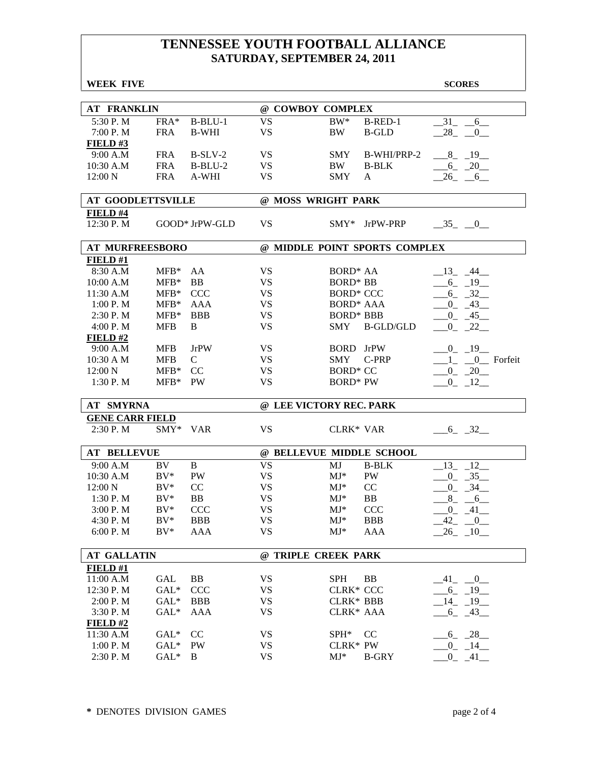# TENNESSEE YOUTH FOOTBALL ALLIANCE
## SATURDAY, SEPTEMBER 24, 2011

**WEEK FIVE** **SCORES**

| AT FRANKLIN | | | @ COWBOY COMPLEX | | | |
|---|---|---|---|---|---|---|
| 5:30 P. M | FRA* | B-BLU-1 | VS | BW* | B-RED-1 | 31 6 |
| 7:00 P. M | FRA | B-WHI | VS | BW | B-GLD | 28 0 |
| **FIELD #3** | | | | | | |
| 9:00 A.M | FRA | B-SLV-2 | VS | SMY | B-WHI/PRP-2 | 8 19 |
| 10:30 A.M | FRA | B-BLU-2 | VS | BW | B-BLK | 6 20 |
| 12:00 N | FRA | A-WHI | VS | SMY | A | 26 6 |

| AT GOODLETTSVILLE | | | @ MOSS WRIGHT PARK | | | |
|---|---|---|---|---|---|---|
| **FIELD #4** | | | | | | |
| 12:30 P. M | GOOD* | JrPW-GLD | VS | SMY* | JrPW-PRP | 35 0 |

| AT MURFREESBORO | | | @ MIDDLE POINT SPORTS COMPLEX | | | |
|---|---|---|---|---|---|---|
| **FIELD #1** | | | | | | |
| 8:30 A.M | MFB* | AA | VS | BORD* | AA | 13 44 |
| 10:00 A.M | MFB* | BB | VS | BORD* | BB | 6 19 |
| 11:30 A.M | MFB* | CCC | VS | BORD* | CCC | 6 32 |
| 1:00 P. M | MFB* | AAA | VS | BORD* | AAA | 0 43 |
| 2:30 P. M | MFB* | BBB | VS | BORD* | BBB | 0 45 |
| 4:00 P. M | MFB | B | VS | SMY | B-GLD/GLD | 0 22 |
| **FIELD #2** | | | | | | |
| 9:00 A.M | MFB | JrPW | VS | BORD | JrPW | 0 19 |
| 10:30 A M | MFB | C | VS | SMY | C-PRP | 1 0 Forfeit |
| 12:00 N | MFB* | CC | VS | BORD* | CC | 0 20 |
| 1:30 P. M | MFB* | PW | VS | BORD* | PW | 0 12 |

| AT SMYRNA | | | @ LEE VICTORY REC. PARK | | | |
|---|---|---|---|---|---|---|
| **GENE CARR FIELD** | | | | | | |
| 2:30 P. M | SMY* | VAR | VS | CLRK* | VAR | 6 32 |

| AT BELLEVUE | | | @ BELLEVUE MIDDLE SCHOOL | | | |
|---|---|---|---|---|---|---|
| 9:00 A.M | BV | B | VS | MJ | B-BLK | 13 12 |
| 10:30 A.M | BV* | PW | VS | MJ* | PW | 0 35 |
| 12:00 N | BV* | CC | VS | MJ* | CC | 0 34 |
| 1:30 P. M | BV* | BB | VS | MJ* | BB | 8 6 |
| 3:00 P. M | BV* | CCC | VS | MJ* | CCC | 0 41 |
| 4:30 P. M | BV* | BBB | VS | MJ* | BBB | 42 0 |
| 6:00 P. M | BV* | AAA | VS | MJ* | AAA | 26 10 |

| AT GALLATIN | | | @ TRIPLE CREEK PARK | | | |
|---|---|---|---|---|---|---|
| **FIELD #1** | | | | | | |
| 11:00 A.M | GAL | BB | VS | SPH | BB | 41 0 |
| 12:30 P. M | GAL* | CCC | VS | CLRK* | CCC | 6 19 |
| 2:00 P. M | GAL* | BBB | VS | CLRK* | BBB | 14 19 |
| 3:30 P. M | GAL* | AAA | VS | CLRK* | AAA | 6 43 |
| **FIELD #2** | | | | | | |
| 11:30 A.M | GAL* | CC | VS | SPH* | CC | 6 28 |
| 1:00 P. M | GAL* | PW | VS | CLRK* | PW | 0 14 |
| 2:30 P. M | GAL* | B | VS | MJ* | B-GRY | 0 41 |

\* DENOTES DIVISION GAMES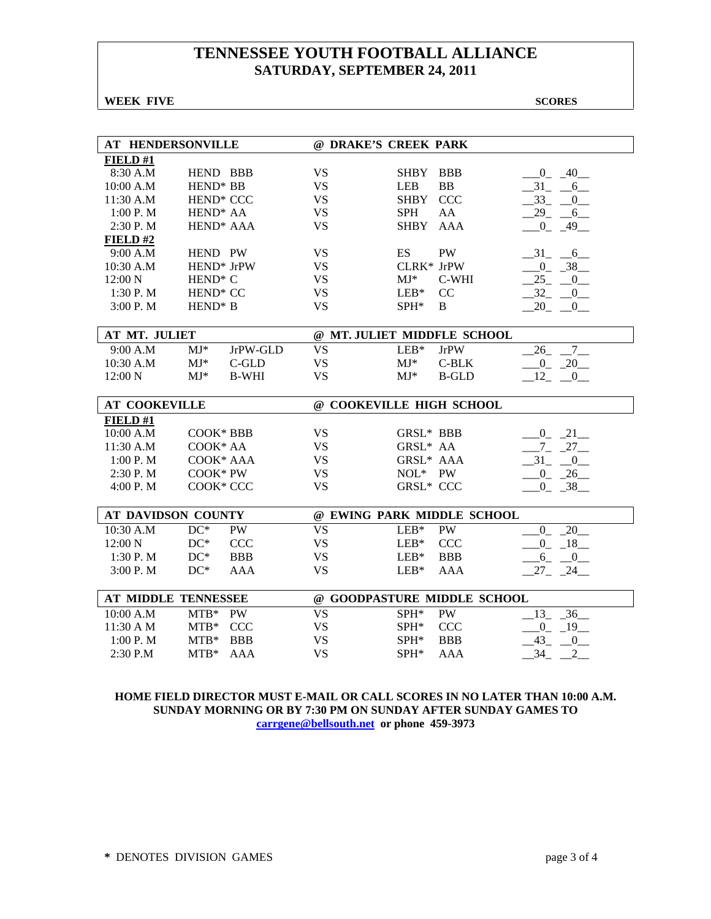# TENNESSEE YOUTH FOOTBALL ALLIANCE
## SATURDAY, SEPTEMBER 24, 2011

**WEEK FIVE** **SCORES**

| AT HENDERSONVILLE | | | @ DRAKE'S CREEK PARK | | | |
|---|---|---|---|---|---|---|
| **FIELD #1** | | | | | | |
| 8:30 A.M | HEND BBB | VS | SHBY BBB | | 0 | 40 |
| 10:00 A.M | HEND* BB | VS | LEB BB | | 31 | 6 |
| 11:30 A.M | HEND* CCC | VS | SHBY CCC | | 33 | 0 |
| 1:00 P. M | HEND* AA | VS | SPH AA | | 29 | 6 |
| 2:30 P. M | HEND* AAA | VS | SHBY AAA | | 0 | 49 |
| **FIELD #2** | | | | | | |
| 9:00 A.M | HEND PW | VS | ES PW | | 31 | 6 |
| 10:30 A.M | HEND* JrPW | VS | CLRK* JrPW | | 0 | 38 |
| 12:00 N | HEND* C | VS | MJ* C-WHI | | 25 | 0 |
| 1:30 P. M | HEND* CC | VS | LEB* CC | | 32 | 0 |
| 3:00 P. M | HEND* B | VS | SPH* B | | 20 | 0 |

| AT MT. JULIET | | | @ MT. JULIET MIDDFLE SCHOOL | | |
|---|---|---|---|---|---|
| 9:00 A.M | MJ* JrPW-GLD | VS | LEB* JrPW | 26 | 7 |
| 10:30 A.M | MJ* C-GLD | VS | MJ* C-BLK | 0 | 20 |
| 12:00 N | MJ* B-WHI | VS | MJ* B-GLD | 12 | 0 |

| AT COOKEVILLE | | | @ COOKEVILLE HIGH SCHOOL | | |
|---|---|---|---|---|---|
| **FIELD #1** | | | | | |
| 10:00 A.M | COOK* BBB | VS | GRSL* BBB | 0 | 21 |
| 11:30 A.M | COOK* AA | VS | GRSL* AA | 7 | 27 |
| 1:00 P. M | COOK* AAA | VS | GRSL* AAA | 31 | 0 |
| 2:30 P. M | COOK* PW | VS | NOL* PW | 0 | 26 |
| 4:00 P. M | COOK* CCC | VS | GRSL* CCC | 0 | 38 |

| AT DAVIDSON COUNTY | | | @ EWING PARK MIDDLE SCHOOL | | |
|---|---|---|---|---|---|
| 10:30 A.M | DC* PW | VS | LEB* PW | 0 | 20 |
| 12:00 N | DC* CCC | VS | LEB* CCC | 0 | 18 |
| 1:30 P. M | DC* BBB | VS | LEB* BBB | 6 | 0 |
| 3:00 P. M | DC* AAA | VS | LEB* AAA | 27 | 24 |

| AT MIDDLE TENNESSEE | | | @ GOODPASTURE MIDDLE SCHOOL | | |
|---|---|---|---|---|---|
| 10:00 A.M | MTB* PW | VS | SPH* PW | 13 | 36 |
| 11:30 A M | MTB* CCC | VS | SPH* CCC | 0 | 19 |
| 1:00 P. M | MTB* BBB | VS | SPH* BBB | 43 | 0 |
| 2:30 P.M | MTB* AAA | VS | SPH* AAA | 34 | 2 |

**HOME FIELD DIRECTOR MUST E-MAIL OR CALL SCORES IN NO LATER THAN 10:00 A.M. SUNDAY MORNING OR BY 7:30 PM ON SUNDAY AFTER SUNDAY GAMES TO carrgene@bellsouth.net or phone 459-3973**

\* DENOTES DIVISION GAMES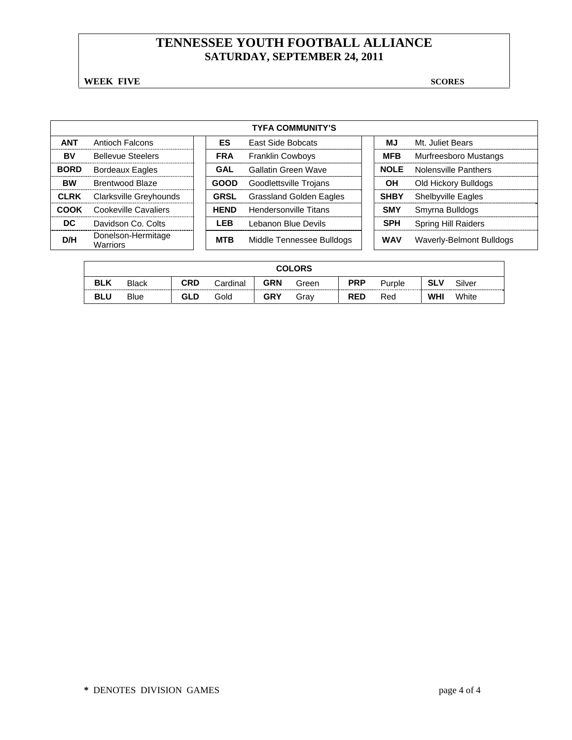# TENNESSEE YOUTH FOOTBALL ALLIANCE
## SATURDAY, SEPTEMBER 24, 2011

**WEEK FIVE** **SCORES**

| TYFA COMMUNITY'S | | | | | |
|---|---|---|---|---|---|
| **ANT** | Antioch Falcons | **ES** | East Side Bobcats | **MJ** | Mt. Juliet Bears |
| **BV** | Bellevue Steelers | **FRA** | Franklin Cowboys | **MFB** | Murfreesboro Mustangs |
| **BORD** | Bordeaux Eagles | **GAL** | Gallatin Green Wave | **NOLE** | Nolensville Panthers |
| **BW** | Brentwood Blaze | **GOOD** | Goodlettsville Trojans | **OH** | Old Hickory Bulldogs |
| **CLRK** | Clarksville Greyhounds | **GRSL** | Grassland Golden Eagles | **SHBY** | Shelbyville Eagles |
| **COOK** | Cookeville Cavaliers | **HEND** | Hendersonville Titans | **SMY** | Smyrna Bulldogs |
| **DC** | Davidson Co. Colts | **LEB** | Lebanon Blue Devils | **SPH** | Spring Hill Raiders |
| **D/H** | Donelson-Hermitage Warriors | **MTB** | Middle Tennessee Bulldogs | **WAV** | Waverly-Belmont Bulldogs |

| COLORS | | | | | | | | | |
|---|---|---|---|---|---|---|---|---|---|
| **BLK** | Black | **CRD** | Cardinal | **GRN** | Green | **PRP** | Purple | **SLV** | Silver |
| **BLU** | Blue | **GLD** | Gold | **GRY** | Gray | **RED** | Red | **WHI** | White |

**\*** DENOTES DIVISION GAMES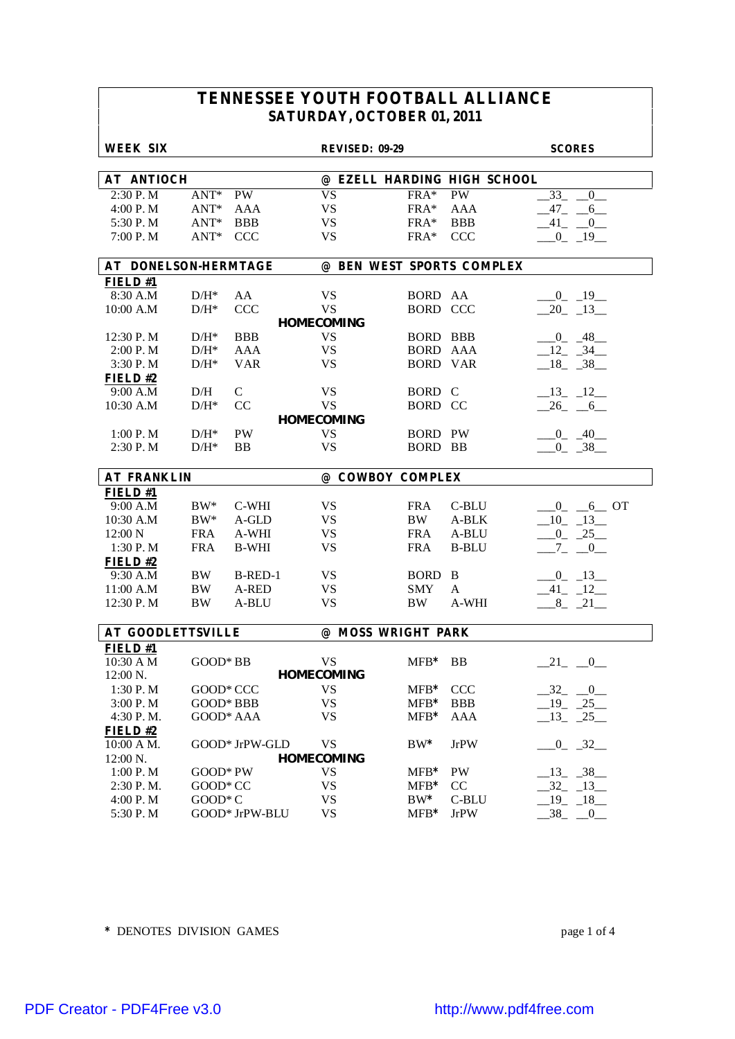# TENNESSEE YOUTH FOOTBALL ALLIANCE
## SATURDAY, OCTOBER 01, 2011

**WEEK SIX** — **REVISED: 09-29** — **SCORES**

### AT ANTIOCH — @ EZELL HARDING HIGH SCHOOL

| Time | Team | Div | | Team | Div | Scores |
|---|---|---|---|---|---|---|
| 2:30 P. M | ANT* | PW | VS | FRA* | PW | 33 _ 0 |
| 4:00 P. M | ANT* | AAA | VS | FRA* | AAA | 47 _ 6 |
| 5:30 P. M | ANT* | BBB | VS | FRA* | BBB | 41 _ 0 |
| 7:00 P. M | ANT* | CCC | VS | FRA* | CCC | 0 _ 19 |

### AT DONELSON-HERMTAGE — @ BEN WEST SPORTS COMPLEX

**FIELD #1**

| Time | Team | Div | | Team | Div | Scores |
|---|---|---|---|---|---|---|
| 8:30 A.M | D/H* | AA | VS | BORD | AA | 0 _ 19 |
| 10:00 A.M | D/H* | CCC | VS | BORD | CCC | 20 _ 13 |
| | | | **HOMECOMING** | | | |
| 12:30 P. M | D/H* | BBB | VS | BORD | BBB | 0 _ 48 |
| 2:00 P. M | D/H* | AAA | VS | BORD | AAA | 12 _ 34 |
| 3:30 P. M | D/H* | VAR | VS | BORD | VAR | 18 _ 38 |

**FIELD #2**

| Time | Team | Div | | Team | Div | Scores |
|---|---|---|---|---|---|---|
| 9:00 A.M | D/H | C | VS | BORD | C | 13 _ 12 |
| 10:30 A.M | D/H* | CC | VS | BORD | CC | 26 _ 6 |
| | | | **HOMECOMING** | | | |
| 1:00 P. M | D/H* | PW | VS | BORD | PW | 0 _ 40 |
| 2:30 P. M | D/H* | BB | VS | BORD | BB | 0 _ 38 |

### AT FRANKLIN — @ COWBOY COMPLEX

**FIELD #1**

| Time | Team | Div | | Team | Div | Scores |
|---|---|---|---|---|---|---|
| 9:00 A.M | BW* | C-WHI | VS | FRA | C-BLU | 0 _ 6 OT |
| 10:30 A.M | BW* | A-GLD | VS | BW | A-BLK | 10 _ 13 |
| 12:00 N | FRA | A-WHI | VS | FRA | A-BLU | 0 _ 25 |
| 1:30 P. M | FRA | B-WHI | VS | FRA | B-BLU | 7 _ 0 |

**FIELD #2**

| Time | Team | Div | | Team | Div | Scores |
|---|---|---|---|---|---|---|
| 9:30 A.M | BW | B-RED-1 | VS | BORD | B | 0 _ 13 |
| 11:00 A.M | BW | A-RED | VS | SMY | A | 41 _ 12 |
| 12:30 P. M | BW | A-BLU | VS | BW | A-WHI | 8 _ 21 |

### AT GOODLETTSVILLE — @ MOSS WRIGHT PARK

**FIELD #1**

| Time | Team | Div | | Team | Div | Scores |
|---|---|---|---|---|---|---|
| 10:30 A M | GOOD* | BB | VS | MFB* | BB | 21 _ 0 |
| 12:00 N. | | | **HOMECOMING** | | | |
| 1:30 P. M | GOOD* | CCC | VS | MFB* | CCC | 32 _ 0 |
| 3:00 P. M | GOOD* | BBB | VS | MFB* | BBB | 19 _ 25 |
| 4:30 P. M. | GOOD* | AAA | VS | MFB* | AAA | 13 _ 25 |

**FIELD #2**

| Time | Team | Div | | Team | Div | Scores |
|---|---|---|---|---|---|---|
| 10:00 A M. | GOOD* | JrPW-GLD | VS | BW* | JrPW | 0 _ 32 |
| 12:00 N. | | | **HOMECOMING** | | | |
| 1:00 P. M | GOOD* | PW | VS | MFB* | PW | 13 _ 38 |
| 2:30 P. M. | GOOD* | CC | VS | MFB* | CC | 32 _ 13 |
| 4:00 P. M | GOOD* | C | VS | BW* | C-BLU | 19 _ 18 |
| 5:30 P. M | GOOD* | JrPW-BLU | VS | MFB* | JrPW | 38 _ 0 |

\* DENOTES DIVISION GAMES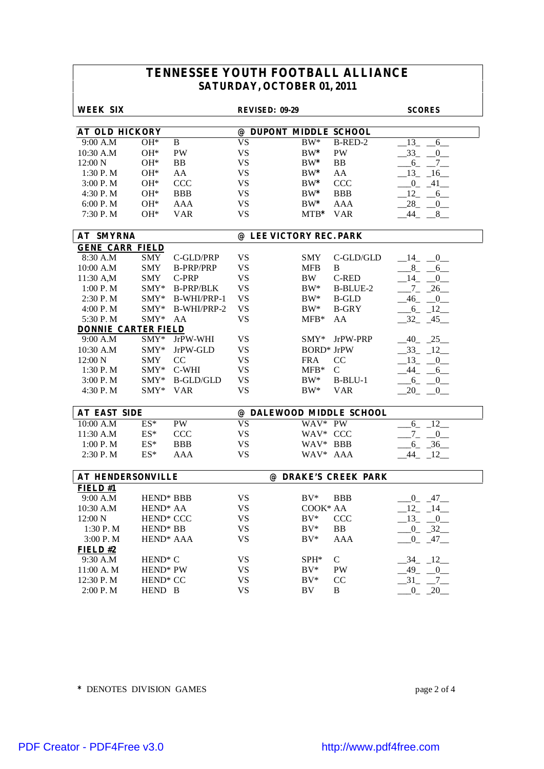# TENNESSEE YOUTH FOOTBALL ALLIANCE
## SATURDAY, OCTOBER 01, 2011

**WEEK SIX** | **REVISED: 09-29** | **SCORES**

### AT OLD HICKORY — @ DUPONT MIDDLE SCHOOL

| Time | Team | Div | | Team | Div | Scores |
|---|---|---|---|---|---|---|
| 9:00 A.M | OH* | B | VS | BW* | B-RED-2 | 13 - 6 |
| 10:30 A.M | OH* | PW | VS | BW* | PW | 33 - 0 |
| 12:00 N | OH* | BB | VS | BW* | BB | 6 - 7 |
| 1:30 P. M | OH* | AA | VS | BW* | AA | 13 - 16 |
| 3:00 P. M | OH* | CCC | VS | BW* | CCC | 0 - 41 |
| 4:30 P. M | OH* | BBB | VS | BW* | BBB | 12 - 6 |
| 6:00 P. M | OH* | AAA | VS | BW* | AAA | 28 - 0 |
| 7:30 P. M | OH* | VAR | VS | MTB* | VAR | 44 - 8 |

### AT SMYRNA — @ LEE VICTORY REC. PARK

**GENE CARR FIELD**

| Time | Team | Div | | Team | Div | Scores |
|---|---|---|---|---|---|---|
| 8:30 A.M | SMY | C-GLD/PRP | VS | SMY | C-GLD/GLD | 14 - 0 |
| 10:00 A.M | SMY | B-PRP/PRP | VS | MFB | B | 8 - 6 |
| 11:30 A,M | SMY | C-PRP | VS | BW | C-RED | 14 - 0 |
| 1:00 P. M | SMY* | B-PRP/BLK | VS | BW* | B-BLUE-2 | 7 - 26 |
| 2:30 P. M | SMY* | B-WHI/PRP-1 | VS | BW* | B-GLD | 46 - 0 |
| 4:00 P. M | SMY* | B-WHI/PRP-2 | VS | BW* | B-GRY | 6 - 12 |
| 5:30 P. M | SMY* | AA | VS | MFB* | AA | 32 - 45 |

**DONNIE CARTER FIELD**

| Time | Team | Div | | Team | Div | Scores |
|---|---|---|---|---|---|---|
| 9:00 A.M | SMY* | JrPW-WHI | VS | SMY* | JrPW-PRP | 40 - 25 |
| 10:30 A.M | SMY* | JrPW-GLD | VS | BORD* | JrPW | 33 - 12 |
| 12:00 N | SMY | CC | VS | FRA | CC | 13 - 0 |
| 1:30 P. M | SMY* | C-WHI | VS | MFB* | C | 44 - 6 |
| 3:00 P. M | SMY* | B-GLD/GLD | VS | BW* | B-BLU-1 | 6 - 0 |
| 4:30 P. M | SMY* | VAR | VS | BW* | VAR | 20 - 0 |

### AT EAST SIDE — @ DALEWOOD MIDDLE SCHOOL

| Time | Team | Div | | Team | Div | Scores |
|---|---|---|---|---|---|---|
| 10:00 A.M | ES* | PW | VS | WAV* | PW | 6 - 12 |
| 11:30 A.M | ES* | CCC | VS | WAV* | CCC | 7 - 0 |
| 1:00 P. M | ES* | BBB | VS | WAV* | BBB | 6 - 36 |
| 2:30 P. M | ES* | AAA | VS | WAV* | AAA | 44 - 12 |

### AT HENDERSONVILLE — @ DRAKE'S CREEK PARK

**FIELD #1**

| Time | Team | Div | | Team | Div | Scores |
|---|---|---|---|---|---|---|
| 9:00 A.M | HEND* | BBB | VS | BV* | BBB | 0 - 47 |
| 10:30 A.M | HEND* | AA | VS | COOK* | AA | 12 - 14 |
| 12:00 N | HEND* | CCC | VS | BV* | CCC | 13 - 0 |
| 1:30 P. M | HEND* | BB | VS | BV* | BB | 0 - 32 |
| 3:00 P. M | HEND* | AAA | VS | BV* | AAA | 0 - 47 |

**FIELD #2**

| Time | Team | Div | | Team | Div | Scores |
|---|---|---|---|---|---|---|
| 9:30 A.M | HEND* | C | VS | SPH* | C | 34 - 12 |
| 11:00 A. M | HEND* | PW | VS | BV* | PW | 49 - 0 |
| 12:30 P. M | HEND* | CC | VS | BV* | CC | 31 - 7 |
| 2:00 P. M | HEND | B | VS | BV | B | 0 - 20 |

\* DENOTES DIVISION GAMES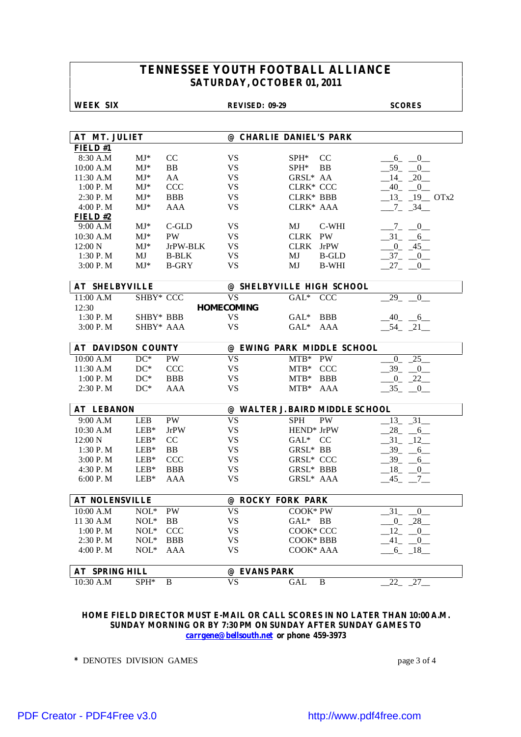# TENNESSEE YOUTH FOOTBALL ALLIANCE
## SATURDAY, OCTOBER 01, 2011

**WEEK SIX** | **REVISED: 09-29** | **SCORES**

| AT MT. JULIET | | | @ CHARLIE DANIEL'S PARK | | | |
|---|---|---|---|---|---|---|
| **FIELD #1** | | | | | | |
| 8:30 A.M | MJ* | CC | VS | SPH* | CC | 6 0 |
| 10:00 A.M | MJ* | BB | VS | SPH* | BB | 59 0 |
| 11:30 A.M | MJ* | AA | VS | GRSL* | AA | 14 20 |
| 1:00 P. M | MJ* | CCC | VS | CLRK* | CCC | 40 0 |
| 2:30 P. M | MJ* | BBB | VS | CLRK* | BBB | 13 19 OTx2 |
| 4:00 P. M | MJ* | AAA | VS | CLRK* | AAA | 7 34 |
| **FIELD #2** | | | | | | |
| 9:00 A.M | MJ* | C-GLD | VS | MJ | C-WHI | 7 0 |
| 10:30 A.M | MJ* | PW | VS | CLRK | PW | 31 6 |
| 12:00 N | MJ* | JrPW-BLK | VS | CLRK | JrPW | 0 45 |
| 1:30 P. M | MJ | B-BLK | VS | MJ | B-GLD | 37 0 |
| 3:00 P. M | MJ* | B-GRY | VS | MJ | B-WHI | 27 0 |

| AT SHELBYVILLE | | | @ SHELBYVILLE HIGH SCHOOL | | | |
|---|---|---|---|---|---|---|
| 11:00 A.M | SHBY* | CCC | VS | GAL* | CCC | 29 0 |
| 12:30 | | | HOMECOMING | | | |
| 1:30 P. M | SHBY* | BBB | VS | GAL* | BBB | 40 6 |
| 3:00 P. M | SHBY* | AAA | VS | GAL* | AAA | 54 21 |

| AT DAVIDSON COUNTY | | | @ EWING PARK MIDDLE SCHOOL | | | |
|---|---|---|---|---|---|---|
| 10:00 A.M | DC* | PW | VS | MTB* | PW | 0 25 |
| 11:30 A.M | DC* | CCC | VS | MTB* | CCC | 39 0 |
| 1:00 P. M | DC* | BBB | VS | MTB* | BBB | 0 22 |
| 2:30 P. M | DC* | AAA | VS | MTB* | AAA | 35 0 |

| AT LEBANON | | | @ WALTER J. BAIRD MIDDLE SCHOOL | | | |
|---|---|---|---|---|---|---|
| 9:00 A.M | LEB | PW | VS | SPH | PW | 13 31 |
| 10:30 A.M | LEB* | JrPW | VS | HEND* | JrPW | 28 6 |
| 12:00 N | LEB* | CC | VS | GAL* | CC | 31 12 |
| 1:30 P. M | LEB* | BB | VS | GRSL* | BB | 39 6 |
| 3:00 P. M | LEB* | CCC | VS | GRSL* | CCC | 39 6 |
| 4:30 P. M | LEB* | BBB | VS | GRSL* | BBB | 18 0 |
| 6:00 P. M | LEB* | AAA | VS | GRSL* | AAA | 45 7 |

| AT NOLENSVILLE | | | @ ROCKY FORK PARK | | | |
|---|---|---|---|---|---|---|
| 10:00 A.M | NOL* | PW | VS | COOK* | PW | 31 0 |
| 11 30 A.M | NOL* | BB | VS | GAL* | BB | 0 28 |
| 1:00 P. M | NOL* | CCC | VS | COOK* | CCC | 12 0 |
| 2:30 P. M | NOL* | BBB | VS | COOK* | BBB | 41 0 |
| 4:00 P. M | NOL* | AAA | VS | COOK* | AAA | 6 18 |

| AT SPRING HILL | | | @ EVANS PARK | | | |
|---|---|---|---|---|---|---|
| 10:30 A.M | SPH* | B | VS | GAL | B | 22 27 |

**HOME FIELD DIRECTOR MUST E-MAIL OR CALL SCORES IN NO LATER THAN 10:00 A.M. SUNDAY MORNING OR BY 7:30 PM ON SUNDAY AFTER SUNDAY GAMES TO carrgene@bellsouth.net or phone 459-3973**

\* DENOTES DIVISION GAMES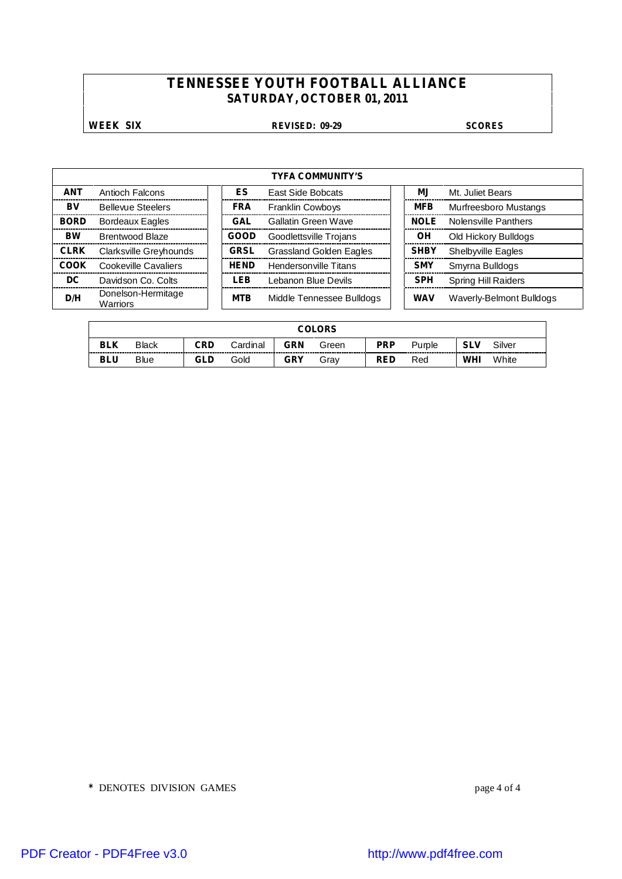# TENNESSEE YOUTH FOOTBALL ALLIANCE
## SATURDAY, OCTOBER 01, 2011

**WEEK SIX** | **REVISED: 09-29** | **SCORES**

| TYFA COMMUNITY'S | | | | | |
|---|---|---|---|---|---|
| **ANT** | Antioch Falcons | **ES** | East Side Bobcats | **MJ** | Mt. Juliet Bears |
| **BV** | Bellevue Steelers | **FRA** | Franklin Cowboys | **MFB** | Murfreesboro Mustangs |
| **BORD** | Bordeaux Eagles | **GAL** | Gallatin Green Wave | **NOLE** | Nolensville Panthers |
| **BW** | Brentwood Blaze | **GOOD** | Goodlettsville Trojans | **OH** | Old Hickory Bulldogs |
| **CLRK** | Clarksville Greyhounds | **GRSL** | Grassland Golden Eagles | **SHBY** | Shelbyville Eagles |
| **COOK** | Cookeville Cavaliers | **HEND** | Hendersonville Titans | **SMY** | Smyrna Bulldogs |
| **DC** | Davidson Co. Colts | **LEB** | Lebanon Blue Devils | **SPH** | Spring Hill Raiders |
| **D/H** | Donelson-Hermitage Warriors | **MTB** | Middle Tennessee Bulldogs | **WAV** | Waverly-Belmont Bulldogs |

| COLORS | | | | | | | | | |
|---|---|---|---|---|---|---|---|---|---|
| **BLK** | Black | **CRD** | Cardinal | **GRN** | Green | **PRP** | Purple | **SLV** | Silver |
| **BLU** | Blue | **GLD** | Gold | **GRY** | Gray | **RED** | Red | **WHI** | White |

\* DENOTES DIVISION GAMES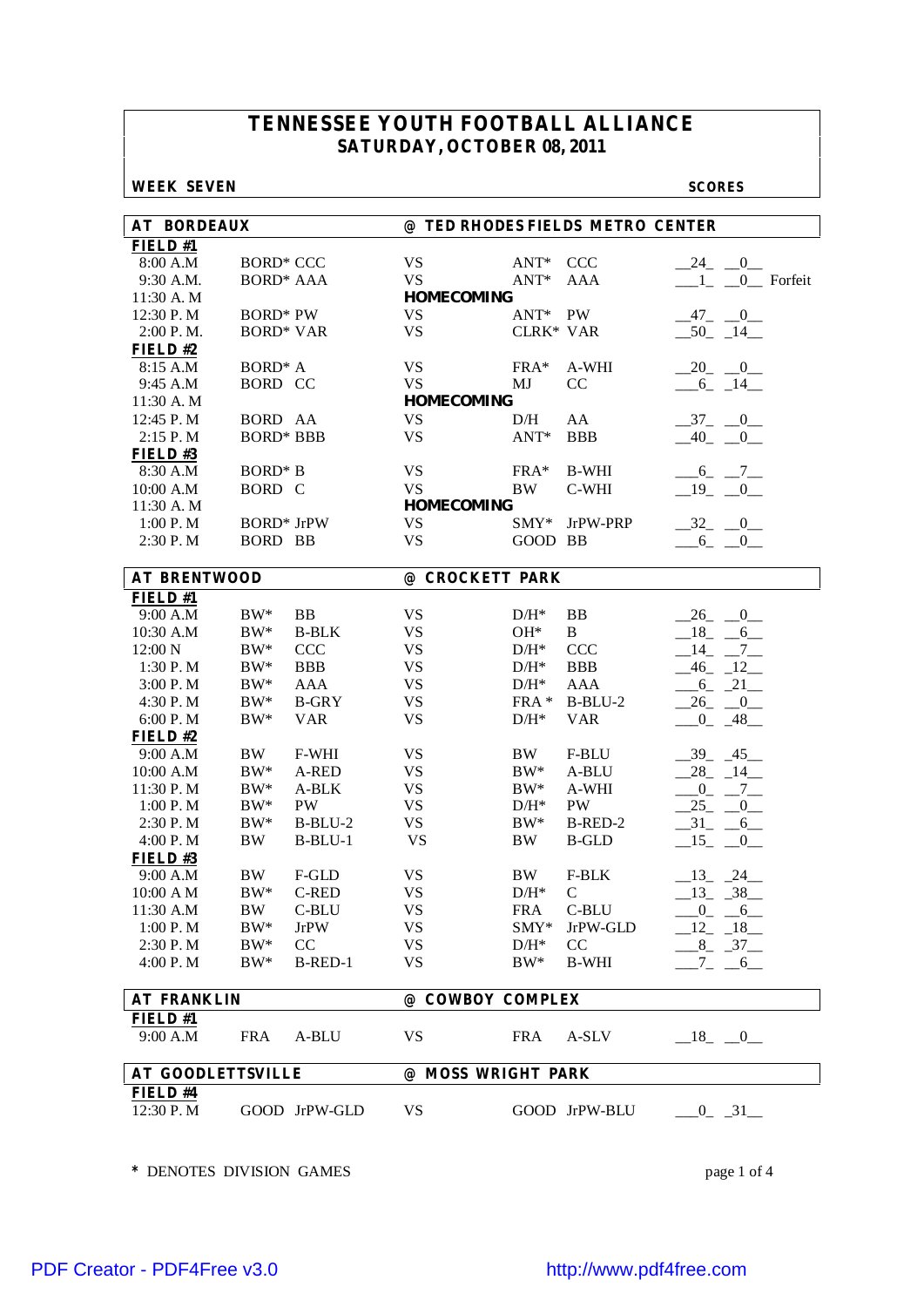# TENNESSEE YOUTH FOOTBALL ALLIANCE

## SATURDAY, OCTOBER 08, 2011

**WEEK SEVEN** **SCORES**

### AT BORDEAUX — @ TED RHODES FIELDS METRO CENTER

**FIELD #1**

| Time | Team | | | Team | | Score |
|---|---|---|---|---|---|---|
| 8:00 A.M | BORD* | CCC | VS | ANT* | CCC | 24 0 |
| 9:30 A.M. | BORD* | AAA | VS | ANT* | AAA | 1 0 Forfeit |
| 11:30 A. M | | | HOMECOMING | | | |
| 12:30 P. M | BORD* | PW | VS | ANT* | PW | 47 0 |
| 2:00 P. M. | BORD* | VAR | VS | CLRK* | VAR | 50 14 |

**FIELD #2**

| Time | Team | | | Team | | Score |
|---|---|---|---|---|---|---|
| 8:15 A.M | BORD* | A | VS | FRA* | A-WHI | 20 0 |
| 9:45 A.M | BORD | CC | VS | MJ | CC | 6 14 |
| 11:30 A. M | | | HOMECOMING | | | |
| 12:45 P. M | BORD | AA | VS | D/H | AA | 37 0 |
| 2:15 P. M | BORD* | BBB | VS | ANT* | BBB | 40 0 |

**FIELD #3**

| Time | Team | | | Team | | Score |
|---|---|---|---|---|---|---|
| 8:30 A.M | BORD* | B | VS | FRA* | B-WHI | 6 7 |
| 10:00 A.M | BORD | C | VS | BW | C-WHI | 19 0 |
| 11:30 A. M | | | HOMECOMING | | | |
| 1:00 P. M | BORD* | JrPW | VS | SMY* | JrPW-PRP | 32 0 |
| 2:30 P. M | BORD | BB | VS | GOOD | BB | 6 0 |

### AT BRENTWOOD — @ CROCKETT PARK

**FIELD #1**

| Time | Team | | | Team | | Score |
|---|---|---|---|---|---|---|
| 9:00 A.M | BW* | BB | VS | D/H* | BB | 26 0 |
| 10:30 A.M | BW* | B-BLK | VS | OH* | B | 18 6 |
| 12:00 N | BW* | CCC | VS | D/H* | CCC | 14 7 |
| 1:30 P. M | BW* | BBB | VS | D/H* | BBB | 46 12 |
| 3:00 P. M | BW* | AAA | VS | D/H* | AAA | 6 21 |
| 4:30 P. M | BW* | B-GRY | VS | FRA * | B-BLU-2 | 26 0 |
| 6:00 P. M | BW* | VAR | VS | D/H* | VAR | 0 48 |

**FIELD #2**

| Time | Team | | | Team | | Score |
|---|---|---|---|---|---|---|
| 9:00 A.M | BW | F-WHI | VS | BW | F-BLU | 39 45 |
| 10:00 A.M | BW* | A-RED | VS | BW* | A-BLU | 28 14 |
| 11:30 P. M | BW* | A-BLK | VS | BW* | A-WHI | 0 7 |
| 1:00 P. M | BW* | PW | VS | D/H* | PW | 25 0 |
| 2:30 P. M | BW* | B-BLU-2 | VS | BW* | B-RED-2 | 31 6 |
| 4:00 P. M | BW | B-BLU-1 | VS | BW | B-GLD | 15 0 |

**FIELD #3**

| Time | Team | | | Team | | Score |
|---|---|---|---|---|---|---|
| 9:00 A.M | BW | F-GLD | VS | BW | F-BLK | 13 24 |
| 10:00 A M | BW* | C-RED | VS | D/H* | C | 13 38 |
| 11:30 A.M | BW | C-BLU | VS | FRA | C-BLU | 0 6 |
| 1:00 P. M | BW* | JrPW | VS | SMY* | JrPW-GLD | 12 18 |
| 2:30 P. M | BW* | CC | VS | D/H* | CC | 8 37 |
| 4:00 P. M | BW* | B-RED-1 | VS | BW* | B-WHI | 7 6 |

### AT FRANKLIN — @ COWBOY COMPLEX

**FIELD #1**

| Time | Team | | | Team | | Score |
|---|---|---|---|---|---|---|
| 9:00 A.M | FRA | A-BLU | VS | FRA | A-SLV | 18 0 |

### AT GOODLETTSVILLE — @ MOSS WRIGHT PARK

**FIELD #4**

| Time | Team | | | Team | | Score |
|---|---|---|---|---|---|---|
| 12:30 P. M | GOOD | JrPW-GLD | VS | GOOD | JrPW-BLU | 0 31 |

* DENOTES DIVISION GAMES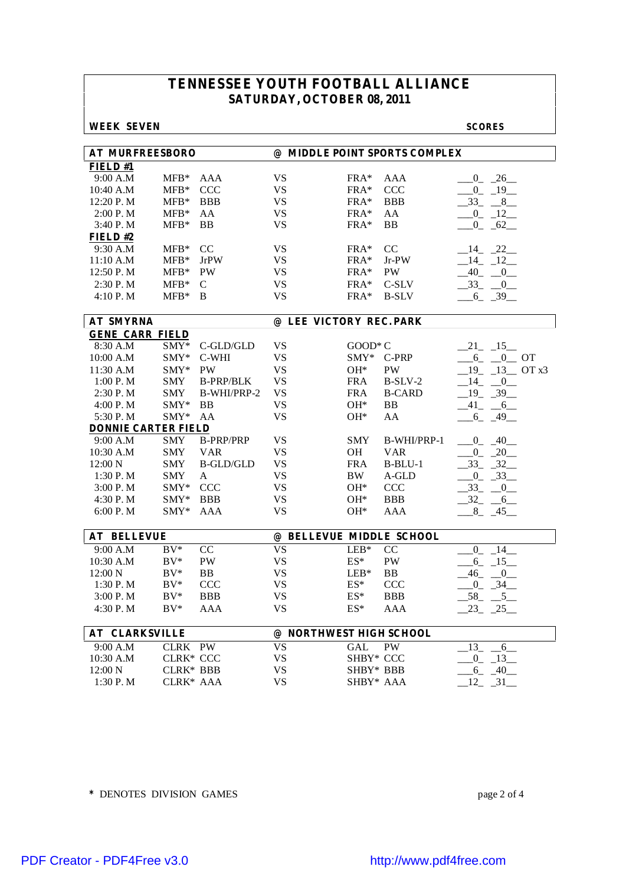# TENNESSEE YOUTH FOOTBALL ALLIANCE
## SATURDAY, OCTOBER 08, 2011

**WEEK SEVEN** — **SCORES**

### AT MURFREESBORO @ MIDDLE POINT SPORTS COMPLEX

**FIELD #1**

| Time | Team | Division | | Team | Division | Scores |
|---|---|---|---|---|---|---|
| 9:00 A.M | MFB* | AAA | VS | FRA* | AAA | 0 26 |
| 10:40 A.M | MFB* | CCC | VS | FRA* | CCC | 0 19 |
| 12:20 P. M | MFB* | BBB | VS | FRA* | BBB | 33 8 |
| 2:00 P. M | MFB* | AA | VS | FRA* | AA | 0 12 |
| 3:40 P. M | MFB* | BB | VS | FRA* | BB | 0 62 |

**FIELD #2**

| Time | Team | Division | | Team | Division | Scores |
|---|---|---|---|---|---|---|
| 9:30 A.M | MFB* | CC | VS | FRA* | CC | 14 22 |
| 11:10 A.M | MFB* | JrPW | VS | FRA* | Jr-PW | 14 12 |
| 12:50 P. M | MFB* | PW | VS | FRA* | PW | 40 0 |
| 2:30 P. M | MFB* | C | VS | FRA* | C-SLV | 33 0 |
| 4:10 P. M | MFB* | B | VS | FRA* | B-SLV | 6 39 |

### AT SMYRNA @ LEE VICTORY REC.PARK

**GENE CARR FIELD**

| Time | Team | Division | | Team | Division | Scores |
|---|---|---|---|---|---|---|
| 8:30 A.M | SMY* | C-GLD/GLD | VS | GOOD* | C | 21 15 |
| 10:00 A.M | SMY* | C-WHI | VS | SMY* | C-PRP | 6 0 OT |
| 11:30 A.M | SMY* | PW | VS | OH* | PW | 19 13 OT x3 |
| 1:00 P. M | SMY | B-PRP/BLK | VS | FRA | B-SLV-2 | 14 0 |
| 2:30 P. M | SMY | B-WHI/PRP-2 | VS | FRA | B-CARD | 19 39 |
| 4:00 P. M | SMY* | BB | VS | OH* | BB | 41 6 |
| 5:30 P. M | SMY* | AA | VS | OH* | AA | 6 49 |

**DONNIE CARTER FIELD**

| Time | Team | Division | | Team | Division | Scores |
|---|---|---|---|---|---|---|
| 9:00 A.M | SMY | B-PRP/PRP | VS | SMY | B-WHI/PRP-1 | 0 40 |
| 10:30 A.M | SMY | VAR | VS | OH | VAR | 0 20 |
| 12:00 N | SMY | B-GLD/GLD | VS | FRA | B-BLU-1 | 33 32 |
| 1:30 P. M | SMY | A | VS | BW | A-GLD | 0 33 |
| 3:00 P. M | SMY* | CCC | VS | OH* | CCC | 33 0 |
| 4:30 P. M | SMY* | BBB | VS | OH* | BBB | 32 6 |
| 6:00 P. M | SMY* | AAA | VS | OH* | AAA | 8 45 |

### AT BELLEVUE @ BELLEVUE MIDDLE SCHOOL

| Time | Team | Division | | Team | Division | Scores |
|---|---|---|---|---|---|---|
| 9:00 A.M | BV* | CC | VS | LEB* | CC | 0 14 |
| 10:30 A.M | BV* | PW | VS | ES* | PW | 6 15 |
| 12:00 N | BV* | BB | VS | LEB* | BB | 46 0 |
| 1:30 P. M | BV* | CCC | VS | ES* | CCC | 0 34 |
| 3:00 P. M | BV* | BBB | VS | ES* | BBB | 58 5 |
| 4:30 P. M | BV* | AAA | VS | ES* | AAA | 23 25 |

### AT CLARKSVILLE @ NORTHWEST HIGH SCHOOL

| Time | Team | Division | | Team | Division | Scores |
|---|---|---|---|---|---|---|
| 9:00 A.M | CLRK | PW | VS | GAL | PW | 13 6 |
| 10:30 A.M | CLRK* | CCC | VS | SHBY* | CCC | 0 13 |
| 12:00 N | CLRK* | BBB | VS | SHBY* | BBB | 6 40 |
| 1:30 P. M | CLRK* | AAA | VS | SHBY* | AAA | 12 31 |

\* DENOTES DIVISION GAMES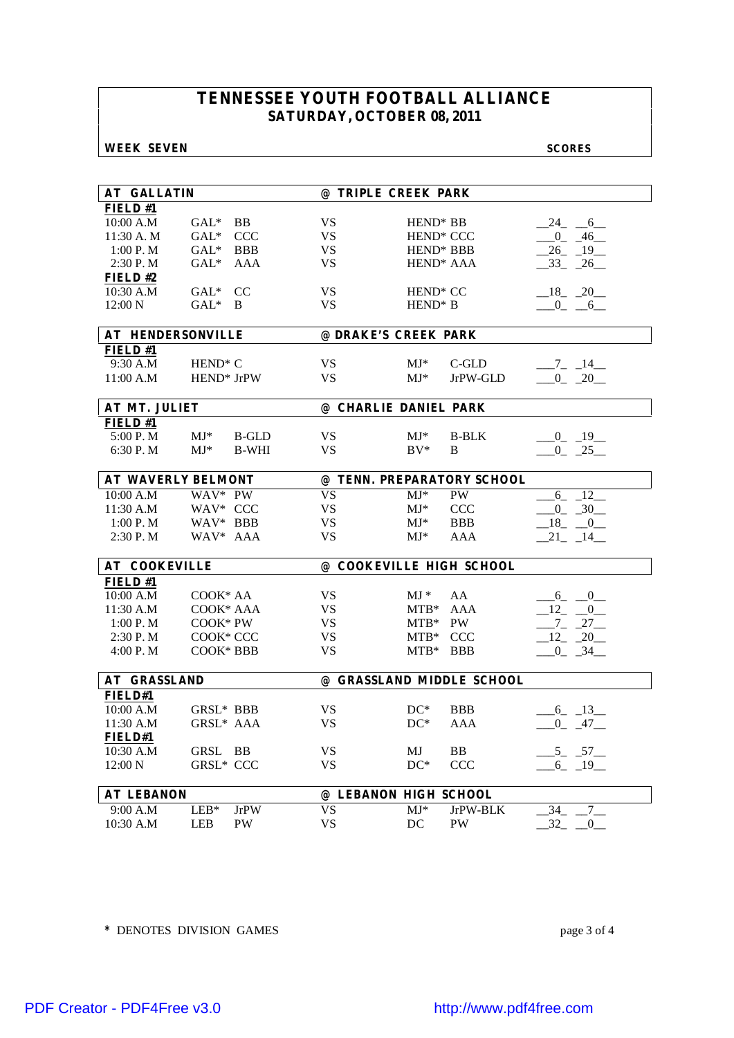# TENNESSEE YOUTH FOOTBALL ALLIANCE
## SATURDAY, OCTOBER 08, 2011

**WEEK SEVEN** | **SCORES**

### AT GALLATIN — @ TRIPLE CREEK PARK

**FIELD #1**

| Time | Home | | | Visitor | Scores |
|---|---|---|---|---|---|
| 10:00 A.M | GAL* | BB | VS | HEND* BB | 24 - 6 |
| 11:30 A. M | GAL* | CCC | VS | HEND* CCC | 0 - 46 |
| 1:00 P. M | GAL* | BBB | VS | HEND* BBB | 26 - 19 |
| 2:30 P. M | GAL* | AAA | VS | HEND* AAA | 33 - 26 |

**FIELD #2**

| Time | Home | | | Visitor | Scores |
|---|---|---|---|---|---|
| 10:30 A.M | GAL* | CC | VS | HEND* CC | 18 - 20 |
| 12:00 N | GAL* | B | VS | HEND* B | 0 - 6 |

### AT HENDERSONVILLE — @ DRAKE'S CREEK PARK

**FIELD #1**

| Time | Home | | Visitor | | Scores |
|---|---|---|---|---|---|
| 9:30 A.M | HEND* C | VS | MJ* | C-GLD | 7 - 14 |
| 11:00 A.M | HEND* JrPW | VS | MJ* | JrPW-GLD | 0 - 20 |

### AT MT. JULIET — @ CHARLIE DANIEL PARK

**FIELD #1**

| Time | Home | | | Visitor | | Scores |
|---|---|---|---|---|---|---|
| 5:00 P. M | MJ* | B-GLD | VS | MJ* | B-BLK | 0 - 19 |
| 6:30 P. M | MJ* | B-WHI | VS | BV* | B | 0 - 25 |

### AT WAVERLY BELMONT — @ TENN. PREPARATORY SCHOOL

| Time | Home | | | Visitor | | Scores |
|---|---|---|---|---|---|---|
| 10:00 A.M | WAV* | PW | VS | MJ* | PW | 6 - 12 |
| 11:30 A.M | WAV* | CCC | VS | MJ* | CCC | 0 - 30 |
| 1:00 P. M | WAV* | BBB | VS | MJ* | BBB | 18 - 0 |
| 2:30 P. M | WAV* | AAA | VS | MJ* | AAA | 21 - 14 |

### AT COOKEVILLE — @ COOKEVILLE HIGH SCHOOL

**FIELD #1**

| Time | Home | | Visitor | | Scores |
|---|---|---|---|---|---|
| 10:00 A.M | COOK* AA | VS | MJ * | AA | 6 - 0 |
| 11:30 A.M | COOK* AAA | VS | MTB* | AAA | 12 - 0 |
| 1:00 P. M | COOK* PW | VS | MTB* | PW | 7 - 27 |
| 2:30 P. M | COOK* CCC | VS | MTB* | CCC | 12 - 20 |
| 4:00 P. M | COOK* BBB | VS | MTB* | BBB | 0 - 34 |

### AT GRASSLAND — @ GRASSLAND MIDDLE SCHOOL

**FIELD#1**

| Time | Home | | | Visitor | | Scores |
|---|---|---|---|---|---|---|
| 10:00 A.M | GRSL* | BBB | VS | DC* | BBB | 6 - 13 |
| 11:30 A.M | GRSL* | AAA | VS | DC* | AAA | 0 - 47 |

**FIELD#1**

| Time | Home | | | Visitor | | Scores |
|---|---|---|---|---|---|---|
| 10:30 A.M | GRSL | BB | VS | MJ | BB | 5 - 57 |
| 12:00 N | GRSL* | CCC | VS | DC* | CCC | 6 - 19 |

### AT LEBANON — @ LEBANON HIGH SCHOOL

| Time | Home | | | Visitor | | Scores |
|---|---|---|---|---|---|---|
| 9:00 A.M | LEB* | JrPW | VS | MJ* | JrPW-BLK | 34 - 7 |
| 10:30 A.M | LEB | PW | VS | DC | PW | 32 - 0 |

\* DENOTES DIVISION GAMES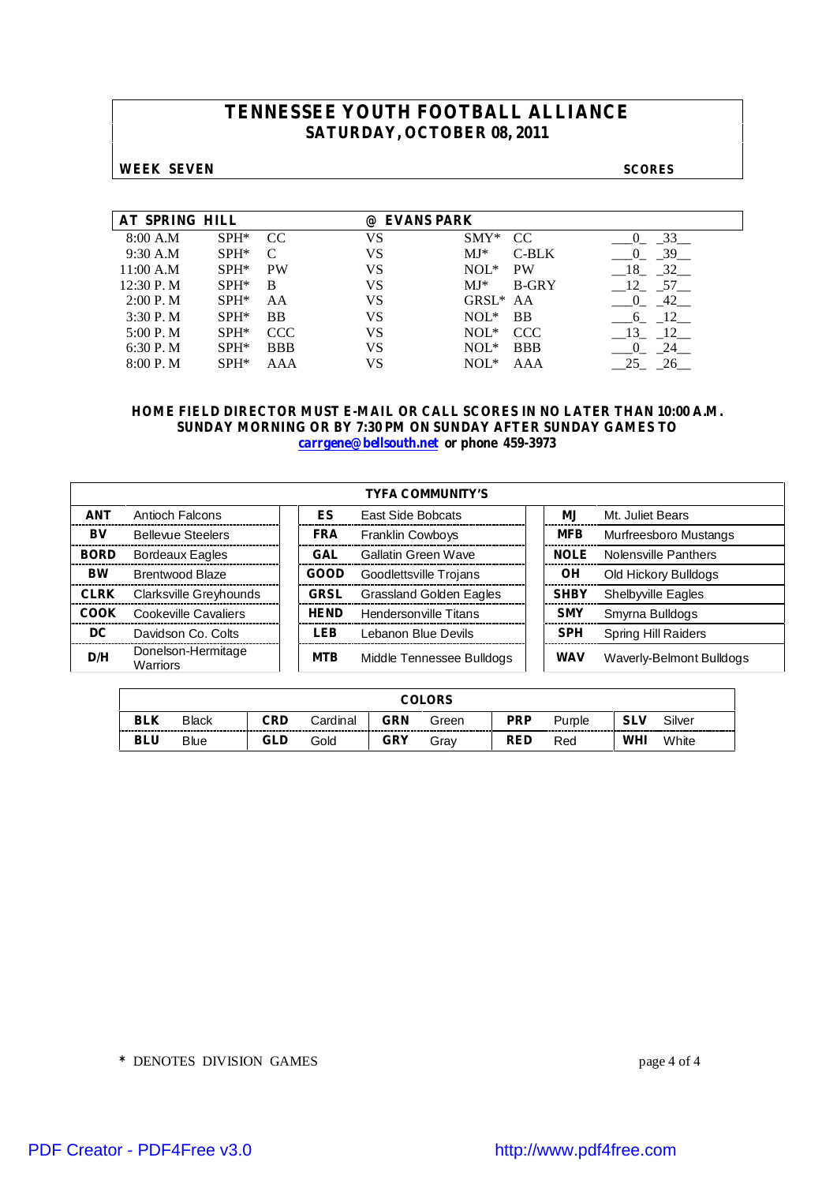# TENNESSEE YOUTH FOOTBALL ALLIANCE
## SATURDAY, OCTOBER 08, 2011

**WEEK SEVEN** — **SCORES**

| AT SPRING HILL | | | | @ EVANS PARK | | |
|---|---|---|---|---|---|---|
| 8:00 A.M | SPH* | CC | VS | SMY* | CC | 0 33 |
| 9:30 A.M | SPH* | C | VS | MJ* | C-BLK | 0 39 |
| 11:00 A.M | SPH* | PW | VS | NOL* | PW | 18 32 |
| 12:30 P. M | SPH* | B | VS | MJ* | B-GRY | 12 57 |
| 2:00 P. M | SPH* | AA | VS | GRSL* | AA | 0 42 |
| 3:30 P. M | SPH* | BB | VS | NOL* | BB | 6 12 |
| 5:00 P. M | SPH* | CCC | VS | NOL* | CCC | 13 12 |
| 6:30 P. M | SPH* | BBB | VS | NOL* | BBB | 0 24 |
| 8:00 P. M | SPH* | AAA | VS | NOL* | AAA | 25 26 |

**HOME FIELD DIRECTOR MUST E-MAIL OR CALL SCORES IN NO LATER THAN 10:00 A.M. SUNDAY MORNING OR BY 7:30 PM ON SUNDAY AFTER SUNDAY GAMES TO carrgene@bellsouth.net or phone 459-3973**

| TYFA COMMUNITY'S | | | | | |
|---|---|---|---|---|---|
| **ANT** | Antioch Falcons | **ES** | East Side Bobcats | **MJ** | Mt. Juliet Bears |
| **BV** | Bellevue Steelers | **FRA** | Franklin Cowboys | **MFB** | Murfreesboro Mustangs |
| **BORD** | Bordeaux Eagles | **GAL** | Gallatin Green Wave | **NOLE** | Nolensville Panthers |
| **BW** | Brentwood Blaze | **GOOD** | Goodlettsville Trojans | **OH** | Old Hickory Bulldogs |
| **CLRK** | Clarksville Greyhounds | **GRSL** | Grassland Golden Eagles | **SHBY** | Shelbyville Eagles |
| **COOK** | Cookeville Cavaliers | **HEND** | Hendersonville Titans | **SMY** | Smyrna Bulldogs |
| **DC** | Davidson Co. Colts | **LEB** | Lebanon Blue Devils | **SPH** | Spring Hill Raiders |
| **D/H** | Donelson-Hermitage Warriors | **MTB** | Middle Tennessee Bulldogs | **WAV** | Waverly-Belmont Bulldogs |

| COLORS | | | | | | | | | |
|---|---|---|---|---|---|---|---|---|---|
| **BLK** | Black | **CRD** | Cardinal | **GRN** | Green | **PRP** | Purple | **SLV** | Silver |
| **BLU** | Blue | **GLD** | Gold | **GRY** | Gray | **RED** | Red | **WHI** | White |

\* DENOTES DIVISION GAMES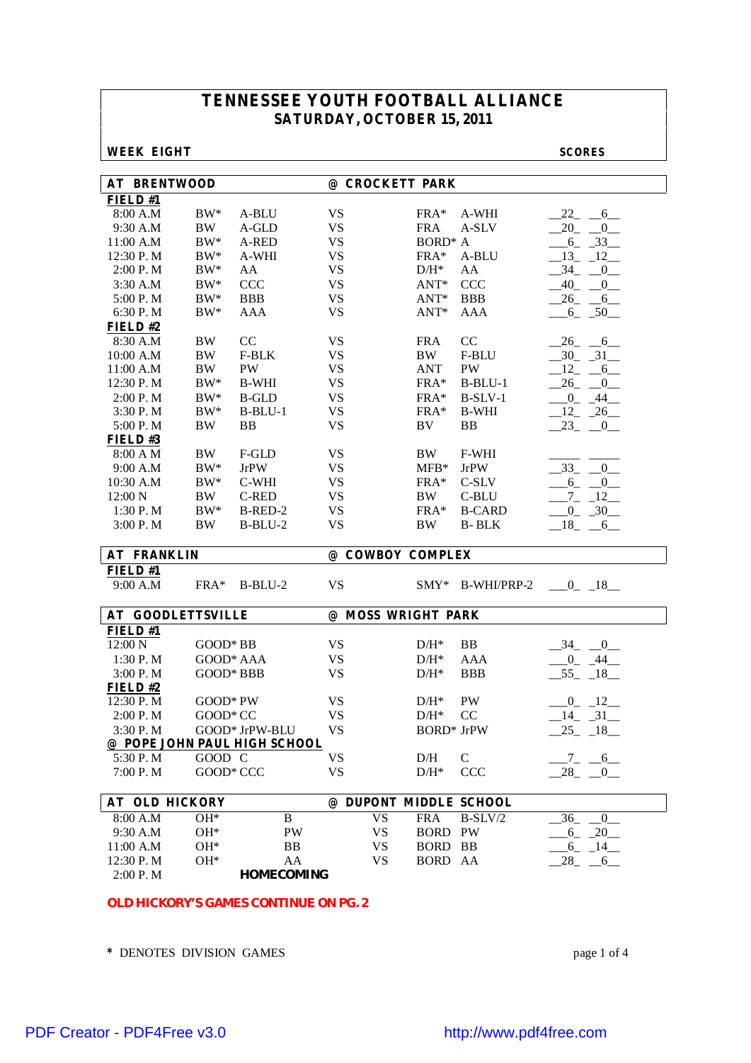# TENNESSEE YOUTH FOOTBALL ALLIANCE
## SATURDAY, OCTOBER 15, 2011

**WEEK EIGHT** | **SCORES**

### AT BRENTWOOD @ CROCKETT PARK

**FIELD #1**

| Time | Team | Div | | Team | Div | Scores |
|---|---|---|---|---|---|---|
| 8:00 A.M | BW* | A-BLU | VS | FRA* | A-WHI | 22 6 |
| 9:30 A.M | BW | A-GLD | VS | FRA | A-SLV | 20 0 |
| 11:00 A.M | BW* | A-RED | VS | BORD* | A | 6 33 |
| 12:30 P. M | BW* | A-WHI | VS | FRA* | A-BLU | 13 12 |
| 2:00 P. M | BW* | AA | VS | D/H* | AA | 34 0 |
| 3:30 A.M | BW* | CCC | VS | ANT* | CCC | 40 0 |
| 5:00 P. M | BW* | BBB | VS | ANT* | BBB | 26 6 |
| 6:30 P. M | BW* | AAA | VS | ANT* | AAA | 6 50 |

**FIELD #2**

| Time | Team | Div | | Team | Div | Scores |
|---|---|---|---|---|---|---|
| 8:30 A.M | BW | CC | VS | FRA | CC | 26 6 |
| 10:00 A.M | BW | F-BLK | VS | BW | F-BLU | 30 31 |
| 11:00 A.M | BW | PW | VS | ANT | PW | 12 6 |
| 12:30 P. M | BW* | B-WHI | VS | FRA* | B-BLU-1 | 26 0 |
| 2:00 P. M | BW* | B-GLD | VS | FRA* | B-SLV-1 | 0 44 |
| 3:30 P. M | BW* | B-BLU-1 | VS | FRA* | B-WHI | 12 26 |
| 5:00 P. M | BW | BB | VS | BV | BB | 23 0 |

**FIELD #3**

| Time | Team | Div | | Team | Div | Scores |
|---|---|---|---|---|---|---|
| 8:00 A M | BW | F-GLD | VS | BW | F-WHI | |
| 9:00 A.M | BW* | JrPW | VS | MFB* | JrPW | 33 0 |
| 10:30 A.M | BW* | C-WHI | VS | FRA* | C-SLV | 6 0 |
| 12:00 N | BW | C-RED | VS | BW | C-BLU | 7 12 |
| 1:30 P. M | BW* | B-RED-2 | VS | FRA* | B-CARD | 0 30 |
| 3:00 P. M | BW | B-BLU-2 | VS | BW | B- BLK | 18 6 |

### AT FRANKLIN @ COWBOY COMPLEX

**FIELD #1**

| Time | Team | Div | | Team | Div | Scores |
|---|---|---|---|---|---|---|
| 9:00 A.M | FRA* | B-BLU-2 | VS | SMY* | B-WHI/PRP-2 | 0 18 |

### AT GOODLETTSVILLE @ MOSS WRIGHT PARK

**FIELD #1**

| Time | Team | Div | | Team | Div | Scores |
|---|---|---|---|---|---|---|
| 12:00 N | GOOD* | BB | VS | D/H* | BB | 34 0 |
| 1:30 P. M | GOOD* | AAA | VS | D/H* | AAA | 0 44 |
| 3:00 P. M | GOOD* | BBB | VS | D/H* | BBB | 55 18 |

**FIELD #2**

| Time | Team | Div | | Team | Div | Scores |
|---|---|---|---|---|---|---|
| 12:30 P. M | GOOD* | PW | VS | D/H* | PW | 0 12 |
| 2:00 P. M | GOOD* | CC | VS | D/H* | CC | 14 31 |
| 3:30 P. M | GOOD* | JrPW-BLU | VS | BORD* | JrPW | 25 18 |

**@ POPE JOHN PAUL HIGH SCHOOL**

| Time | Team | Div | | Team | Div | Scores |
|---|---|---|---|---|---|---|
| 5:30 P. M | GOOD | C | VS | D/H | C | 7 6 |
| 7:00 P. M | GOOD* | CCC | VS | D/H* | CCC | 28 0 |

### AT OLD HICKORY @ DUPONT MIDDLE SCHOOL

| Time | Team | Div | | Team | Div | Scores |
|---|---|---|---|---|---|---|
| 8:00 A.M | OH* | B | VS | FRA | B-SLV/2 | 36 0 |
| 9:30 A.M | OH* | PW | VS | BORD | PW | 6 20 |
| 11:00 A.M | OH* | BB | VS | BORD | BB | 6 14 |
| 12:30 P. M | OH* | AA | VS | BORD | AA | 28 6 |
| 2:00 P. M | | **HOMECOMING** | | | | |

**OLD HICKORY'S GAMES CONTINUE ON PG. 2**

\* DENOTES DIVISION GAMES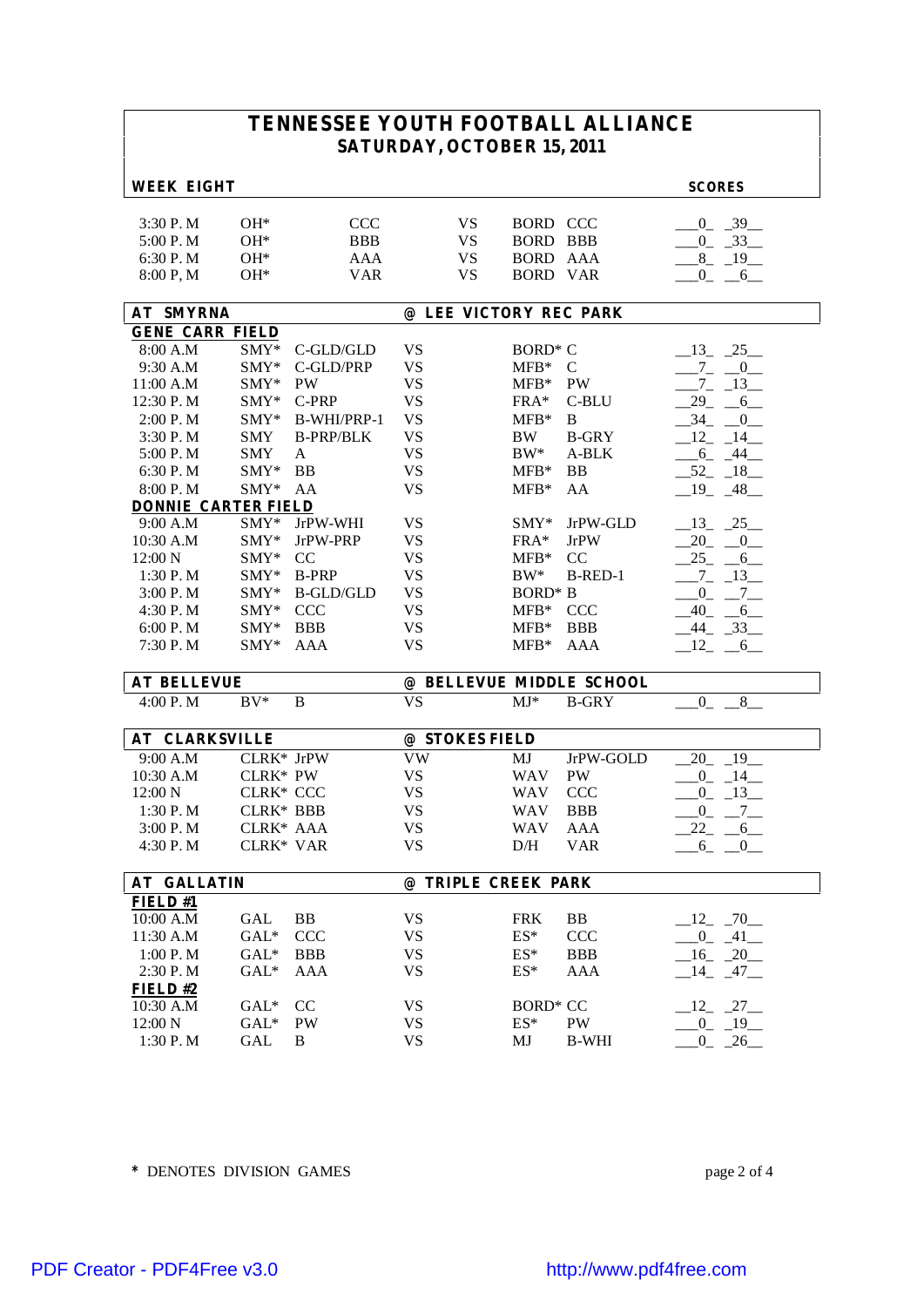# TENNESSEE YOUTH FOOTBALL ALLIANCE
## SATURDAY, OCTOBER 15, 2011

**WEEK EIGHT** — **SCORES**

| Time | Team | Division | | Opponent | Division | Score |
|---|---|---|---|---|---|---|
| 3:30 P. M | OH* | CCC | VS | BORD | CCC | 0 39 |
| 5:00 P. M | OH* | BBB | VS | BORD | BBB | 0 33 |
| 6:30 P. M | OH* | AAA | VS | BORD | AAA | 8 19 |
| 8:00 P, M | OH* | VAR | VS | BORD | VAR | 0 6 |

### AT SMYRNA @ LEE VICTORY REC PARK

**GENE CARR FIELD**

| Time | Team | Division | | Opponent | Division | Score |
|---|---|---|---|---|---|---|
| 8:00 A.M | SMY* | C-GLD/GLD | VS | BORD* | C | 13 25 |
| 9:30 A.M | SMY* | C-GLD/PRP | VS | MFB* | C | 7 0 |
| 11:00 A.M | SMY* | PW | VS | MFB* | PW | 7 13 |
| 12:30 P. M | SMY* | C-PRP | VS | FRA* | C-BLU | 29 6 |
| 2:00 P. M | SMY* | B-WHI/PRP-1 | VS | MFB* | B | 34 0 |
| 3:30 P. M | SMY | B-PRP/BLK | VS | BW | B-GRY | 12 14 |
| 5:00 P. M | SMY | A | VS | BW* | A-BLK | 6 44 |
| 6:30 P. M | SMY* | BB | VS | MFB* | BB | 52 18 |
| 8:00 P. M | SMY* | AA | VS | MFB* | AA | 19 48 |

**DONNIE CARTER FIELD**

| Time | Team | Division | | Opponent | Division | Score |
|---|---|---|---|---|---|---|
| 9:00 A.M | SMY* | JrPW-WHI | VS | SMY* | JrPW-GLD | 13 25 |
| 10:30 A.M | SMY* | JrPW-PRP | VS | FRA* | JrPW | 20 0 |
| 12:00 N | SMY* | CC | VS | MFB* | CC | 25 6 |
| 1:30 P. M | SMY* | B-PRP | VS | BW* | B-RED-1 | 7 13 |
| 3:00 P. M | SMY* | B-GLD/GLD | VS | BORD* | B | 0 7 |
| 4:30 P. M | SMY* | CCC | VS | MFB* | CCC | 40 6 |
| 6:00 P. M | SMY* | BBB | VS | MFB* | BBB | 44 33 |
| 7:30 P. M | SMY* | AAA | VS | MFB* | AAA | 12 6 |

### AT BELLEVUE @ BELLEVUE MIDDLE SCHOOL

| Time | Team | Division | | Opponent | Division | Score |
|---|---|---|---|---|---|---|
| 4:00 P. M | BV* | B | VS | MJ* | B-GRY | 0 8 |

### AT CLARKSVILLE @ STOKES FIELD

| Time | Team | Division | | Opponent | Division | Score |
|---|---|---|---|---|---|---|
| 9:00 A.M | CLRK* | JrPW | VW | MJ | JrPW-GOLD | 20 19 |
| 10:30 A.M | CLRK* | PW | VS | WAV | PW | 0 14 |
| 12:00 N | CLRK* | CCC | VS | WAV | CCC | 0 13 |
| 1:30 P. M | CLRK* | BBB | VS | WAV | BBB | 0 7 |
| 3:00 P. M | CLRK* | AAA | VS | WAV | AAA | 22 6 |
| 4:30 P. M | CLRK* | VAR | VS | D/H | VAR | 6 0 |

### AT GALLATIN @ TRIPLE CREEK PARK

**FIELD #1**

| Time | Team | Division | | Opponent | Division | Score |
|---|---|---|---|---|---|---|
| 10:00 A.M | GAL | BB | VS | FRK | BB | 12 70 |
| 11:30 A.M | GAL* | CCC | VS | ES* | CCC | 0 41 |
| 1:00 P. M | GAL* | BBB | VS | ES* | BBB | 16 20 |
| 2:30 P. M | GAL* | AAA | VS | ES* | AAA | 14 47 |

**FIELD #2**

| Time | Team | Division | | Opponent | Division | Score |
|---|---|---|---|---|---|---|
| 10:30 A.M | GAL* | CC | VS | BORD* | CC | 12 27 |
| 12:00 N | GAL* | PW | VS | ES* | PW | 0 19 |
| 1:30 P. M | GAL | B | VS | MJ | B-WHI | 0 26 |

\* DENOTES DIVISION GAMES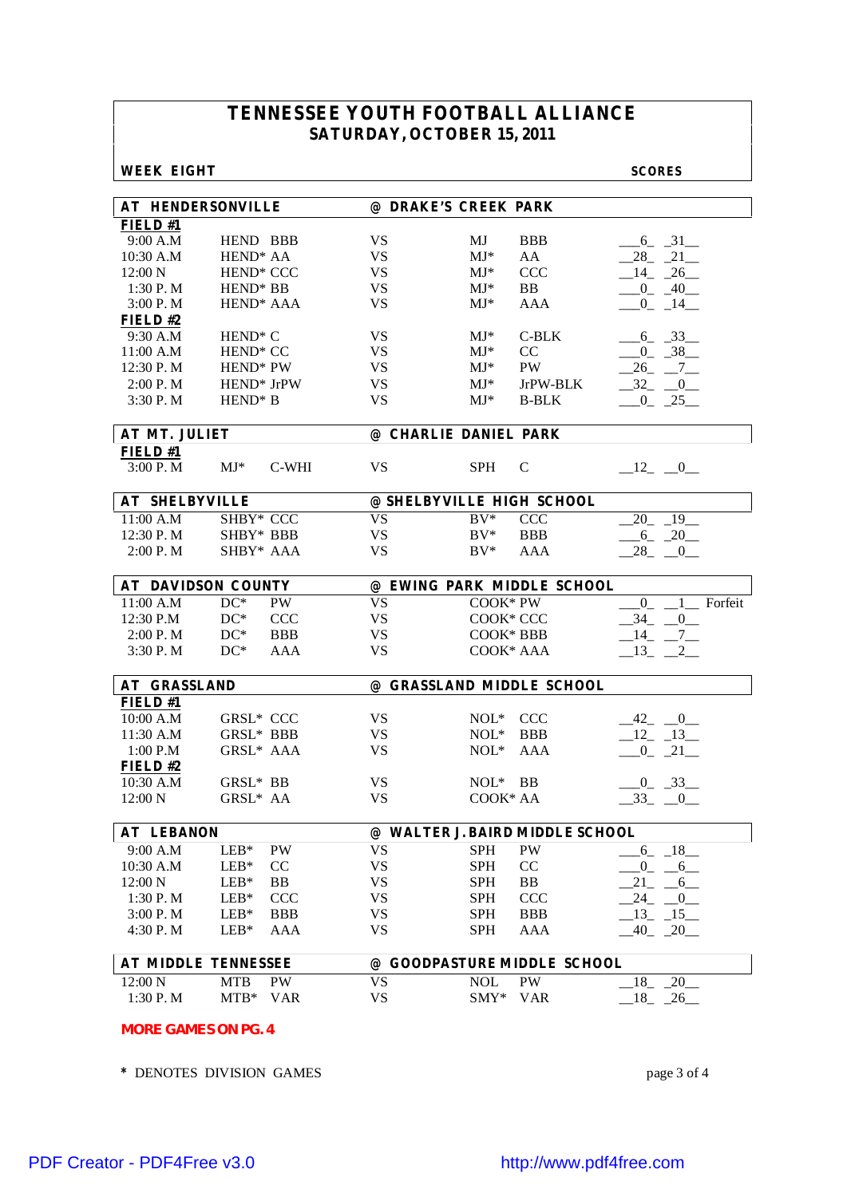# TENNESSEE YOUTH FOOTBALL ALLIANCE
## SATURDAY, OCTOBER 15, 2011

**WEEK EIGHT** — **SCORES**

### AT HENDERSONVILLE — @ DRAKE'S CREEK PARK

**FIELD #1**

| Time | Home | | | Visitor | | Scores |
|---|---|---|---|---|---|---|
| 9:00 A.M | HEND | BBB | VS | MJ | BBB | 6 31 |
| 10:30 A.M | HEND* | AA | VS | MJ* | AA | 28 21 |
| 12:00 N | HEND* | CCC | VS | MJ* | CCC | 14 26 |
| 1:30 P. M | HEND* | BB | VS | MJ* | BB | 0 40 |
| 3:00 P. M | HEND* | AAA | VS | MJ* | AAA | 0 14 |

**FIELD #2**

| Time | Home | | | Visitor | | Scores |
|---|---|---|---|---|---|---|
| 9:30 A.M | HEND* | C | VS | MJ* | C-BLK | 6 33 |
| 11:00 A.M | HEND* | CC | VS | MJ* | CC | 0 38 |
| 12:30 P. M | HEND* | PW | VS | MJ* | PW | 26 7 |
| 2:00 P. M | HEND* | JrPW | VS | MJ* | JrPW-BLK | 32 0 |
| 3:30 P. M | HEND* | B | VS | MJ* | B-BLK | 0 25 |

### AT MT. JULIET — @ CHARLIE DANIEL PARK

**FIELD #1**

| Time | Home | | | Visitor | | Scores |
|---|---|---|---|---|---|---|
| 3:00 P. M | MJ* | C-WHI | VS | SPH | C | 12 0 |

### AT SHELBYVILLE — @ SHELBYVILLE HIGH SCHOOL

| Time | Home | | | Visitor | | Scores |
|---|---|---|---|---|---|---|
| 11:00 A.M | SHBY* | CCC | VS | BV* | CCC | 20 19 |
| 12:30 P. M | SHBY* | BBB | VS | BV* | BBB | 6 20 |
| 2:00 P. M | SHBY* | AAA | VS | BV* | AAA | 28 0 |

### AT DAVIDSON COUNTY — @ EWING PARK MIDDLE SCHOOL

| Time | Home | | | Visitor | | Scores |
|---|---|---|---|---|---|---|
| 11:00 A.M | DC* | PW | VS | COOK* | PW | 0 1 Forfeit |
| 12:30 P.M | DC* | CCC | VS | COOK* | CCC | 34 0 |
| 2:00 P. M | DC* | BBB | VS | COOK* | BBB | 14 7 |
| 3:30 P. M | DC* | AAA | VS | COOK* | AAA | 13 2 |

### AT GRASSLAND — @ GRASSLAND MIDDLE SCHOOL

**FIELD #1**

| Time | Home | | | Visitor | | Scores |
|---|---|---|---|---|---|---|
| 10:00 A.M | GRSL* | CCC | VS | NOL* | CCC | 42 0 |
| 11:30 A.M | GRSL* | BBB | VS | NOL* | BBB | 12 13 |
| 1:00 P.M | GRSL* | AAA | VS | NOL* | AAA | 0 21 |

**FIELD #2**

| Time | Home | | | Visitor | | Scores |
|---|---|---|---|---|---|---|
| 10:30 A.M | GRSL* | BB | VS | NOL* | BB | 0 33 |
| 12:00 N | GRSL* | AA | VS | COOK* | AA | 33 0 |

### AT LEBANON — @ WALTER J. BAIRD MIDDLE SCHOOL

| Time | Home | | | Visitor | | Scores |
|---|---|---|---|---|---|---|
| 9:00 A.M | LEB* | PW | VS | SPH | PW | 6 18 |
| 10:30 A.M | LEB* | CC | VS | SPH | CC | 0 6 |
| 12:00 N | LEB* | BB | VS | SPH | BB | 21 6 |
| 1:30 P. M | LEB* | CCC | VS | SPH | CCC | 24 0 |
| 3:00 P. M | LEB* | BBB | VS | SPH | BBB | 13 15 |
| 4:30 P. M | LEB* | AAA | VS | SPH | AAA | 40 20 |

### AT MIDDLE TENNESSEE — @ GOODPASTURE MIDDLE SCHOOL

| Time | Home | | | Visitor | | Scores |
|---|---|---|---|---|---|---|
| 12:00 N | MTB | PW | VS | NOL | PW | 18 20 |
| 1:30 P. M | MTB* | VAR | VS | SMY* | VAR | 18 26 |

**MORE GAMES ON PG. 4**

\* DENOTES DIVISION GAMES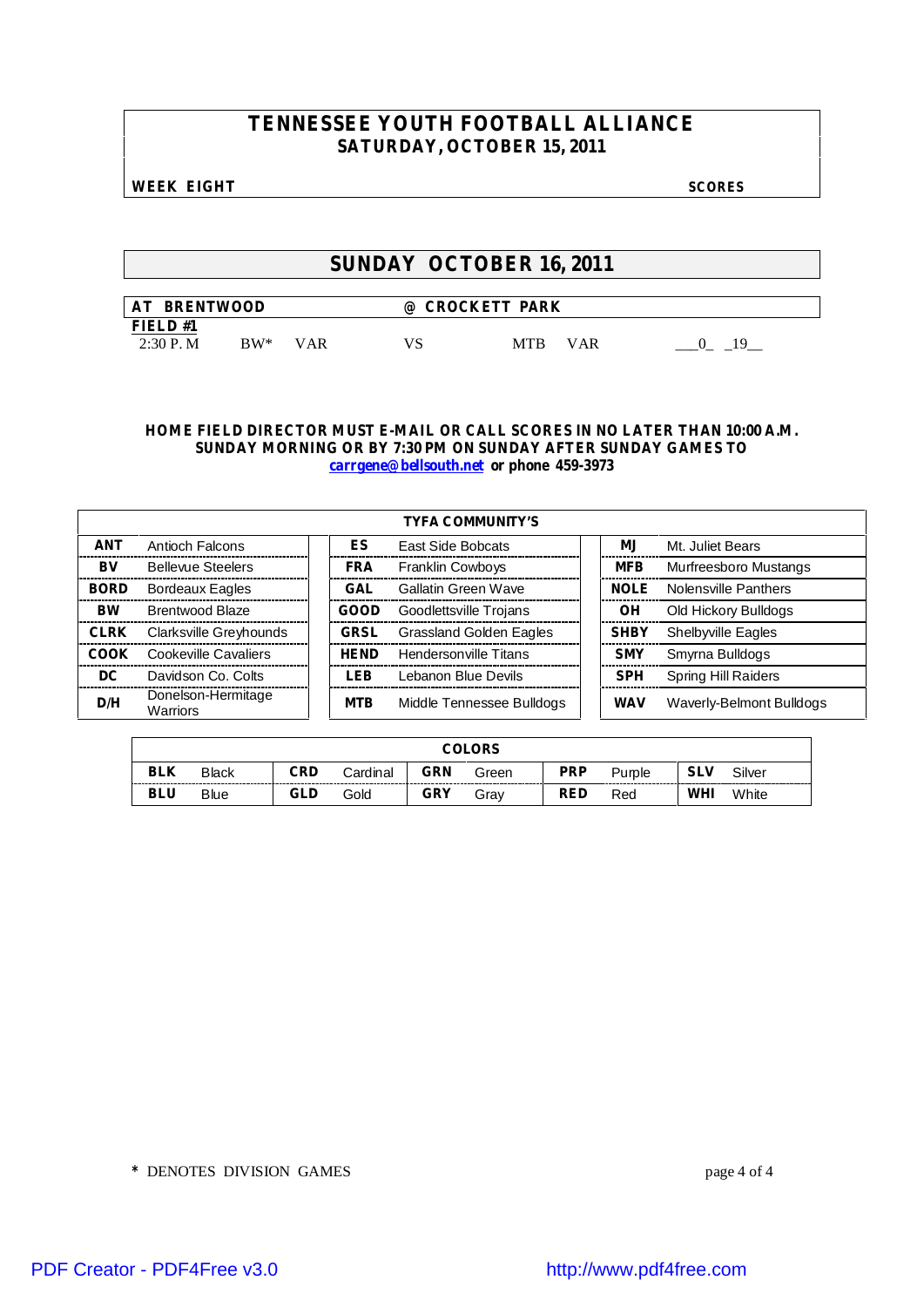# TENNESSEE YOUTH FOOTBALL ALLIANCE
## SATURDAY, OCTOBER 15, 2011

**WEEK EIGHT** **SCORES**

## SUNDAY OCTOBER 16, 2011

| AT BRENTWOOD | | | | @ CROCKETT PARK | | |
|---|---|---|---|---|---|---|
| **FIELD #1** | | | | | | |
| 2:30 P. M | BW* | VAR | VS | MTB | VAR | ___0_ _19__ |

**HOME FIELD DIRECTOR MUST E-MAIL OR CALL SCORES IN NO LATER THAN 10:00 A.M. SUNDAY MORNING OR BY 7:30 PM ON SUNDAY AFTER SUNDAY GAMES TO carrgene@bellsouth.net or phone 459-3973**

| TYFA COMMUNITY'S | | | | | |
|---|---|---|---|---|---|
| **ANT** | Antioch Falcons | **ES** | East Side Bobcats | **MJ** | Mt. Juliet Bears |
| **BV** | Bellevue Steelers | **FRA** | Franklin Cowboys | **MFB** | Murfreesboro Mustangs |
| **BORD** | Bordeaux Eagles | **GAL** | Gallatin Green Wave | **NOLE** | Nolensville Panthers |
| **BW** | Brentwood Blaze | **GOOD** | Goodlettsville Trojans | **OH** | Old Hickory Bulldogs |
| **CLRK** | Clarksville Greyhounds | **GRSL** | Grassland Golden Eagles | **SHBY** | Shelbyville Eagles |
| **COOK** | Cookeville Cavaliers | **HEND** | Hendersonville Titans | **SMY** | Smyrna Bulldogs |
| **DC** | Davidson Co. Colts | **LEB** | Lebanon Blue Devils | **SPH** | Spring Hill Raiders |
| **D/H** | Donelson-Hermitage Warriors | **MTB** | Middle Tennessee Bulldogs | **WAV** | Waverly-Belmont Bulldogs |

| COLORS | | | | | | | | | |
|---|---|---|---|---|---|---|---|---|---|
| **BLK** | Black | **CRD** | Cardinal | **GRN** | Green | **PRP** | Purple | **SLV** | Silver |
| **BLU** | Blue | **GLD** | Gold | **GRY** | Gray | **RED** | Red | **WHI** | White |

\* DENOTES DIVISION GAMES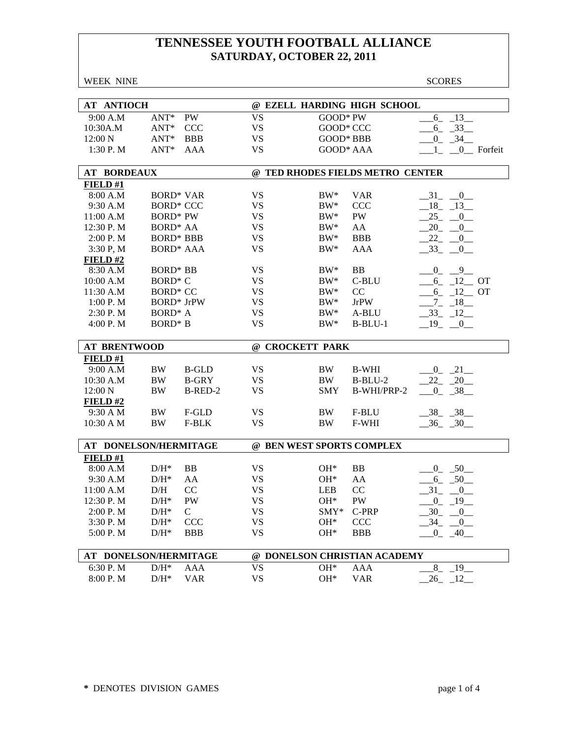# TENNESSEE YOUTH FOOTBALL ALLIANCE
## SATURDAY, OCTOBER 22, 2011

WEEK NINE SCORES

| AT ANTIOCH | | | @ EZELL HARDING HIGH SCHOOL | | | |
|---|---|---|---|---|---|---|
| 9:00 A.M | ANT* | PW | VS | GOOD* | PW | 6 13 |
| 10:30A.M | ANT* | CCC | VS | GOOD* | CCC | 6 33 |
| 12:00 N | ANT* | BBB | VS | GOOD* | BBB | 0 34 |
| 1:30 P. M | ANT* | AAA | VS | GOOD* | AAA | 1 0 Forfeit |

| AT BORDEAUX | | | @ TED RHODES FIELDS METRO CENTER | | | |
|---|---|---|---|---|---|---|
| **FIELD #1** | | | | | | |
| 8:00 A.M | BORD* | VAR | VS | BW* | VAR | 31 0 |
| 9:30 A.M | BORD* | CCC | VS | BW* | CCC | 18 13 |
| 11:00 A.M | BORD* | PW | VS | BW* | PW | 25 0 |
| 12:30 P. M | BORD* | AA | VS | BW* | AA | 20 0 |
| 2:00 P. M | BORD* | BBB | VS | BW* | BBB | 22 0 |
| 3:30 P, M | BORD* | AAA | VS | BW* | AAA | 33 0 |
| **FIELD #2** | | | | | | |
| 8:30 A.M | BORD* | BB | VS | BW* | BB | 0 9 |
| 10:00 A.M | BORD* | C | VS | BW* | C-BLU | 6 12 OT |
| 11:30 A.M | BORD* | CC | VS | BW* | CC | 6 12 OT |
| 1:00 P. M | BORD* | JrPW | VS | BW* | JrPW | 7 18 |
| 2:30 P. M | BORD* | A | VS | BW* | A-BLU | 33 12 |
| 4:00 P. M | BORD* | B | VS | BW* | B-BLU-1 | 19 0 |

| AT BRENTWOOD | | | @ CROCKETT PARK | | | |
|---|---|---|---|---|---|---|
| **FIELD #1** | | | | | | |
| 9:00 A.M | BW | B-GLD | VS | BW | B-WHI | 0 21 |
| 10:30 A.M | BW | B-GRY | VS | BW | B-BLU-2 | 22 20 |
| 12:00 N | BW | B-RED-2 | VS | SMY | B-WHI/PRP-2 | 0 38 |
| **FIELD #2** | | | | | | |
| 9:30 A M | BW | F-GLD | VS | BW | F-BLU | 38 38 |
| 10:30 A M | BW | F-BLK | VS | BW | F-WHI | 36 30 |

| AT DONELSON/HERMITAGE | | | @ BEN WEST SPORTS COMPLEX | | | |
|---|---|---|---|---|---|---|
| **FIELD #1** | | | | | | |
| 8:00 A.M | D/H* | BB | VS | OH* | BB | 0 50 |
| 9:30 A.M | D/H* | AA | VS | OH* | AA | 6 50 |
| 11:00 A.M | D/H | CC | VS | LEB | CC | 31 0 |
| 12:30 P. M | D/H* | PW | VS | OH* | PW | 0 19 |
| 2:00 P. M | D/H* | C | VS | SMY* | C-PRP | 30 0 |
| 3:30 P. M | D/H* | CCC | VS | OH* | CCC | 34 0 |
| 5:00 P. M | D/H* | BBB | VS | OH* | BBB | 0 40 |

| AT DONELSON/HERMITAGE | | | @ DONELSON CHRISTIAN ACADEMY | | | |
|---|---|---|---|---|---|---|
| 6:30 P. M | D/H* | AAA | VS | OH* | AAA | 8 19 |
| 8:00 P. M | D/H* | VAR | VS | OH* | VAR | 26 12 |

* DENOTES DIVISION GAMES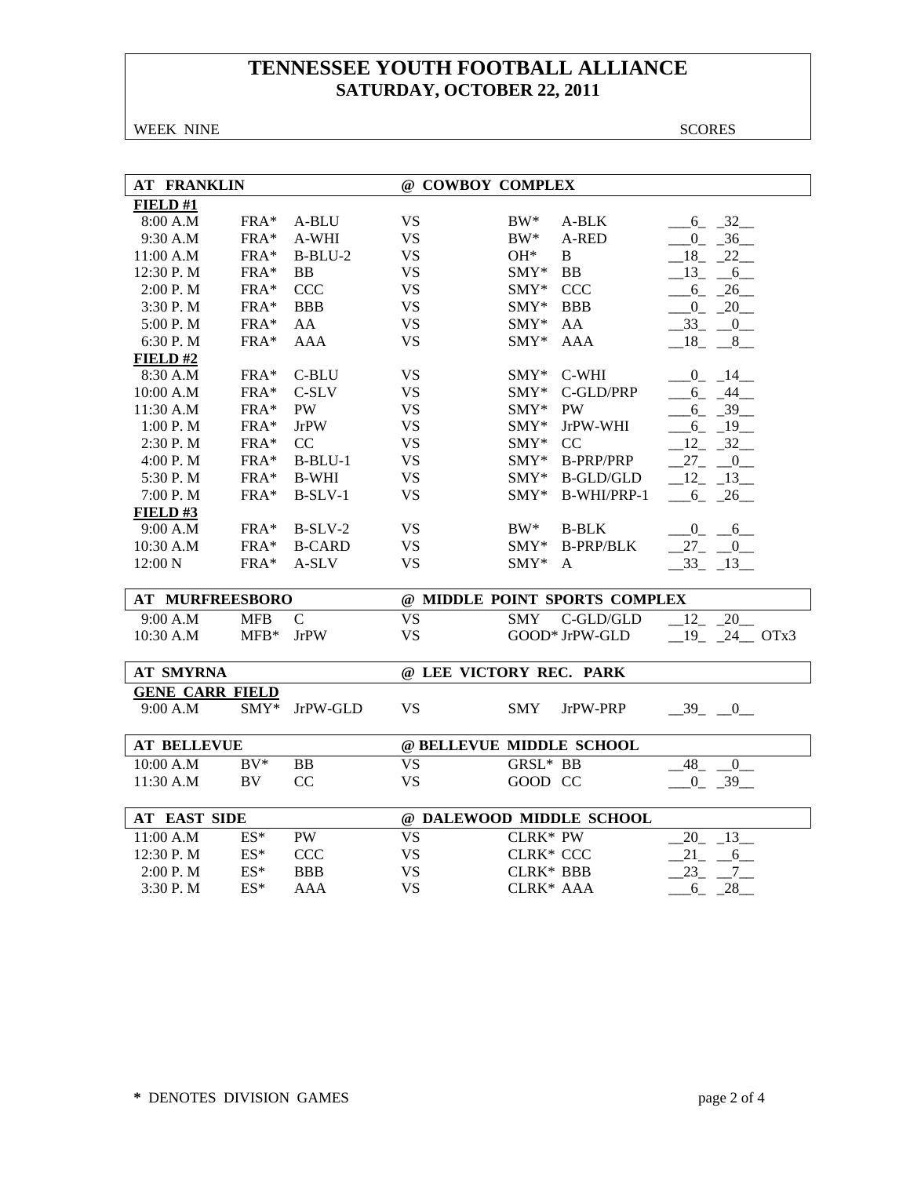# TENNESSEE YOUTH FOOTBALL ALLIANCE
## SATURDAY, OCTOBER 22, 2011

WEEK NINE | SCORES

| AT FRANKLIN | | | @ COWBOY COMPLEX | | | |
|---|---|---|---|---|---|---|
| **FIELD #1** | | | | | | |
| 8:00 A.M | FRA* | A-BLU | VS | BW* | A-BLK | 6 32 |
| 9:30 A.M | FRA* | A-WHI | VS | BW* | A-RED | 0 36 |
| 11:00 A.M | FRA* | B-BLU-2 | VS | OH* | B | 18 22 |
| 12:30 P. M | FRA* | BB | VS | SMY* | BB | 13 6 |
| 2:00 P. M | FRA* | CCC | VS | SMY* | CCC | 6 26 |
| 3:30 P. M | FRA* | BBB | VS | SMY* | BBB | 0 20 |
| 5:00 P. M | FRA* | AA | VS | SMY* | AA | 33 0 |
| 6:30 P. M | FRA* | AAA | VS | SMY* | AAA | 18 8 |
| **FIELD #2** | | | | | | |
| 8:30 A.M | FRA* | C-BLU | VS | SMY* | C-WHI | 0 14 |
| 10:00 A.M | FRA* | C-SLV | VS | SMY* | C-GLD/PRP | 6 44 |
| 11:30 A.M | FRA* | PW | VS | SMY* | PW | 6 39 |
| 1:00 P. M | FRA* | JrPW | VS | SMY* | JrPW-WHI | 6 19 |
| 2:30 P. M | FRA* | CC | VS | SMY* | CC | 12 32 |
| 4:00 P. M | FRA* | B-BLU-1 | VS | SMY* | B-PRP/PRP | 27 0 |
| 5:30 P. M | FRA* | B-WHI | VS | SMY* | B-GLD/GLD | 12 13 |
| 7:00 P. M | FRA* | B-SLV-1 | VS | SMY* | B-WHI/PRP-1 | 6 26 |
| **FIELD #3** | | | | | | |
| 9:00 A.M | FRA* | B-SLV-2 | VS | BW* | B-BLK | 0 6 |
| 10:30 A.M | FRA* | B-CARD | VS | SMY* | B-PRP/BLK | 27 0 |
| 12:00 N | FRA* | A-SLV | VS | SMY* | A | 33 13 |

| AT MURFREESBORO | | | @ MIDDLE POINT SPORTS COMPLEX | | | |
|---|---|---|---|---|---|---|
| 9:00 A.M | MFB | C | VS | SMY | C-GLD/GLD | 12 20 |
| 10:30 A.M | MFB* | JrPW | VS | GOOD* | JrPW-GLD | 19 24 OTx3 |

| AT SMYRNA | | | @ LEE VICTORY REC. PARK | | | |
|---|---|---|---|---|---|---|
| **GENE CARR FIELD** | | | | | | |
| 9:00 A.M | SMY* | JrPW-GLD | VS | SMY | JrPW-PRP | 39 0 |

| AT BELLEVUE | | | @ BELLEVUE MIDDLE SCHOOL | | | |
|---|---|---|---|---|---|---|
| 10:00 A.M | BV* | BB | VS | GRSL* | BB | 48 0 |
| 11:30 A.M | BV | CC | VS | GOOD | CC | 0 39 |

| AT EAST SIDE | | | @ DALEWOOD MIDDLE SCHOOL | | | |
|---|---|---|---|---|---|---|
| 11:00 A.M | ES* | PW | VS | CLRK* | PW | 20 13 |
| 12:30 P. M | ES* | CCC | VS | CLRK* | CCC | 21 6 |
| 2:00 P. M | ES* | BBB | VS | CLRK* | BBB | 23 7 |
| 3:30 P. M | ES* | AAA | VS | CLRK* | AAA | 6 28 |

**\*** DENOTES DIVISION GAMES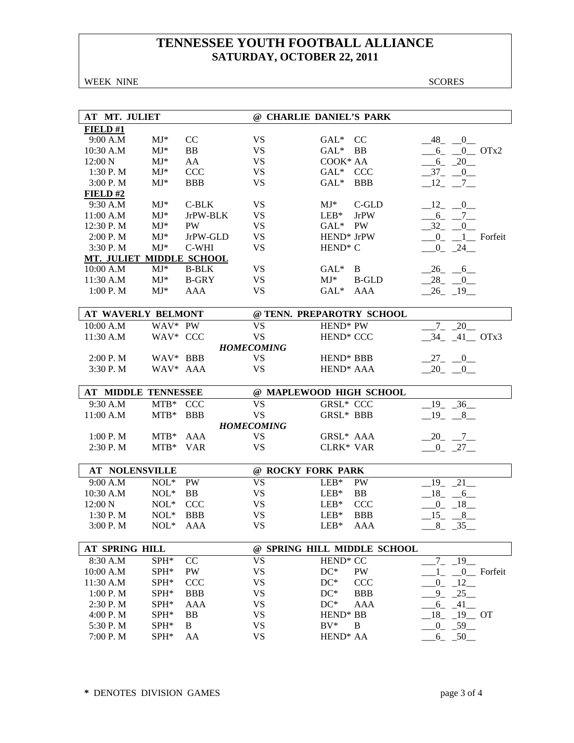# TENNESSEE YOUTH FOOTBALL ALLIANCE
## SATURDAY, OCTOBER 22, 2011

WEEK NINE | SCORES

### AT MT. JULIET @ CHARLIE DANIEL'S PARK

| Time | Team | Div | | Team | Div | Score |
|---|---|---|---|---|---|---|
| **FIELD #1** | | | | | | |
| 9:00 A.M | MJ* | CC | VS | GAL* | CC | 48 0 |
| 10:30 A.M | MJ* | BB | VS | GAL* | BB | 6 0 OTx2 |
| 12:00 N | MJ* | AA | VS | COOK* | AA | 6 20 |
| 1:30 P. M | MJ* | CCC | VS | GAL* | CCC | 37 0 |
| 3:00 P. M | MJ* | BBB | VS | GAL* | BBB | 12 7 |
| **FIELD #2** | | | | | | |
| 9:30 A.M | MJ* | C-BLK | VS | MJ* | C-GLD | 12 0 |
| 11:00 A.M | MJ* | JrPW-BLK | VS | LEB* | JrPW | 6 7 |
| 12:30 P. M | MJ* | PW | VS | GAL* | PW | 32 0 |
| 2:00 P. M | MJ* | JrPW-GLD | VS | HEND* | JrPW | 0 1 Forfeit |
| 3:30 P. M | MJ* | C-WHI | VS | HEND* | C | 0 24 |
| **MT. JULIET MIDDLE SCHOOL** | | | | | | |
| 10:00 A.M | MJ* | B-BLK | VS | GAL* | B | 26 6 |
| 11:30 A.M | MJ* | B-GRY | VS | MJ* | B-GLD | 28 0 |
| 1:00 P. M | MJ* | AAA | VS | GAL* | AAA | 26 19 |

### AT WAVERLY BELMONT @ TENN. PREPAROTRY SCHOOL

| Time | Team | Div | | Team | Div | Score |
|---|---|---|---|---|---|---|
| 10:00 A.M | WAV* | PW | VS | HEND* | PW | 7 20 |
| 11:30 A.M | WAV* | CCC | VS | HEND* | CCC | 34 41 OTx3 |
| | | | ***HOMECOMING*** | | | |
| 2:00 P. M | WAV* | BBB | VS | HEND* | BBB | 27 0 |
| 3:30 P. M | WAV* | AAA | VS | HEND* | AAA | 20 0 |

### AT MIDDLE TENNESSEE @ MAPLEWOOD HIGH SCHOOL

| Time | Team | Div | | Team | Div | Score |
|---|---|---|---|---|---|---|
| 9:30 A.M | MTB* | CCC | VS | GRSL* | CCC | 19 36 |
| 11:00 A.M | MTB* | BBB | VS | GRSL* | BBB | 19 8 |
| | | | ***HOMECOMING*** | | | |
| 1:00 P. M | MTB* | AAA | VS | GRSL* | AAA | 20 7 |
| 2:30 P. M | MTB* | VAR | VS | CLRK* | VAR | 0 27 |

### AT NOLENSVILLE @ ROCKY FORK PARK

| Time | Team | Div | | Team | Div | Score |
|---|---|---|---|---|---|---|
| 9:00 A.M | NOL* | PW | VS | LEB* | PW | 19 21 |
| 10:30 A.M | NOL* | BB | VS | LEB* | BB | 18 6 |
| 12:00 N | NOL* | CCC | VS | LEB* | CCC | 0 18 |
| 1:30 P. M | NOL* | BBB | VS | LEB* | BBB | 15 8 |
| 3:00 P. M | NOL* | AAA | VS | LEB* | AAA | 8 35 |

### AT SPRING HILL @ SPRING HILL MIDDLE SCHOOL

| Time | Team | Div | | Team | Div | Score |
|---|---|---|---|---|---|---|
| 8:30 A.M | SPH* | CC | VS | HEND* | CC | 7 19 |
| 10:00 A.M | SPH* | PW | VS | DC* | PW | 1 0 Forfeit |
| 11:30 A.M | SPH* | CCC | VS | DC* | CCC | 0 12 |
| 1:00 P. M | SPH* | BBB | VS | DC* | BBB | 9 25 |
| 2:30 P. M | SPH* | AAA | VS | DC* | AAA | 6 41 |
| 4:00 P. M | SPH* | BB | VS | HEND* | BB | 18 19 OT |
| 5:30 P. M | SPH* | B | VS | BV* | B | 0 59 |
| 7:00 P. M | SPH* | AA | VS | HEND* | AA | 6 50 |

**\*** DENOTES DIVISION GAMES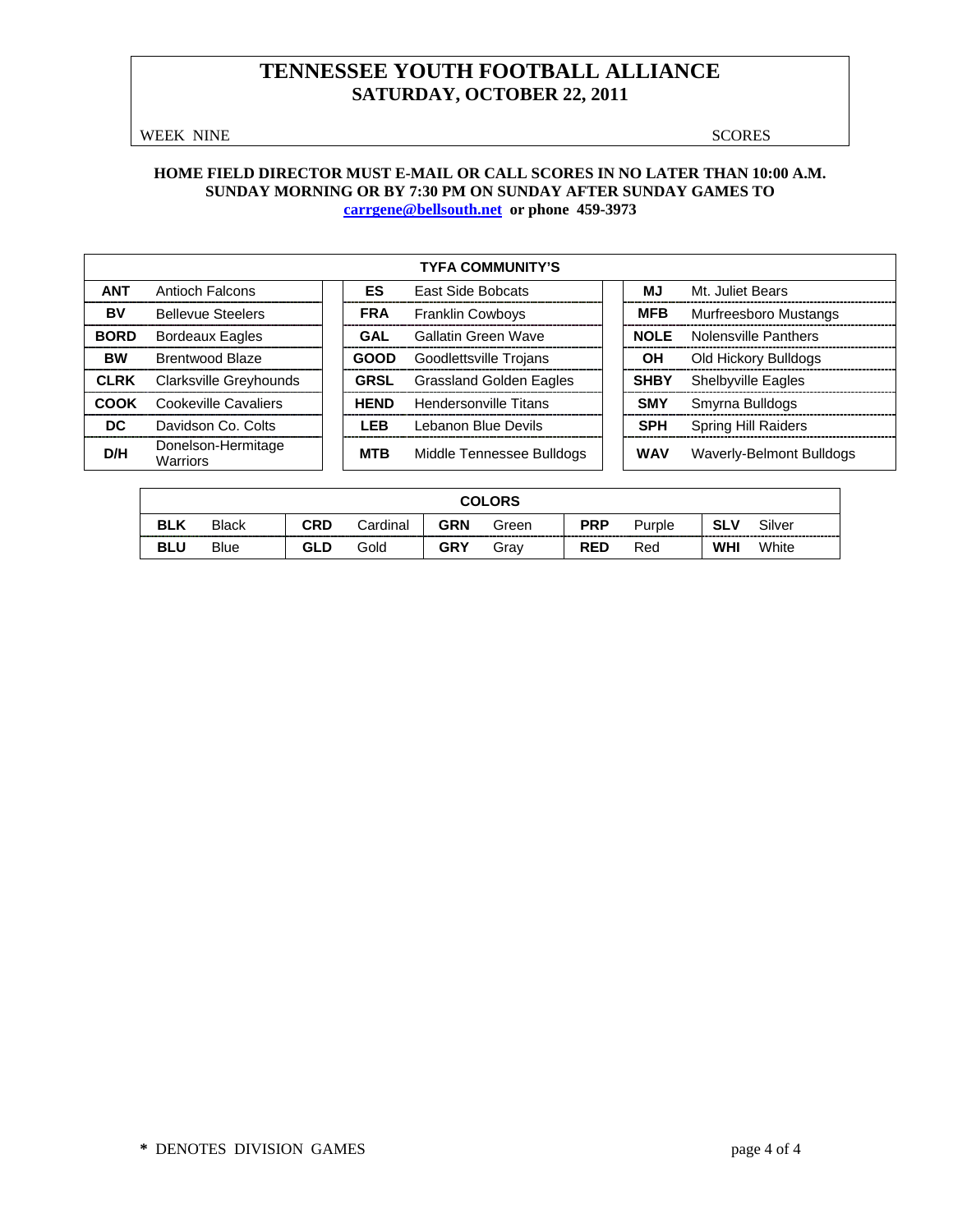# TENNESSEE YOUTH FOOTBALL ALLIANCE
## SATURDAY, OCTOBER 22, 2011

WEEK NINE SCORES

**HOME FIELD DIRECTOR MUST E-MAIL OR CALL SCORES IN NO LATER THAN 10:00 A.M. SUNDAY MORNING OR BY 7:30 PM ON SUNDAY AFTER SUNDAY GAMES TO carrgene@bellsouth.net or phone 459-3973**

| TYFA COMMUNITY'S | | | | | |
|---|---|---|---|---|---|
| **ANT** | Antioch Falcons | **ES** | East Side Bobcats | **MJ** | Mt. Juliet Bears |
| **BV** | Bellevue Steelers | **FRA** | Franklin Cowboys | **MFB** | Murfreesboro Mustangs |
| **BORD** | Bordeaux Eagles | **GAL** | Gallatin Green Wave | **NOLE** | Nolensville Panthers |
| **BW** | Brentwood Blaze | **GOOD** | Goodlettsville Trojans | **OH** | Old Hickory Bulldogs |
| **CLRK** | Clarksville Greyhounds | **GRSL** | Grassland Golden Eagles | **SHBY** | Shelbyville Eagles |
| **COOK** | Cookeville Cavaliers | **HEND** | Hendersonville Titans | **SMY** | Smyrna Bulldogs |
| **DC** | Davidson Co. Colts | **LEB** | Lebanon Blue Devils | **SPH** | Spring Hill Raiders |
| **D/H** | Donelson-Hermitage Warriors | **MTB** | Middle Tennessee Bulldogs | **WAV** | Waverly-Belmont Bulldogs |

| COLORS | | | | | | | | | |
|---|---|---|---|---|---|---|---|---|---|
| **BLK** | Black | **CRD** | Cardinal | **GRN** | Green | **PRP** | Purple | **SLV** | Silver |
| **BLU** | Blue | **GLD** | Gold | **GRY** | Gray | **RED** | Red | **WHI** | White |

**\*** DENOTES DIVISION GAMES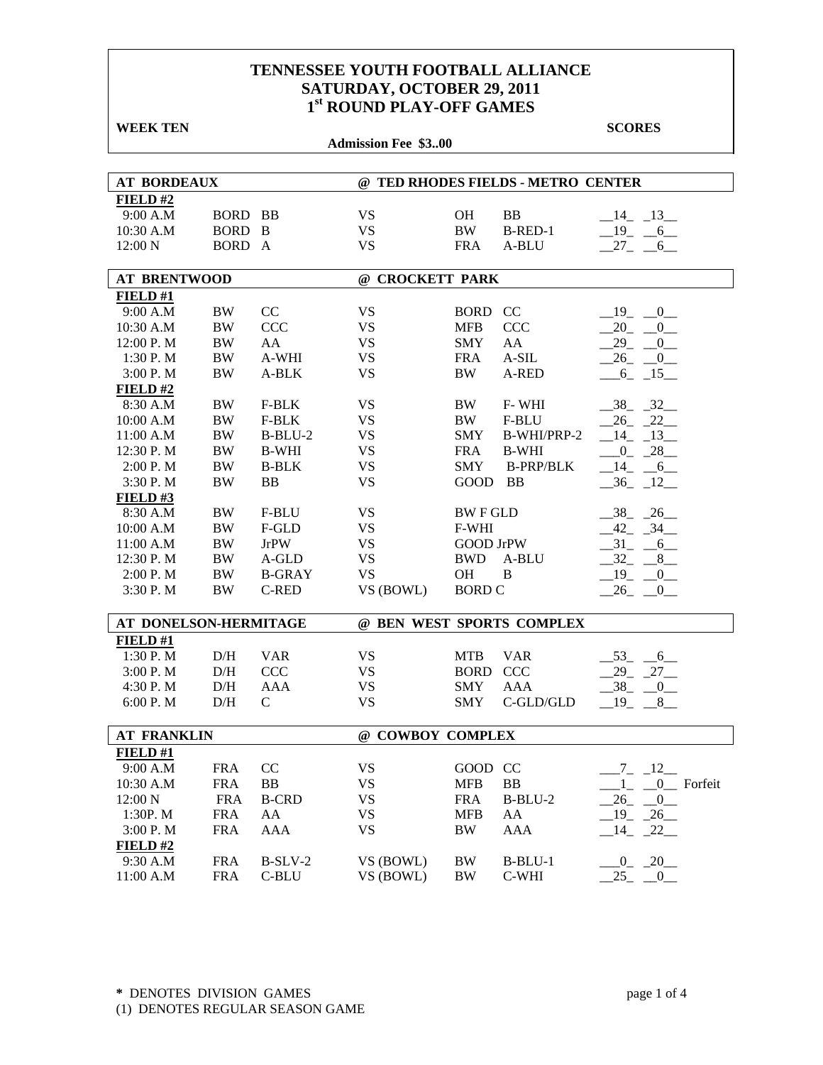# TENNESSEE YOUTH FOOTBALL ALLIANCE
## SATURDAY, OCTOBER 29, 2011
## 1st ROUND PLAY-OFF GAMES

**WEEK TEN** **SCORES**

**Admission Fee $3..00**

| AT BORDEAUX | | | @ TED RHODES FIELDS - METRO CENTER | | | |
|---|---|---|---|---|---|---|
| **FIELD #2** | | | | | | |
| 9:00 A.M | BORD | BB | VS | OH | BB | 14 13 |
| 10:30 A.M | BORD | B | VS | BW | B-RED-1 | 19 6 |
| 12:00 N | BORD | A | VS | FRA | A-BLU | 27 6 |

| AT BRENTWOOD | | | @ CROCKETT PARK | | | |
|---|---|---|---|---|---|---|
| **FIELD #1** | | | | | | |
| 9:00 A.M | BW | CC | VS | BORD | CC | 19 0 |
| 10:30 A.M | BW | CCC | VS | MFB | CCC | 20 0 |
| 12:00 P. M | BW | AA | VS | SMY | AA | 29 0 |
| 1:30 P. M | BW | A-WHI | VS | FRA | A-SIL | 26 0 |
| 3:00 P. M | BW | A-BLK | VS | BW | A-RED | 6 15 |
| **FIELD #2** | | | | | | |
| 8:30 A.M | BW | F-BLK | VS | BW | F- WHI | 38 32 |
| 10:00 A.M | BW | F-BLK | VS | BW | F-BLU | 26 22 |
| 11:00 A.M | BW | B-BLU-2 | VS | SMY | B-WHI/PRP-2 | 14 13 |
| 12:30 P. M | BW | B-WHI | VS | FRA | B-WHI | 0 28 |
| 2:00 P. M | BW | B-BLK | VS | SMY | B-PRP/BLK | 14 6 |
| 3:30 P. M | BW | BB | VS | GOOD | BB | 36 12 |
| **FIELD #3** | | | | | | |
| 8:30 A.M | BW | F-BLU | VS | BW F GLD | | 38 26 |
| 10:00 A.M | BW | F-GLD | VS | F-WHI | | 42 34 |
| 11:00 A.M | BW | JrPW | VS | GOOD JrPW | | 31 6 |
| 12:30 P. M | BW | A-GLD | VS | BWD | A-BLU | 32 8 |
| 2:00 P. M | BW | B-GRAY | VS | OH | B | 19 0 |
| 3:30 P. M | BW | C-RED | VS (BOWL) | BORD C | | 26 0 |

| AT DONELSON-HERMITAGE | | | @ BEN WEST SPORTS COMPLEX | | | |
|---|---|---|---|---|---|---|
| **FIELD #1** | | | | | | |
| 1:30 P. M | D/H | VAR | VS | MTB | VAR | 53 6 |
| 3:00 P. M | D/H | CCC | VS | BORD | CCC | 29 27 |
| 4:30 P. M | D/H | AAA | VS | SMY | AAA | 38 0 |
| 6:00 P. M | D/H | C | VS | SMY | C-GLD/GLD | 19 8 |

| AT FRANKLIN | | | @ COWBOY COMPLEX | | | |
|---|---|---|---|---|---|---|
| **FIELD #1** | | | | | | |
| 9:00 A.M | FRA | CC | VS | GOOD | CC | 7 12 |
| 10:30 A.M | FRA | BB | VS | MFB | BB | 1 0 Forfeit |
| 12:00 N | FRA | B-CRD | VS | FRA | B-BLU-2 | 26 0 |
| 1:30P. M | FRA | AA | VS | MFB | AA | 19 26 |
| 3:00 P. M | FRA | AAA | VS | BW | AAA | 14 22 |
| **FIELD #2** | | | | | | |
| 9:30 A.M | FRA | B-SLV-2 | VS (BOWL) | BW | B-BLU-1 | 0 20 |
| 11:00 A.M | FRA | C-BLU | VS (BOWL) | BW | C-WHI | 25 0 |

\* DENOTES DIVISION GAMES
(1) DENOTES REGULAR SEASON GAME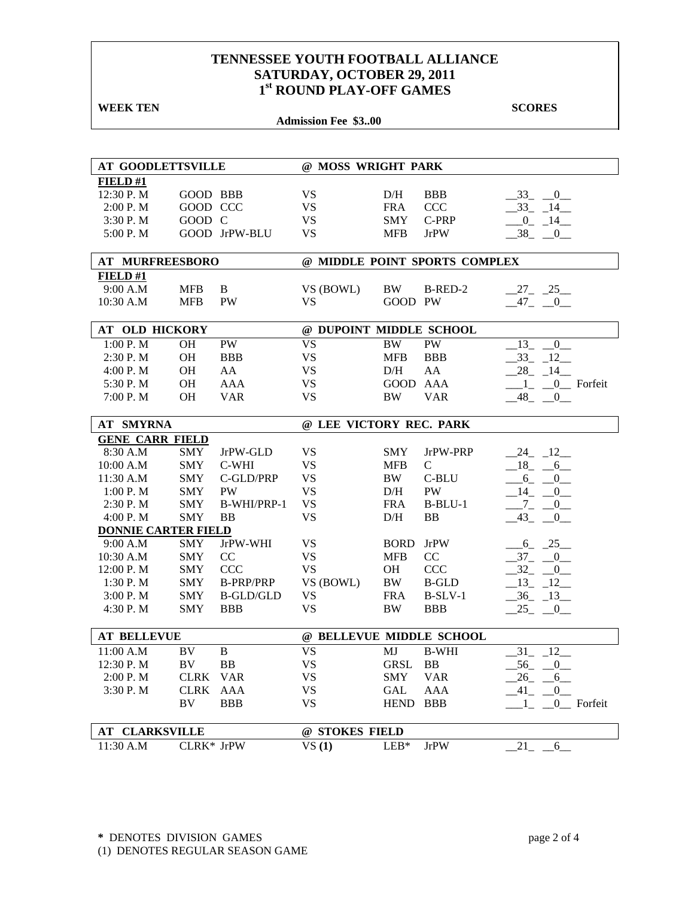# TENNESSEE YOUTH FOOTBALL ALLIANCE
# SATURDAY, OCTOBER 29, 2011
# 1st ROUND PLAY-OFF GAMES

**WEEK TEN** **SCORES**

**Admission Fee $3..00**

| AT GOODLETTSVILLE | | | @ MOSS WRIGHT PARK | | | |
|---|---|---|---|---|---|---|
| **FIELD #1** | | | | | | |
| 12:30 P. M | GOOD | BBB | VS | D/H | BBB | 33 0 |
| 2:00 P. M | GOOD | CCC | VS | FRA | CCC | 33 14 |
| 3:30 P. M | GOOD | C | VS | SMY | C-PRP | 0 14 |
| 5:00 P. M | GOOD | JrPW-BLU | VS | MFB | JrPW | 38 0 |

| AT MURFREESBORO | | | @ MIDDLE POINT SPORTS COMPLEX | | | |
|---|---|---|---|---|---|---|
| **FIELD #1** | | | | | | |
| 9:00 A.M | MFB | B | VS (BOWL) | BW | B-RED-2 | 27 25 |
| 10:30 A.M | MFB | PW | VS | GOOD | PW | 47 0 |

| AT OLD HICKORY | | | @ DUPOINT MIDDLE SCHOOL | | | |
|---|---|---|---|---|---|---|
| 1:00 P. M | OH | PW | VS | BW | PW | 13 0 |
| 2:30 P. M | OH | BBB | VS | MFB | BBB | 33 12 |
| 4:00 P. M | OH | AA | VS | D/H | AA | 28 14 |
| 5:30 P. M | OH | AAA | VS | GOOD | AAA | 1 0 Forfeit |
| 7:00 P. M | OH | VAR | VS | BW | VAR | 48 0 |

| AT SMYRNA | | | @ LEE VICTORY REC. PARK | | | |
|---|---|---|---|---|---|---|
| **GENE CARR FIELD** | | | | | | |
| 8:30 A.M | SMY | JrPW-GLD | VS | SMY | JrPW-PRP | 24 12 |
| 10:00 A.M | SMY | C-WHI | VS | MFB | C | 18 6 |
| 11:30 A.M | SMY | C-GLD/PRP | VS | BW | C-BLU | 6 0 |
| 1:00 P. M | SMY | PW | VS | D/H | PW | 14 0 |
| 2:30 P. M | SMY | B-WHI/PRP-1 | VS | FRA | B-BLU-1 | 7 0 |
| 4:00 P. M | SMY | BB | VS | D/H | BB | 43 0 |
| **DONNIE CARTER FIELD** | | | | | | |
| 9:00 A.M | SMY | JrPW-WHI | VS | BORD | JrPW | 6 25 |
| 10:30 A.M | SMY | CC | VS | MFB | CC | 37 0 |
| 12:00 P. M | SMY | CCC | VS | OH | CCC | 32 0 |
| 1:30 P. M | SMY | B-PRP/PRP | VS (BOWL) | BW | B-GLD | 13 12 |
| 3:00 P. M | SMY | B-GLD/GLD | VS | FRA | B-SLV-1 | 36 13 |
| 4:30 P. M | SMY | BBB | VS | BW | BBB | 25 0 |

| AT BELLEVUE | | | @ BELLEVUE MIDDLE SCHOOL | | | |
|---|---|---|---|---|---|---|
| 11:00 A.M | BV | B | VS | MJ | B-WHI | 31 12 |
| 12:30 P. M | BV | BB | VS | GRSL | BB | 56 0 |
| 2:00 P. M | CLRK | VAR | VS | SMY | VAR | 26 6 |
| 3:30 P. M | CLRK | AAA | VS | GAL | AAA | 41 0 |
| | BV | BBB | VS | HEND | BBB | 1 0 Forfeit |

| AT CLARKSVILLE | | | @ STOKES FIELD | | | |
|---|---|---|---|---|---|---|
| 11:30 A.M | CLRK* | JrPW | VS (1) | LEB* | JrPW | 21 6 |

\* DENOTES DIVISION GAMES
(1) DENOTES REGULAR SEASON GAME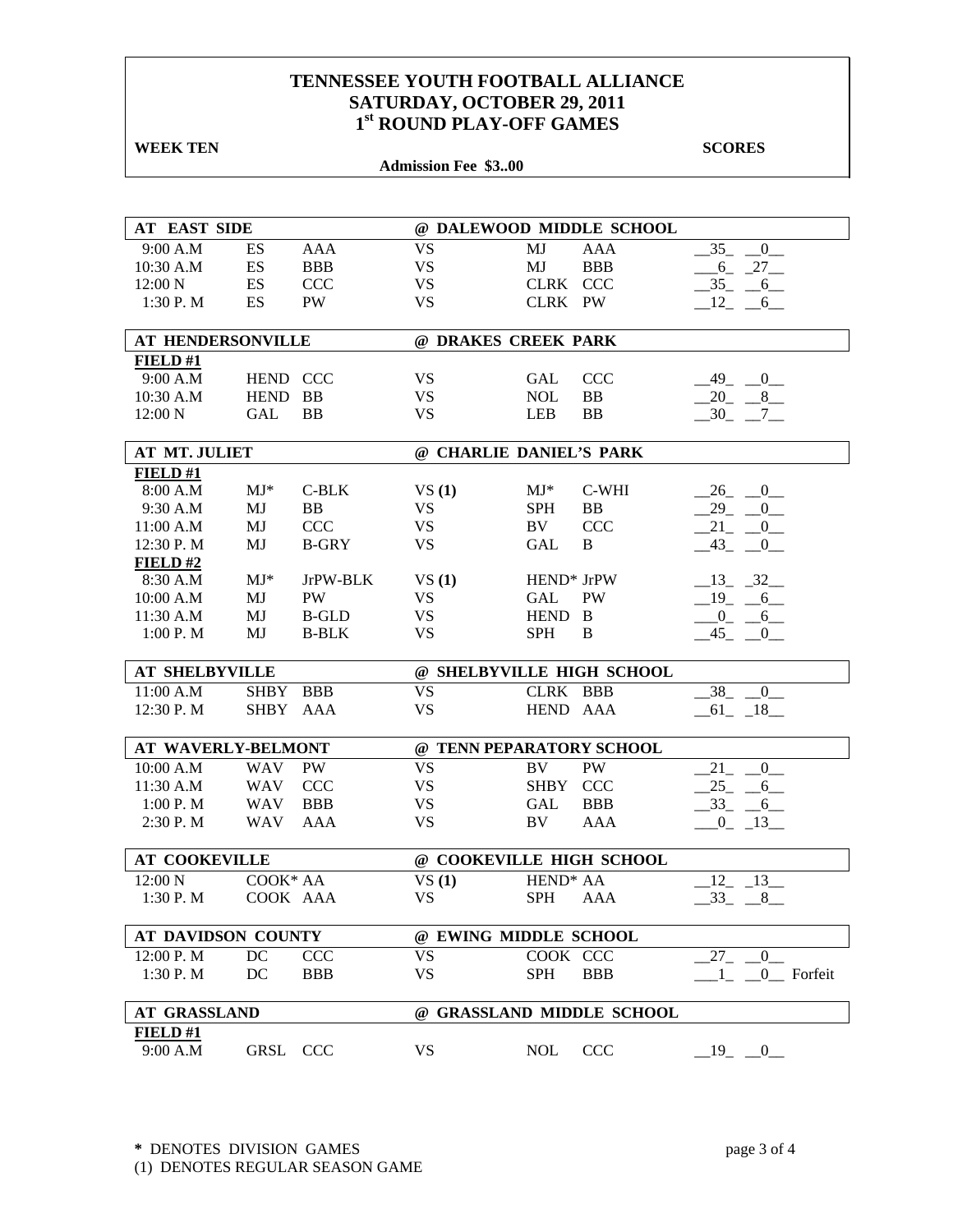# TENNESSEE YOUTH FOOTBALL ALLIANCE
# SATURDAY, OCTOBER 29, 2011
# 1st ROUND PLAY-OFF GAMES

**WEEK TEN** **SCORES**

**Admission Fee $3..00**

| AT EAST SIDE | | | @ DALEWOOD MIDDLE SCHOOL | | | |
|---|---|---|---|---|---|---|
| 9:00 A.M | ES | AAA | VS | MJ | AAA | 35 0 |
| 10:30 A.M | ES | BBB | VS | MJ | BBB | 6 27 |
| 12:00 N | ES | CCC | VS | CLRK | CCC | 35 6 |
| 1:30 P. M | ES | PW | VS | CLRK | PW | 12 6 |

| AT HENDERSONVILLE | | | @ DRAKES CREEK PARK | | | |
|---|---|---|---|---|---|---|
| **FIELD #1** | | | | | | |
| 9:00 A.M | HEND | CCC | VS | GAL | CCC | 49 0 |
| 10:30 A.M | HEND | BB | VS | NOL | BB | 20 8 |
| 12:00 N | GAL | BB | VS | LEB | BB | 30 7 |

| AT MT. JULIET | | | @ CHARLIE DANIEL'S PARK | | | |
|---|---|---|---|---|---|---|
| **FIELD #1** | | | | | | |
| 8:00 A.M | MJ* | C-BLK | VS (1) | MJ* | C-WHI | 26 0 |
| 9:30 A.M | MJ | BB | VS | SPH | BB | 29 0 |
| 11:00 A.M | MJ | CCC | VS | BV | CCC | 21 0 |
| 12:30 P. M | MJ | B-GRY | VS | GAL | B | 43 0 |
| **FIELD #2** | | | | | | |
| 8:30 A.M | MJ* | JrPW-BLK | VS (1) | HEND* | JrPW | 13 32 |
| 10:00 A.M | MJ | PW | VS | GAL | PW | 19 6 |
| 11:30 A.M | MJ | B-GLD | VS | HEND | B | 0 6 |
| 1:00 P. M | MJ | B-BLK | VS | SPH | B | 45 0 |

| AT SHELBYVILLE | | | @ SHELBYVILLE HIGH SCHOOL | | | |
|---|---|---|---|---|---|---|
| 11:00 A.M | SHBY | BBB | VS | CLRK | BBB | 38 0 |
| 12:30 P. M | SHBY | AAA | VS | HEND | AAA | 61 18 |

| AT WAVERLY-BELMONT | | | @ TENN PEPARATORY SCHOOL | | | |
|---|---|---|---|---|---|---|
| 10:00 A.M | WAV | PW | VS | BV | PW | 21 0 |
| 11:30 A.M | WAV | CCC | VS | SHBY | CCC | 25 6 |
| 1:00 P. M | WAV | BBB | VS | GAL | BBB | 33 6 |
| 2:30 P. M | WAV | AAA | VS | BV | AAA | 0 13 |

| AT COOKEVILLE | | | @ COOKEVILLE HIGH SCHOOL | | | |
|---|---|---|---|---|---|---|
| 12:00 N | COOK* | AA | VS (1) | HEND* | AA | 12 13 |
| 1:30 P. M | COOK | AAA | VS | SPH | AAA | 33 8 |

| AT DAVIDSON COUNTY | | | @ EWING MIDDLE SCHOOL | | | |
|---|---|---|---|---|---|---|
| 12:00 P. M | DC | CCC | VS | COOK | CCC | 27 0 |
| 1:30 P. M | DC | BBB | VS | SPH | BBB | 1 0 Forfeit |

| AT GRASSLAND | | | @ GRASSLAND MIDDLE SCHOOL | | | |
|---|---|---|---|---|---|---|
| **FIELD #1** | | | | | | |
| 9:00 A.M | GRSL | CCC | VS | NOL | CCC | 19 0 |

\* DENOTES DIVISION GAMES
(1) DENOTES REGULAR SEASON GAME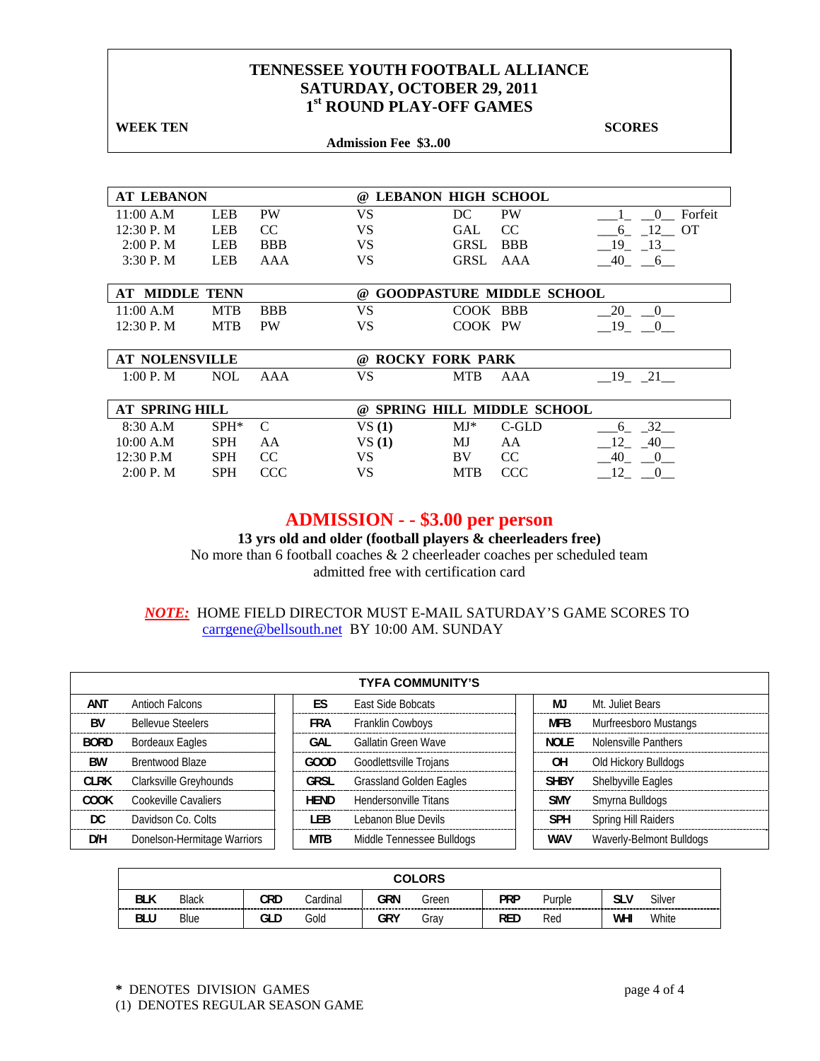# TENNESSEE YOUTH FOOTBALL ALLIANCE
## SATURDAY, OCTOBER 29, 2011
## 1st ROUND PLAY-OFF GAMES

**WEEK TEN** **SCORES**

**Admission Fee $3..00**

| **AT LEBANON** | | | **@ LEBANON HIGH SCHOOL** | | | | |
|---|---|---|---|---|---|---|---|
| 11:00 A.M | LEB | PW | VS | DC | PW | ___1_ __0__ | Forfeit |
| 12:30 P. M | LEB | CC | VS | GAL | CC | ___6_ _12__ | OT |
| 2:00 P. M | LEB | BBB | VS | GRSL | BBB | __19_ _13__ | |
| 3:30 P. M | LEB | AAA | VS | GRSL | AAA | __40_ __6__ | |
| **AT MIDDLE TENN** | | | **@ GOODPASTURE MIDDLE SCHOOL** | | | | |
| 11:00 A.M | MTB | BBB | VS | COOK | BBB | __20_ __0__ | |
| 12:30 P. M | MTB | PW | VS | COOK | PW | __19_ __0__ | |
| **AT NOLENSVILLE** | | | **@ ROCKY FORK PARK** | | | | |
| 1:00 P. M | NOL | AAA | VS | MTB | AAA | __19_ _21__ | |
| **AT SPRING HILL** | | | **@ SPRING HILL MIDDLE SCHOOL** | | | | |
| 8:30 A.M | SPH* | C | VS **(1)** | MJ* | C-GLD | ___6_ _32__ | |
| 10:00 A.M | SPH | AA | VS **(1)** | MJ | AA | __12_ _40__ | |
| 12:30 P.M | SPH | CC | VS | BV | CC | __40_ __0__ | |
| 2:00 P. M | SPH | CCC | VS | MTB | CCC | __12_ __0__ | |

## ADMISSION - - $3.00 per person

**13 yrs old and older (football players & cheerleaders free)**

No more than 6 football coaches & 2 cheerleader coaches per scheduled team admitted free with certification card

***NOTE:*** HOME FIELD DIRECTOR MUST E-MAIL SATURDAY'S GAME SCORES TO carrgene@bellsouth.net BY 10:00 AM. SUNDAY

| **TYFA COMMUNITY'S** | | | | | |
|---|---|---|---|---|---|
| **ANT** | Antioch Falcons | **ES** | East Side Bobcats | **MJ** | Mt. Juliet Bears |
| **BV** | Bellevue Steelers | **FRA** | Franklin Cowboys | **MFB** | Murfreesboro Mustangs |
| **BORD** | Bordeaux Eagles | **GAL** | Gallatin Green Wave | **NOLE** | Nolensville Panthers |
| **BW** | Brentwood Blaze | **GOOD** | Goodlettsville Trojans | **OH** | Old Hickory Bulldogs |
| **CLRK** | Clarksville Greyhounds | **GRSL** | Grassland Golden Eagles | **SHBY** | Shelbyville Eagles |
| **COOK** | Cookeville Cavaliers | **HEND** | Hendersonville Titans | **SMY** | Smyrna Bulldogs |
| **DC** | Davidson Co. Colts | **LEB** | Lebanon Blue Devils | **SPH** | Spring Hill Raiders |
| **D/H** | Donelson-Hermitage Warriors | **MTB** | Middle Tennessee Bulldogs | **WAV** | Waverly-Belmont Bulldogs |

| **COLORS** | | | | | | | | | |
|---|---|---|---|---|---|---|---|---|---|
| **BLK** | Black | **CRD** | Cardinal | **GRN** | Green | **PRP** | Purple | **SLV** | Silver |
| **BLU** | Blue | **GLD** | Gold | **GRY** | Gray | **RED** | Red | **WHI** | White |

\* DENOTES DIVISION GAMES
(1) DENOTES REGULAR SEASON GAME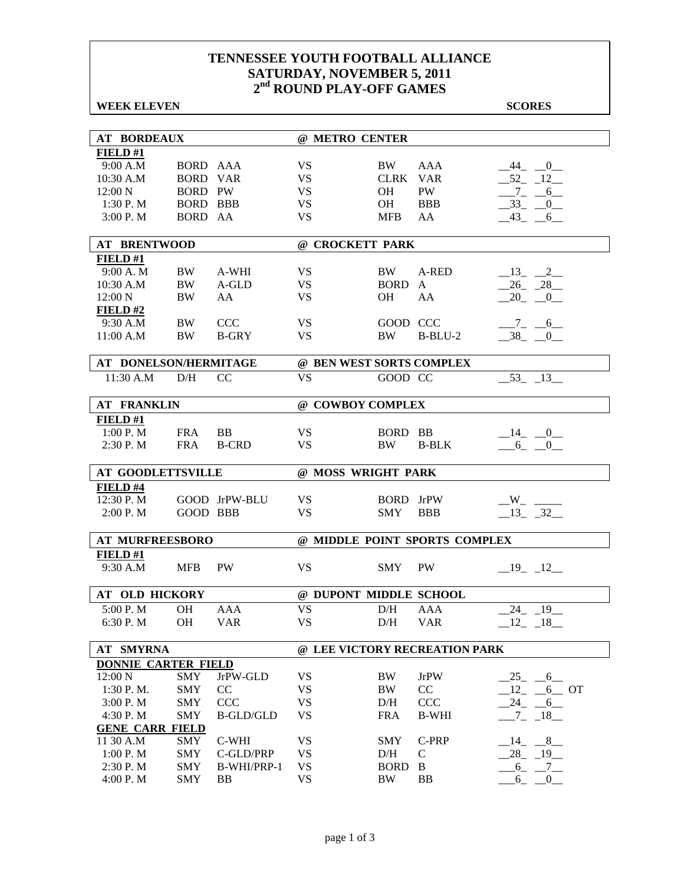# TENNESSEE YOUTH FOOTBALL ALLIANCE
# SATURDAY, NOVEMBER 5, 2011
# 2nd ROUND PLAY-OFF GAMES

**WEEK ELEVEN** **SCORES**

| AT BORDEAUX | | | @ METRO CENTER | | | |
|---|---|---|---|---|---|---|
| **FIELD #1** | | | | | | |
| 9:00 A.M | BORD | AAA | VS | BW | AAA | 44 0 |
| 10:30 A.M | BORD | VAR | VS | CLRK | VAR | 52 12 |
| 12:00 N | BORD | PW | VS | OH | PW | 7 6 |
| 1:30 P. M | BORD | BBB | VS | OH | BBB | 33 0 |
| 3:00 P. M | BORD | AA | VS | MFB | AA | 43 6 |

| AT BRENTWOOD | | | @ CROCKETT PARK | | | |
|---|---|---|---|---|---|---|
| **FIELD #1** | | | | | | |
| 9:00 A. M | BW | A-WHI | VS | BW | A-RED | 13 2 |
| 10:30 A.M | BW | A-GLD | VS | BORD | A | 26 28 |
| 12:00 N | BW | AA | VS | OH | AA | 20 0 |
| **FIELD #2** | | | | | | |
| 9:30 A.M | BW | CCC | VS | GOOD | CCC | 7 6 |
| 11:00 A.M | BW | B-GRY | VS | BW | B-BLU-2 | 38 0 |

| AT DONELSON/HERMITAGE | | | @ BEN WEST SORTS COMPLEX | | | |
|---|---|---|---|---|---|---|
| 11:30 A.M | D/H | CC | VS | GOOD | CC | 53 13 |

| AT FRANKLIN | | | @ COWBOY COMPLEX | | | |
|---|---|---|---|---|---|---|
| **FIELD #1** | | | | | | |
| 1:00 P. M | FRA | BB | VS | BORD | BB | 14 0 |
| 2:30 P. M | FRA | B-CRD | VS | BW | B-BLK | 6 0 |

| AT GOODLETTSVILLE | | | @ MOSS WRIGHT PARK | | | |
|---|---|---|---|---|---|---|
| **FIELD #4** | | | | | | |
| 12:30 P. M | GOOD | JrPW-BLU | VS | BORD | JrPW | W |
| 2:00 P. M | GOOD | BBB | VS | SMY | BBB | 13 32 |

| AT MURFREESBORO | | | @ MIDDLE POINT SPORTS COMPLEX | | | |
|---|---|---|---|---|---|---|
| **FIELD #1** | | | | | | |
| 9:30 A.M | MFB | PW | VS | SMY | PW | 19 12 |

| AT OLD HICKORY | | | @ DUPONT MIDDLE SCHOOL | | | |
|---|---|---|---|---|---|---|
| 5:00 P. M | OH | AAA | VS | D/H | AAA | 24 19 |
| 6:30 P. M | OH | VAR | VS | D/H | VAR | 12 18 |

| AT SMYRNA | | | @ LEE VICTORY RECREATION PARK | | | |
|---|---|---|---|---|---|---|
| **DONNIE CARTER FIELD** | | | | | | |
| 12:00 N | SMY | JrPW-GLD | VS | BW | JrPW | 25 6 |
| 1:30 P. M. | SMY | CC | VS | BW | CC | 12 6 OT |
| 3:00 P. M | SMY | CCC | VS | D/H | CCC | 24 6 |
| 4:30 P. M | SMY | B-GLD/GLD | VS | FRA | B-WHI | 7 18 |
| **GENE CARR FIELD** | | | | | | |
| 11 30 A.M | SMY | C-WHI | VS | SMY | C-PRP | 14 8 |
| 1:00 P. M | SMY | C-GLD/PRP | VS | D/H | C | 28 19 |
| 2:30 P. M | SMY | B-WHI/PRP-1 | VS | BORD | B | 6 7 |
| 4:00 P. M | SMY | BB | VS | BW | BB | 6 0 |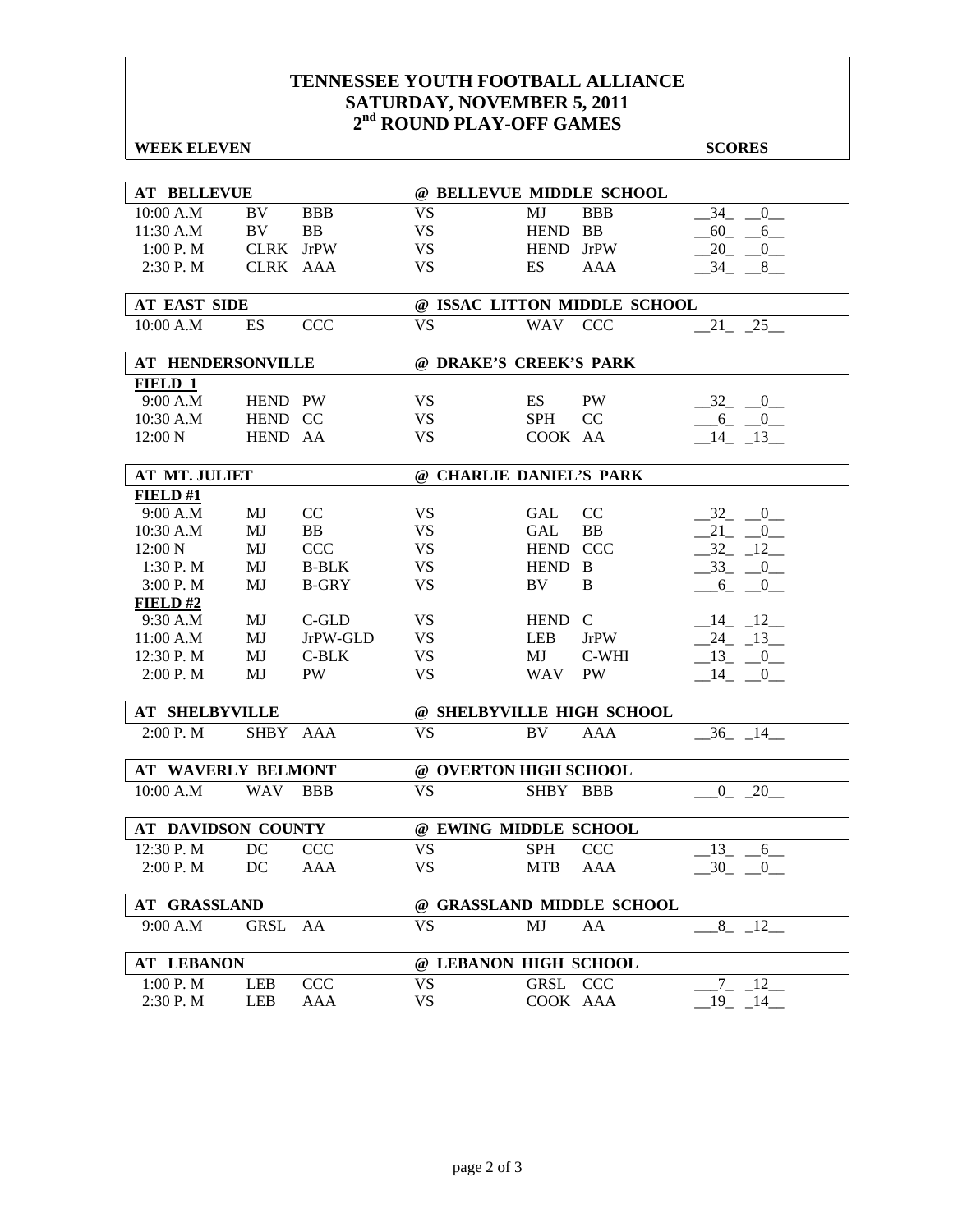# TENNESSEE YOUTH FOOTBALL ALLIANCE
## SATURDAY, NOVEMBER 5, 2011
## 2nd ROUND PLAY-OFF GAMES

**WEEK ELEVEN** **SCORES**

| AT BELLEVUE | | | @ BELLEVUE MIDDLE SCHOOL | | | |
|---|---|---|---|---|---|---|
| 10:00 A.M | BV | BBB | VS | MJ | BBB | 34 0 |
| 11:30 A.M | BV | BB | VS | HEND | BB | 60 6 |
| 1:00 P. M | CLRK | JrPW | VS | HEND | JrPW | 20 0 |
| 2:30 P. M | CLRK | AAA | VS | ES | AAA | 34 8 |

| AT EAST SIDE | | | @ ISSAC LITTON MIDDLE SCHOOL | | | |
|---|---|---|---|---|---|---|
| 10:00 A.M | ES | CCC | VS | WAV | CCC | 21 25 |

| AT HENDERSONVILLE | | | @ DRAKE'S CREEK'S PARK | | | |
|---|---|---|---|---|---|---|
| **FIELD 1** | | | | | | |
| 9:00 A.M | HEND | PW | VS | ES | PW | 32 0 |
| 10:30 A.M | HEND | CC | VS | SPH | CC | 6 0 |
| 12:00 N | HEND | AA | VS | COOK | AA | 14 13 |

| AT MT. JULIET | | | @ CHARLIE DANIEL'S PARK | | | |
|---|---|---|---|---|---|---|
| **FIELD #1** | | | | | | |
| 9:00 A.M | MJ | CC | VS | GAL | CC | 32 0 |
| 10:30 A.M | MJ | BB | VS | GAL | BB | 21 0 |
| 12:00 N | MJ | CCC | VS | HEND | CCC | 32 12 |
| 1:30 P. M | MJ | B-BLK | VS | HEND | B | 33 0 |
| 3:00 P. M | MJ | B-GRY | VS | BV | B | 6 0 |
| **FIELD #2** | | | | | | |
| 9:30 A.M | MJ | C-GLD | VS | HEND | C | 14 12 |
| 11:00 A.M | MJ | JrPW-GLD | VS | LEB | JrPW | 24 13 |
| 12:30 P. M | MJ | C-BLK | VS | MJ | C-WHI | 13 0 |
| 2:00 P. M | MJ | PW | VS | WAV | PW | 14 0 |

| AT SHELBYVILLE | | | @ SHELBYVILLE HIGH SCHOOL | | | |
|---|---|---|---|---|---|---|
| 2:00 P. M | SHBY | AAA | VS | BV | AAA | 36 14 |

| AT WAVERLY BELMONT | | | @ OVERTON HIGH SCHOOL | | | |
|---|---|---|---|---|---|---|
| 10:00 A.M | WAV | BBB | VS | SHBY | BBB | 0 20 |

| AT DAVIDSON COUNTY | | | @ EWING MIDDLE SCHOOL | | | |
|---|---|---|---|---|---|---|
| 12:30 P. M | DC | CCC | VS | SPH | CCC | 13 6 |
| 2:00 P. M | DC | AAA | VS | MTB | AAA | 30 0 |

| AT GRASSLAND | | | @ GRASSLAND MIDDLE SCHOOL | | | |
|---|---|---|---|---|---|---|
| 9:00 A.M | GRSL | AA | VS | MJ | AA | 8 12 |

| AT LEBANON | | | @ LEBANON HIGH SCHOOL | | | |
|---|---|---|---|---|---|---|
| 1:00 P. M | LEB | CCC | VS | GRSL | CCC | 7 12 |
| 2:30 P. M | LEB | AAA | VS | COOK | AAA | 19 14 |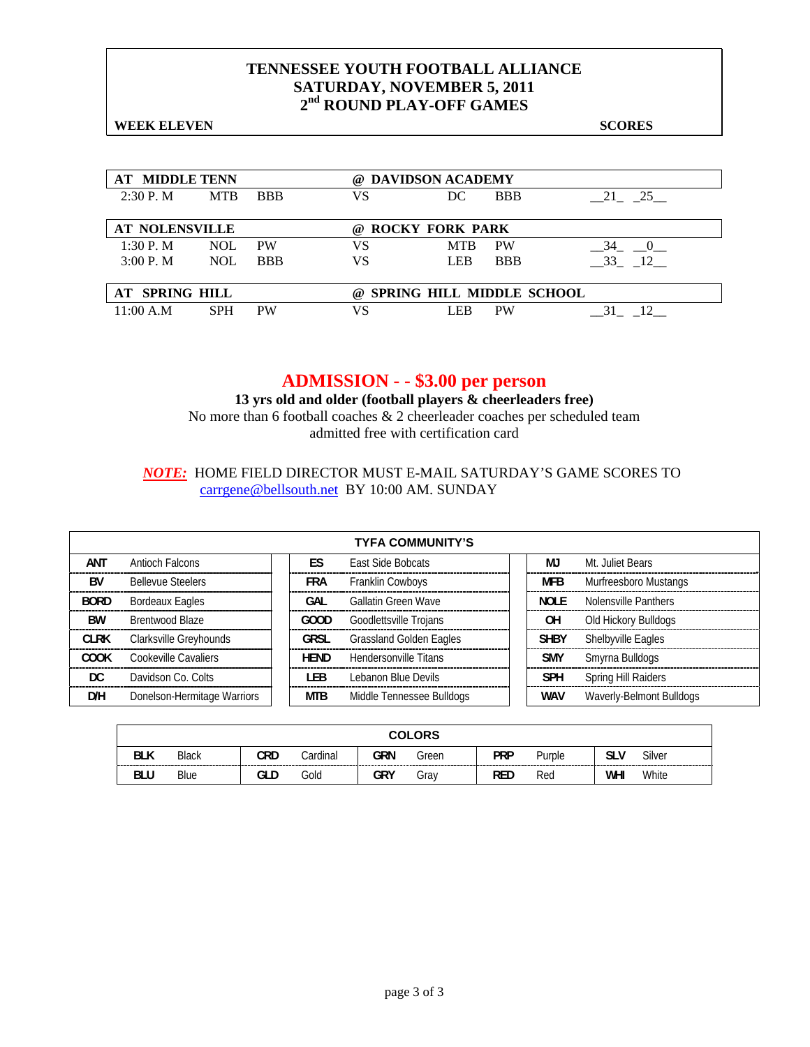# TENNESSEE YOUTH FOOTBALL ALLIANCE
## SATURDAY, NOVEMBER 5, 2011
## 2nd ROUND PLAY-OFF GAMES

**WEEK ELEVEN** **SCORES**

| AT MIDDLE TENN | | | @ DAVIDSON ACADEMY | | | |
|---|---|---|---|---|---|---|
| 2:30 P. M | MTB | BBB | VS | DC | BBB | __21_ _25__ |

| AT NOLENSVILLE | | | @ ROCKY FORK PARK | | | |
|---|---|---|---|---|---|---|
| 1:30 P. M | NOL | PW | VS | MTB | PW | __34_ __0__ |
| 3:00 P. M | NOL | BBB | VS | LEB | BBB | __33_ _12__ |

| AT SPRING HILL | | | @ SPRING HILL MIDDLE SCHOOL | | | |
|---|---|---|---|---|---|---|
| 11:00 A.M | SPH | PW | VS | LEB | PW | __31_ _12__ |

## ADMISSION - - $3.00 per person

**13 yrs old and older (football players & cheerleaders free)**

No more than 6 football coaches & 2 cheerleader coaches per scheduled team admitted free with certification card

***NOTE:*** HOME FIELD DIRECTOR MUST E-MAIL SATURDAY'S GAME SCORES TO carrgene@bellsouth.net BY 10:00 AM. SUNDAY

| TYFA COMMUNITY'S | | | | | |
|---|---|---|---|---|---|
| ANT | Antioch Falcons | ES | East Side Bobcats | MJ | Mt. Juliet Bears |
| BV | Bellevue Steelers | FRA | Franklin Cowboys | MFB | Murfreesboro Mustangs |
| BORD | Bordeaux Eagles | GAL | Gallatin Green Wave | NOLE | Nolensville Panthers |
| BW | Brentwood Blaze | GOOD | Goodlettsville Trojans | OH | Old Hickory Bulldogs |
| CLRK | Clarksville Greyhounds | GRSL | Grassland Golden Eagles | SHBY | Shelbyville Eagles |
| COOK | Cookeville Cavaliers | HEND | Hendersonville Titans | SMY | Smyrna Bulldogs |
| DC | Davidson Co. Colts | LEB | Lebanon Blue Devils | SPH | Spring Hill Raiders |
| D/H | Donelson-Hermitage Warriors | MTB | Middle Tennessee Bulldogs | WAV | Waverly-Belmont Bulldogs |

| COLORS | | | | | | | | | |
|---|---|---|---|---|---|---|---|---|---|
| BLK | Black | CRD | Cardinal | GRN | Green | PRP | Purple | SLV | Silver |
| BLU | Blue | GLD | Gold | GRY | Gray | RED | Red | WHI | White |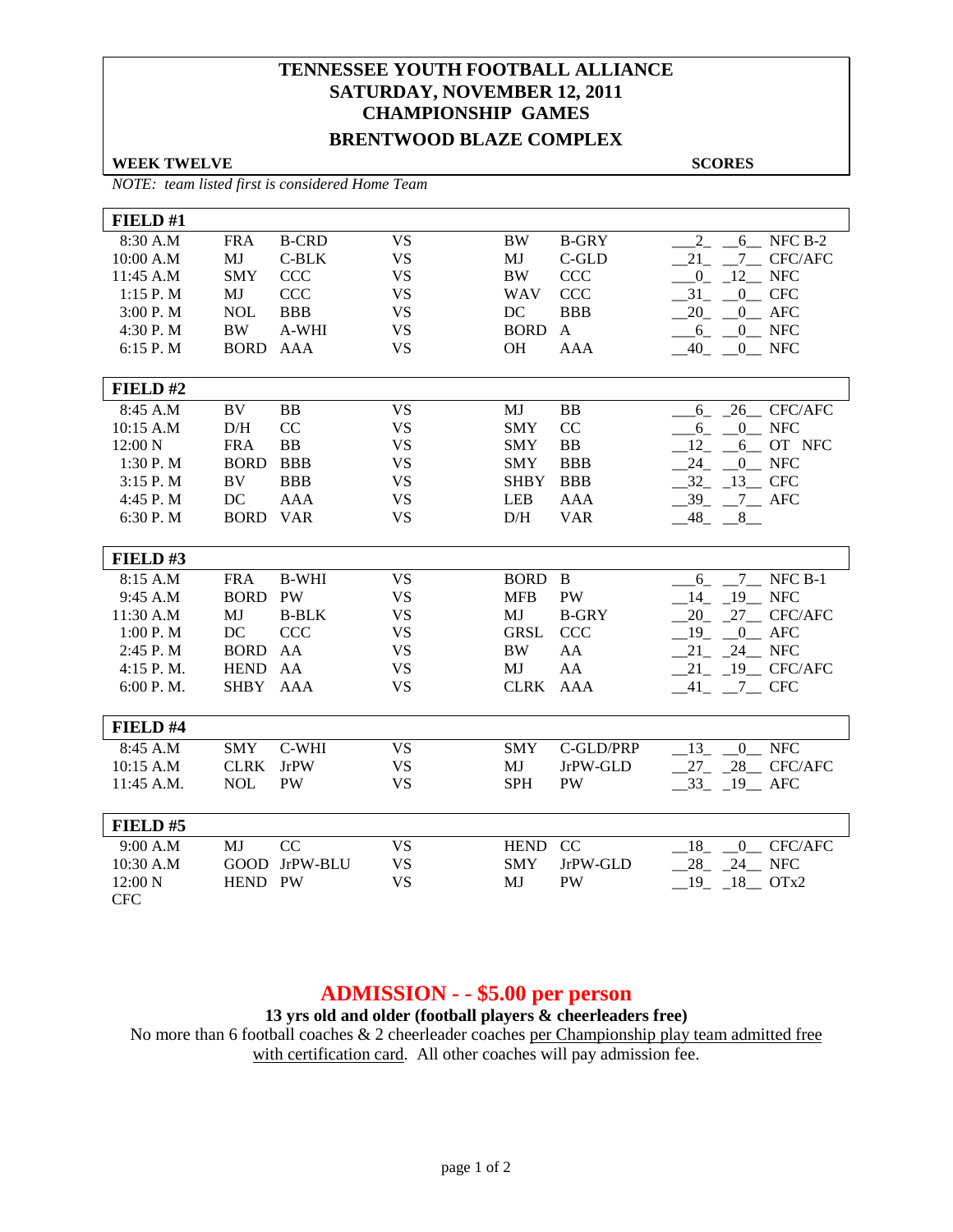# TENNESSEE YOUTH FOOTBALL ALLIANCE
## SATURDAY, NOVEMBER 12, 2011
## CHAMPIONSHIP GAMES
## BRENTWOOD BLAZE COMPLEX

**WEEK TWELVE** **SCORES**

*NOTE: team listed first is considered Home Team*

| FIELD #1 | | | | | | | | |
|---|---|---|---|---|---|---|---|---|
| 8:30 A.M | FRA | B-CRD | VS | BW | B-GRY | 2 | 6 | NFC B-2 |
| 10:00 A.M | MJ | C-BLK | VS | MJ | C-GLD | 21 | 7 | CFC/AFC |
| 11:45 A.M | SMY | CCC | VS | BW | CCC | 0 | 12 | NFC |
| 1:15 P. M | MJ | CCC | VS | WAV | CCC | 31 | 0 | CFC |
| 3:00 P. M | NOL | BBB | VS | DC | BBB | 20 | 0 | AFC |
| 4:30 P. M | BW | A-WHI | VS | BORD | A | 6 | 0 | NFC |
| 6:15 P. M | BORD | AAA | VS | OH | AAA | 40 | 0 | NFC |

| FIELD #2 | | | | | | | | |
|---|---|---|---|---|---|---|---|---|
| 8:45 A.M | BV | BB | VS | MJ | BB | 6 | 26 | CFC/AFC |
| 10:15 A.M | D/H | CC | VS | SMY | CC | 6 | 0 | NFC |
| 12:00 N | FRA | BB | VS | SMY | BB | 12 | 6 | OT NFC |
| 1:30 P. M | BORD | BBB | VS | SMY | BBB | 24 | 0 | NFC |
| 3:15 P. M | BV | BBB | VS | SHBY | BBB | 32 | 13 | CFC |
| 4:45 P. M | DC | AAA | VS | LEB | AAA | 39 | 7 | AFC |
| 6:30 P. M | BORD | VAR | VS | D/H | VAR | 48 | 8 | |

| FIELD #3 | | | | | | | | |
|---|---|---|---|---|---|---|---|---|
| 8:15 A.M | FRA | B-WHI | VS | BORD | B | 6 | 7 | NFC B-1 |
| 9:45 A.M | BORD | PW | VS | MFB | PW | 14 | 19 | NFC |
| 11:30 A.M | MJ | B-BLK | VS | MJ | B-GRY | 20 | 27 | CFC/AFC |
| 1:00 P. M | DC | CCC | VS | GRSL | CCC | 19 | 0 | AFC |
| 2:45 P. M | BORD | AA | VS | BW | AA | 21 | 24 | NFC |
| 4:15 P. M. | HEND | AA | VS | MJ | AA | 21 | 19 | CFC/AFC |
| 6:00 P. M. | SHBY | AAA | VS | CLRK | AAA | 41 | 7 | CFC |

| FIELD #4 | | | | | | | | |
|---|---|---|---|---|---|---|---|---|
| 8:45 A.M | SMY | C-WHI | VS | SMY | C-GLD/PRP | 13 | 0 | NFC |
| 10:15 A.M | CLRK | JrPW | VS | MJ | JrPW-GLD | 27 | 28 | CFC/AFC |
| 11:45 A.M. | NOL | PW | VS | SPH | PW | 33 | 19 | AFC |

| FIELD #5 | | | | | | | | |
|---|---|---|---|---|---|---|---|---|
| 9:00 A.M | MJ | CC | VS | HEND | CC | 18 | 0 | CFC/AFC |
| 10:30 A.M | GOOD | JrPW-BLU | VS | SMY | JrPW-GLD | 28 | 24 | NFC |
| 12:00 N CFC | HEND | PW | VS | MJ | PW | 19 | 18 | OTx2 |

## ADMISSION - - $5.00 per person

**13 yrs old and older (football players & cheerleaders free)**

No more than 6 football coaches & 2 cheerleader coaches per Championship play team admitted free with certification card. All other coaches will pay admission fee.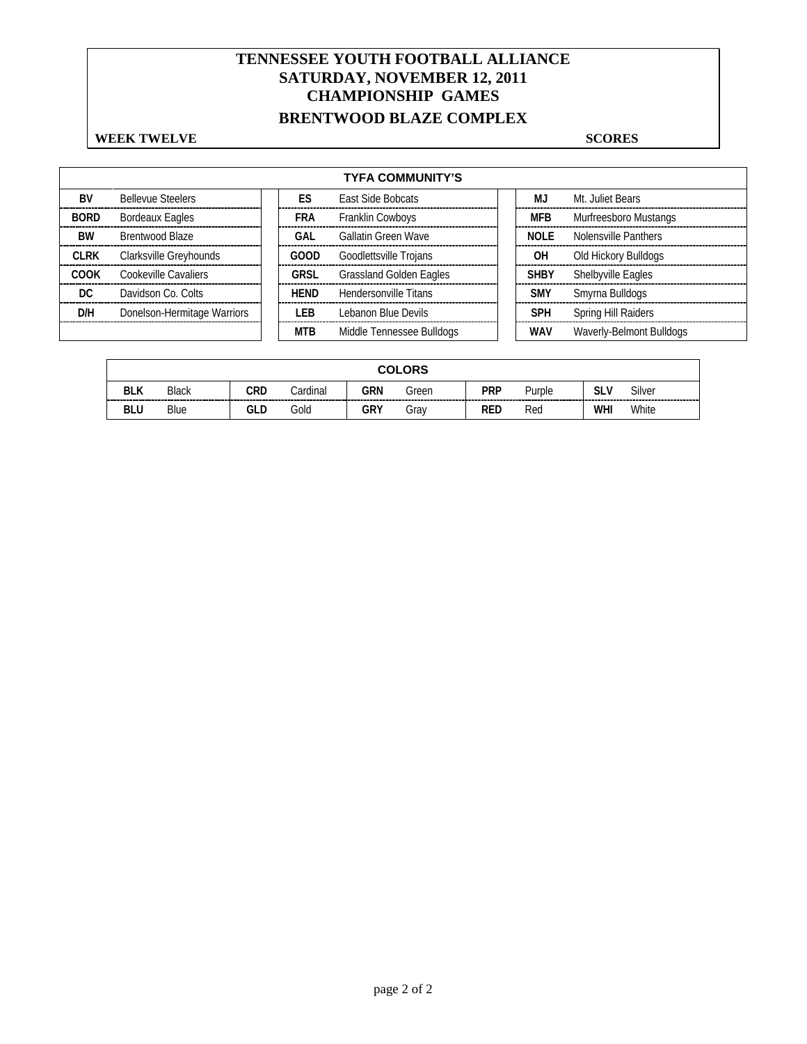# TENNESSEE YOUTH FOOTBALL ALLIANCE
## SATURDAY, NOVEMBER 12, 2011
## CHAMPIONSHIP GAMES
## BRENTWOOD BLAZE COMPLEX

**WEEK TWELVE** **SCORES**

| TYFA COMMUNITY'S | | | | | |
|---|---|---|---|---|---|
| **BV** | Bellevue Steelers | **ES** | East Side Bobcats | **MJ** | Mt. Juliet Bears |
| **BORD** | Bordeaux Eagles | **FRA** | Franklin Cowboys | **MFB** | Murfreesboro Mustangs |
| **BW** | Brentwood Blaze | **GAL** | Gallatin Green Wave | **NOLE** | Nolensville Panthers |
| **CLRK** | Clarksville Greyhounds | **GOOD** | Goodlettsville Trojans | **OH** | Old Hickory Bulldogs |
| **COOK** | Cookeville Cavaliers | **GRSL** | Grassland Golden Eagles | **SHBY** | Shelbyville Eagles |
| **DC** | Davidson Co. Colts | **HEND** | Hendersonville Titans | **SMY** | Smyrna Bulldogs |
| **D/H** | Donelson-Hermitage Warriors | **LEB** | Lebanon Blue Devils | **SPH** | Spring Hill Raiders |
| | | **MTB** | Middle Tennessee Bulldogs | **WAV** | Waverly-Belmont Bulldogs |

| COLORS | | | | | | | | | |
|---|---|---|---|---|---|---|---|---|---|
| **BLK** | Black | **CRD** | Cardinal | **GRN** | Green | **PRP** | Purple | **SLV** | Silver |
| **BLU** | Blue | **GLD** | Gold | **GRY** | Gray | **RED** | Red | **WHI** | White |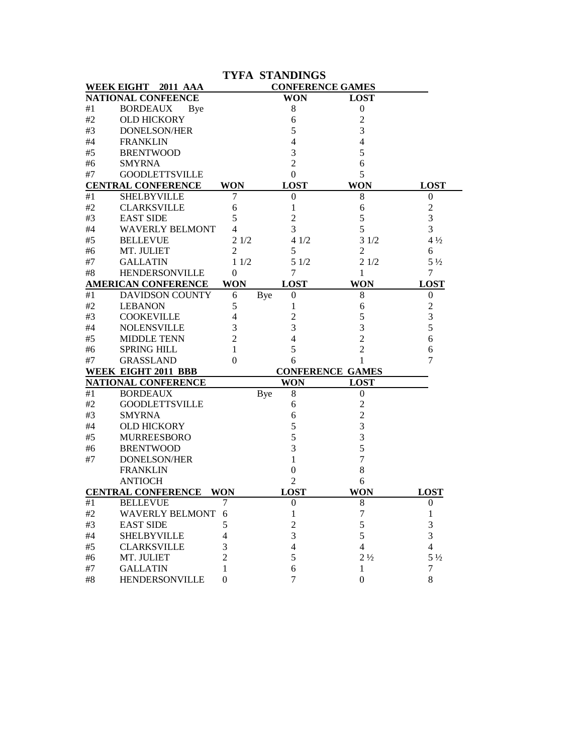# TYFA STANDINGS

**WEEK EIGHT 2011 AAA** — **CONFERENCE GAMES**

| | NATIONAL CONFEENCE | | | WON | LOST |
|---|---|---|---|---|---|
| #1 | BORDEAUX Bye | | | 8 | 0 |
| #2 | OLD HICKORY | | | 6 | 2 |
| #3 | DONELSON/HER | | | 5 | 3 |
| #4 | FRANKLIN | | | 4 | 4 |
| #5 | BRENTWOOD | | | 3 | 5 |
| #6 | SMYRNA | | | 2 | 6 |
| #7 | GOODLETTSVILLE | | | 0 | 5 |

| | CENTRAL CONFERENCE | WON | LOST | WON | LOST |
|---|---|---|---|---|---|
| #1 | SHELBYVILLE | 7 | 0 | 8 | 0 |
| #2 | CLARKSVILLE | 6 | 1 | 6 | 2 |
| #3 | EAST SIDE | 5 | 2 | 5 | 3 |
| #4 | WAVERLY BELMONT | 4 | 3 | 5 | 3 |
| #5 | BELLEVUE | 2 1/2 | 4 1/2 | 3 1/2 | 4 ½ |
| #6 | MT. JULIET | 2 | 5 | 2 | 6 |
| #7 | GALLATIN | 1 1/2 | 5 1/2 | 2 1/2 | 5 ½ |
| #8 | HENDERSONVILLE | 0 | 7 | 1 | 7 |

| | AMERICAN CONFERENCE | WON | | LOST | WON | LOST |
|---|---|---|---|---|---|---|
| #1 | DAVIDSON COUNTY | 6 | Bye | 0 | 8 | 0 |
| #2 | LEBANON | 5 | | 1 | 6 | 2 |
| #3 | COOKEVILLE | 4 | | 2 | 5 | 3 |
| #4 | NOLENSVILLE | 3 | | 3 | 3 | 5 |
| #5 | MIDDLE TENN | 2 | | 4 | 2 | 6 |
| #6 | SPRING HILL | 1 | | 5 | 2 | 6 |
| #7 | GRASSLAND | 0 | | 6 | 1 | 7 |

**WEEK EIGHT 2011 BBB** — **CONFERENCE GAMES**

| | NATIONAL CONFERENCE | | WON | LOST |
|---|---|---|---|---|
| #1 | BORDEAUX | Bye | 8 | 0 |
| #2 | GOODLETTSVILLE | | 6 | 2 |
| #3 | SMYRNA | | 6 | 2 |
| #4 | OLD HICKORY | | 5 | 3 |
| #5 | MURREESBORO | | 5 | 3 |
| #6 | BRENTWOOD | | 3 | 5 |
| #7 | DONELSON/HER | | 1 | 7 |
| | FRANKLIN | | 0 | 8 |
| | ANTIOCH | | 2 | 6 |

| | CENTRAL CONFERENCE | WON | LOST | WON | LOST |
|---|---|---|---|---|---|
| #1 | BELLEVUE | 7 | 0 | 8 | 0 |
| #2 | WAVERLY BELMONT | 6 | 1 | 7 | 1 |
| #3 | EAST SIDE | 5 | 2 | 5 | 3 |
| #4 | SHELBYVILLE | 4 | 3 | 5 | 3 |
| #5 | CLARKSVILLE | 3 | 4 | 4 | 4 |
| #6 | MT. JULIET | 2 | 5 | 2 ½ | 5 ½ |
| #7 | GALLATIN | 1 | 6 | 1 | 7 |
| #8 | HENDERSONVILLE | 0 | 7 | 0 | 8 |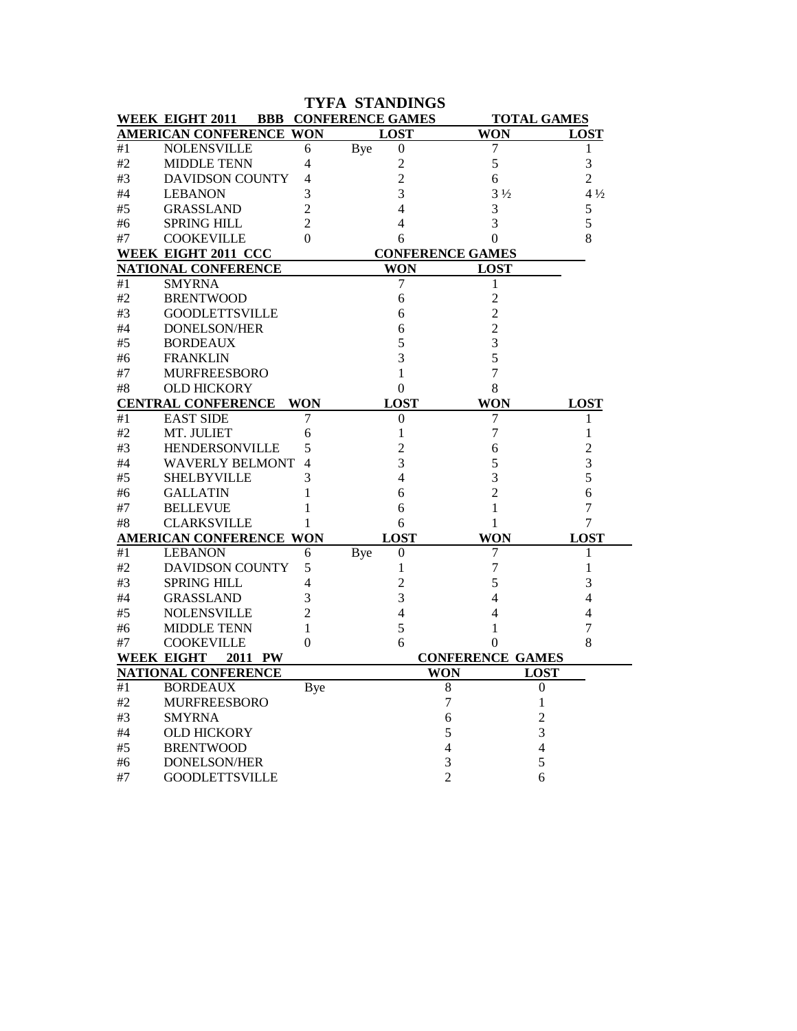# TYFA STANDINGS

| WEEK EIGHT 2011 BBB | | CONFERENCE GAMES | | | TOTAL GAMES | |
|---|---|---|---|---|---|---|
| **AMERICAN CONFERENCE** | | **WON** | | **LOST** | **WON** | **LOST** |
| #1 | NOLENSVILLE | 6 | Bye | 0 | 7 | 1 |
| #2 | MIDDLE TENN | 4 | | 2 | 5 | 3 |
| #3 | DAVIDSON COUNTY | 4 | | 2 | 6 | 2 |
| #4 | LEBANON | 3 | | 3 | 3 ½ | 4 ½ |
| #5 | GRASSLAND | 2 | | 4 | 3 | 5 |
| #6 | SPRING HILL | 2 | | 4 | 3 | 5 |
| #7 | COOKEVILLE | 0 | | 6 | 0 | 8 |

| WEEK EIGHT 2011 CCC | | CONFERENCE GAMES | |
|---|---|---|---|
| **NATIONAL CONFERENCE** | | **WON** | **LOST** |
| #1 | SMYRNA | 7 | 1 |
| #2 | BRENTWOOD | 6 | 2 |
| #3 | GOODLETTSVILLE | 6 | 2 |
| #4 | DONELSON/HER | 6 | 2 |
| #5 | BORDEAUX | 5 | 3 |
| #6 | FRANKLIN | 3 | 5 |
| #7 | MURFREESBORO | 1 | 7 |
| #8 | OLD HICKORY | 0 | 8 |

| **CENTRAL CONFERENCE** | | **WON** | **LOST** | **WON** | **LOST** |
|---|---|---|---|---|---|
| #1 | EAST SIDE | 7 | 0 | 7 | 1 |
| #2 | MT. JULIET | 6 | 1 | 7 | 1 |
| #3 | HENDERSONVILLE | 5 | 2 | 6 | 2 |
| #4 | WAVERLY BELMONT | 4 | 3 | 5 | 3 |
| #5 | SHELBYVILLE | 3 | 4 | 3 | 5 |
| #6 | GALLATIN | 1 | 6 | 2 | 6 |
| #7 | BELLEVUE | 1 | 6 | 1 | 7 |
| #8 | CLARKSVILLE | 1 | 6 | 1 | 7 |

| **AMERICAN CONFERENCE** | | **WON** | | **LOST** | **WON** | **LOST** |
|---|---|---|---|---|---|---|
| #1 | LEBANON | 6 | Bye | 0 | 7 | 1 |
| #2 | DAVIDSON COUNTY | 5 | | 1 | 7 | 1 |
| #3 | SPRING HILL | 4 | | 2 | 5 | 3 |
| #4 | GRASSLAND | 3 | | 3 | 4 | 4 |
| #5 | NOLENSVILLE | 2 | | 4 | 4 | 4 |
| #6 | MIDDLE TENN | 1 | | 5 | 1 | 7 |
| #7 | COOKEVILLE | 0 | | 6 | 0 | 8 |

| WEEK EIGHT 2011 PW | | | CONFERENCE GAMES | |
|---|---|---|---|---|
| **NATIONAL CONFERENCE** | | | **WON** | **LOST** |
| #1 | BORDEAUX | Bye | 8 | 0 |
| #2 | MURFREESBORO | | 7 | 1 |
| #3 | SMYRNA | | 6 | 2 |
| #4 | OLD HICKORY | | 5 | 3 |
| #5 | BRENTWOOD | | 4 | 4 |
| #6 | DONELSON/HER | | 3 | 5 |
| #7 | GOODLETTSVILLE | | 2 | 6 |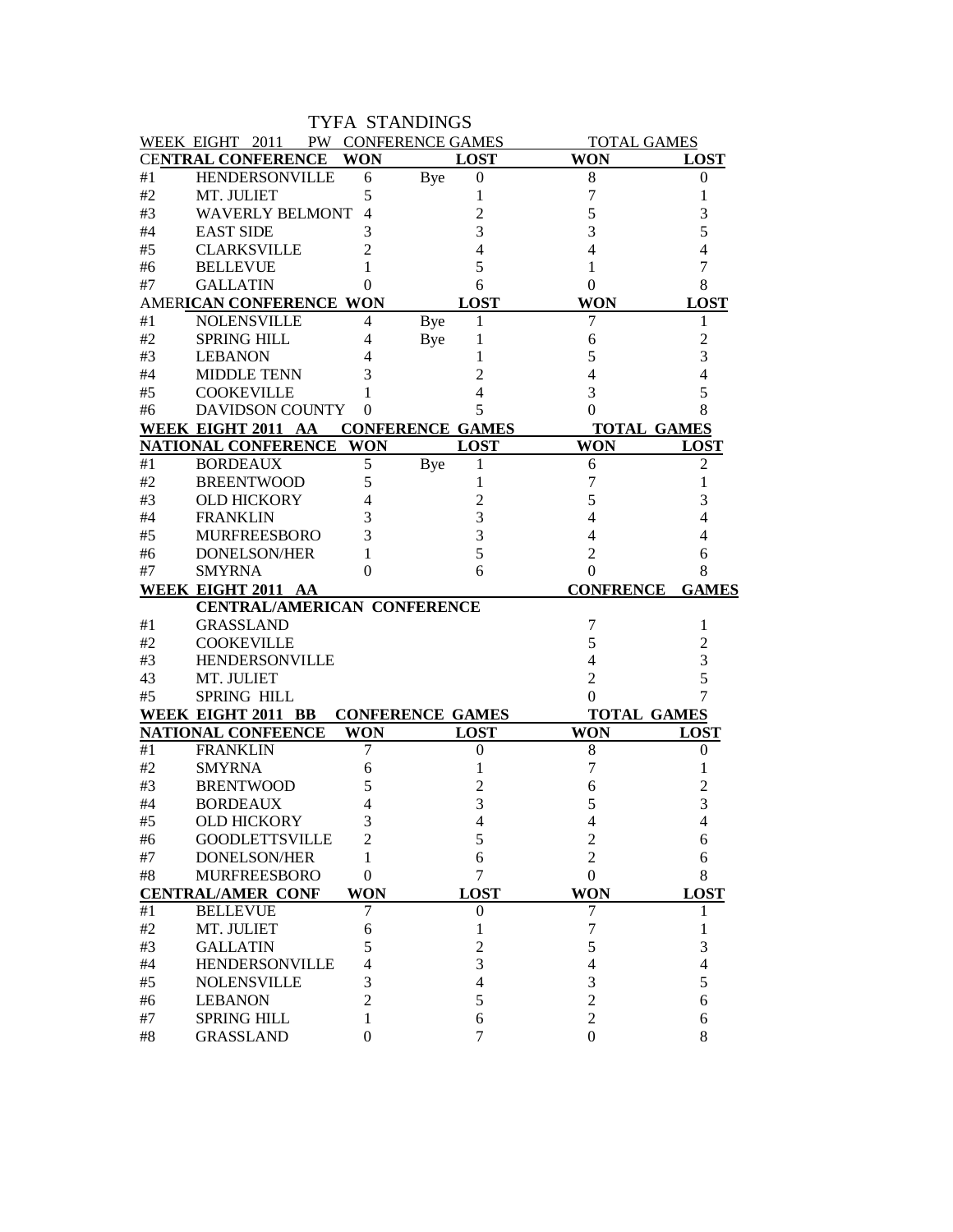# TYFA STANDINGS

| WEEK EIGHT 2011 PW | | CONFERENCE GAMES | | | TOTAL GAMES | |
|---|---|---|---|---|---|---|
| **CENTRAL CONFERENCE** | | **WON** | | **LOST** | **WON** | **LOST** |
| #1 | HENDERSONVILLE | 6 | Bye | 0 | 8 | 0 |
| #2 | MT. JULIET | 5 | | 1 | 7 | 1 |
| #3 | WAVERLY BELMONT | 4 | | 2 | 5 | 3 |
| #4 | EAST SIDE | 3 | | 3 | 3 | 5 |
| #5 | CLARKSVILLE | 2 | | 4 | 4 | 4 |
| #6 | BELLEVUE | 1 | | 5 | 1 | 7 |
| #7 | GALLATIN | 0 | | 6 | 0 | 8 |
| **AMERICAN CONFERENCE** | | **WON** | | **LOST** | **WON** | **LOST** |
| #1 | NOLENSVILLE | 4 | Bye | 1 | 7 | 1 |
| #2 | SPRING HILL | 4 | Bye | 1 | 6 | 2 |
| #3 | LEBANON | 4 | | 1 | 5 | 3 |
| #4 | MIDDLE TENN | 3 | | 2 | 4 | 4 |
| #5 | COOKEVILLE | 1 | | 4 | 3 | 5 |
| #6 | DAVIDSON COUNTY | 0 | | 5 | 0 | 8 |
| **WEEK EIGHT 2011 AA** | | **CONFERENCE GAMES** | | | **TOTAL GAMES** | |
| **NATIONAL CONFERENCE** | | **WON** | | **LOST** | **WON** | **LOST** |
| #1 | BORDEAUX | 5 | Bye | 1 | 6 | 2 |
| #2 | BREENTWOOD | 5 | | 1 | 7 | 1 |
| #3 | OLD HICKORY | 4 | | 2 | 5 | 3 |
| #4 | FRANKLIN | 3 | | 3 | 4 | 4 |
| #5 | MURFREESBORO | 3 | | 3 | 4 | 4 |
| #6 | DONELSON/HER | 1 | | 5 | 2 | 6 |
| #7 | SMYRNA | 0 | | 6 | 0 | 8 |
| **WEEK EIGHT 2011 AA** | | | | | **CONFRENCE** | **GAMES** |
| | **CENTRAL/AMERICAN CONFERENCE** | | | | | |
| #1 | GRASSLAND | | | | 7 | 1 |
| #2 | COOKEVILLE | | | | 5 | 2 |
| #3 | HENDERSONVILLE | | | | 4 | 3 |
| 43 | MT. JULIET | | | | 2 | 5 |
| #5 | SPRING HILL | | | | 0 | 7 |
| **WEEK EIGHT 2011 BB** | | **CONFERENCE GAMES** | | | **TOTAL GAMES** | |
| **NATIONAL CONFEENCE** | | **WON** | | **LOST** | **WON** | **LOST** |
| #1 | FRANKLIN | 7 | | 0 | 8 | 0 |
| #2 | SMYRNA | 6 | | 1 | 7 | 1 |
| #3 | BRENTWOOD | 5 | | 2 | 6 | 2 |
| #4 | BORDEAUX | 4 | | 3 | 5 | 3 |
| #5 | OLD HICKORY | 3 | | 4 | 4 | 4 |
| #6 | GOODLETTSVILLE | 2 | | 5 | 2 | 6 |
| #7 | DONELSON/HER | 1 | | 6 | 2 | 6 |
| #8 | MURFREESBORO | 0 | | 7 | 0 | 8 |
| **CENTRAL/AMER CONF** | | **WON** | | **LOST** | **WON** | **LOST** |
| #1 | BELLEVUE | 7 | | 0 | 7 | 1 |
| #2 | MT. JULIET | 6 | | 1 | 7 | 1 |
| #3 | GALLATIN | 5 | | 2 | 5 | 3 |
| #4 | HENDERSONVILLE | 4 | | 3 | 4 | 4 |
| #5 | NOLENSVILLE | 3 | | 4 | 3 | 5 |
| #6 | LEBANON | 2 | | 5 | 2 | 6 |
| #7 | SPRING HILL | 1 | | 6 | 2 | 6 |
| #8 | GRASSLAND | 0 | | 7 | 0 | 8 |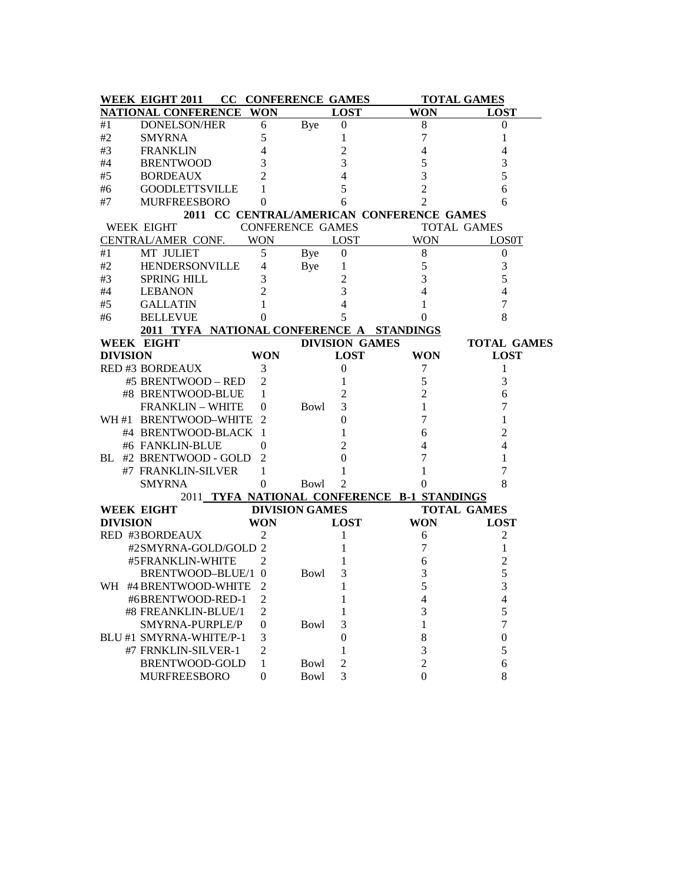## WEEK EIGHT 2011 CC CONFERENCE GAMES

| NATIONAL CONFERENCE | | CONFERENCE GAMES WON | | LOST | TOTAL GAMES WON | LOST |
|---|---|---|---|---|---|---|
| #1 | DONELSON/HER | 6 | Bye | 0 | 8 | 0 |
| #2 | SMYRNA | 5 | | 1 | 7 | 1 |
| #3 | FRANKLIN | 4 | | 2 | 4 | 4 |
| #4 | BRENTWOOD | 3 | | 3 | 5 | 3 |
| #5 | BORDEAUX | 2 | | 4 | 3 | 5 |
| #6 | GOODLETTSVILLE | 1 | | 5 | 2 | 6 |
| #7 | MURFREESBORO | 0 | | 6 | 2 | 6 |

## 2011 CC CENTRAL/AMERICAN CONFERENCE GAMES

| WEEK EIGHT | | CONFERENCE GAMES | | | TOTAL GAMES | |
|---|---|---|---|---|---|---|
| CENTRAL/AMER CONF. | | WON | | LOST | WON | LOS0T |
| #1 | MT JULIET | 5 | Bye | 0 | 8 | 0 |
| #2 | HENDERSONVILLE | 4 | Bye | 1 | 5 | 3 |
| #3 | SPRING HILL | 3 | | 2 | 3 | 5 |
| #4 | LEBANON | 2 | | 3 | 4 | 4 |
| #5 | GALLATIN | 1 | | 4 | 1 | 7 |
| #6 | BELLEVUE | 0 | | 5 | 0 | 8 |

## 2011 TYFA NATIONAL CONFERENCE A STANDINGS

| WEEK EIGHT DIVISION | DIVISION GAMES WON | | LOST | TOTAL GAMES WON | LOST |
|---|---|---|---|---|---|
| RED #3 BORDEAUX | 3 | | 0 | 7 | 1 |
| #5 BRENTWOOD – RED | 2 | | 1 | 5 | 3 |
| #8 BRENTWOOD-BLUE | 1 | | 2 | 2 | 6 |
| FRANKLIN – WHITE | 0 | Bowl | 3 | 1 | 7 |
| WH #1 BRENTWOOD–WHITE | 2 | | 0 | 7 | 1 |
| #4 BRENTWOOD-BLACK | 1 | | 1 | 6 | 2 |
| #6 FANKLIN-BLUE | 0 | | 2 | 4 | 4 |
| BL #2 BRENTWOOD - GOLD | 2 | | 0 | 7 | 1 |
| #7 FRANKLIN-SILVER | 1 | | 1 | 1 | 7 |
| SMYRNA | 0 | Bowl | 2 | 0 | 8 |

## 2011 TYFA NATIONAL CONFERENCE B-1 STANDINGS

| WEEK EIGHT DIVISION | DIVISION GAMES WON | | LOST | TOTAL GAMES WON | LOST |
|---|---|---|---|---|---|
| RED #3BORDEAUX | 2 | | 1 | 6 | 2 |
| #2SMYRNA-GOLD/GOLD | 2 | | 1 | 7 | 1 |
| #5FRANKLIN-WHITE | 2 | | 1 | 6 | 2 |
| BRENTWOOD–BLUE/1 | 0 | Bowl | 3 | 3 | 5 |
| WH #4 BRENTWOOD-WHITE | 2 | | 1 | 5 | 3 |
| #6BRENTWOOD-RED-1 | 2 | | 1 | 4 | 4 |
| #8 FREANKLIN-BLUE/1 | 2 | | 1 | 3 | 5 |
| SMYRNA-PURPLE/P | 0 | Bowl | 3 | 1 | 7 |
| BLU #1 SMYRNA-WHITE/P-1 | 3 | | 0 | 8 | 0 |
| #7 FRNKLIN-SILVER-1 | 2 | | 1 | 3 | 5 |
| BRENTWOOD-GOLD | 1 | Bowl | 2 | 2 | 6 |
| MURFREESBORO | 0 | Bowl | 3 | 0 | 8 |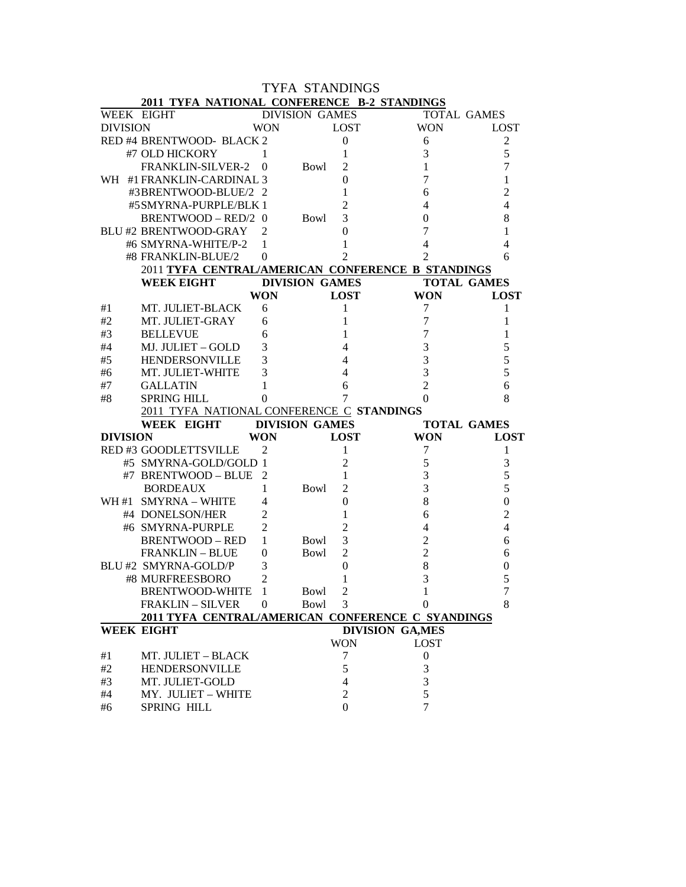# TYFA STANDINGS

## 2011 TYFA NATIONAL CONFERENCE B-2 STANDINGS

| WEEK EIGHT | | DIVISION GAMES | | | TOTAL GAMES | |
|---|---|---|---|---|---|---|
| DIVISION | | WON | | LOST | WON | LOST |
| RED | #4 BRENTWOOD- BLACK | 2 | | 0 | 6 | 2 |
| | #7 OLD HICKORY | 1 | | 1 | 3 | 5 |
| | FRANKLIN-SILVER-2 | 0 | Bowl | 2 | 1 | 7 |
| WH | #1 FRANKLIN-CARDINAL | 3 | | 0 | 7 | 1 |
| | #3 BRENTWOOD-BLUE/2 | 2 | | 1 | 6 | 2 |
| | #5 SMYRNA-PURPLE/BLK | 1 | | 2 | 4 | 4 |
| | BRENTWOOD – RED/2 | 0 | Bowl | 3 | 0 | 8 |
| BLU | #2 BRENTWOOD-GRAY | 2 | | 0 | 7 | 1 |
| | #6 SMYRNA-WHITE/P-2 | 1 | | 1 | 4 | 4 |
| | #8 FRANKLIN-BLUE/2 | 0 | | 2 | 2 | 6 |

## 2011 TYFA CENTRAL/AMERICAN CONFERENCE B STANDINGS

| | WEEK EIGHT | DIVISION GAMES | | TOTAL GAMES | |
|---|---|---|---|---|---|
| | | WON | LOST | WON | LOST |
| #1 | MT. JULIET-BLACK | 6 | 1 | 7 | 1 |
| #2 | MT. JULIET-GRAY | 6 | 1 | 7 | 1 |
| #3 | BELLEVUE | 6 | 1 | 7 | 1 |
| #4 | MJ. JULIET – GOLD | 3 | 4 | 3 | 5 |
| #5 | HENDERSONVILLE | 3 | 4 | 3 | 5 |
| #6 | MT. JULIET-WHITE | 3 | 4 | 3 | 5 |
| #7 | GALLATIN | 1 | 6 | 2 | 6 |
| #8 | SPRING HILL | 0 | 7 | 0 | 8 |

## 2011 TYFA NATIONAL CONFERENCE C STANDINGS

| WEEK EIGHT | | DIVISION GAMES | | | TOTAL GAMES | |
|---|---|---|---|---|---|---|
| DIVISION | | WON | | LOST | WON | LOST |
| RED | #3 GOODLETTSVILLE | 2 | | 1 | 7 | 1 |
| | #5 SMYRNA-GOLD/GOLD | 1 | | 2 | 5 | 3 |
| | #7 BRENTWOOD – BLUE | 2 | | 1 | 3 | 5 |
| | BORDEAUX | 1 | Bowl | 2 | 3 | 5 |
| WH | #1 SMYRNA – WHITE | 4 | | 0 | 8 | 0 |
| | #4 DONELSON/HER | 2 | | 1 | 6 | 2 |
| | #6 SMYRNA-PURPLE | 2 | | 2 | 4 | 4 |
| | BRENTWOOD – RED | 1 | Bowl | 3 | 2 | 6 |
| | FRANKLIN – BLUE | 0 | Bowl | 2 | 2 | 6 |
| BLU | #2 SMYRNA-GOLD/P | 3 | | 0 | 8 | 0 |
| | #8 MURFREESBORO | 2 | | 1 | 3 | 5 |
| | BRENTWOOD-WHITE | 1 | Bowl | 2 | 1 | 7 |
| | FRAKLIN – SILVER | 0 | Bowl | 3 | 0 | 8 |

## 2011 TYFA CENTRAL/AMERICAN CONFERENCE C SYANDINGS

| WEEK EIGHT | | DIVISION GA,MES | |
|---|---|---|---|
| | | WON | LOST |
| #1 | MT. JULIET – BLACK | 7 | 0 |
| #2 | HENDERSONVILLE | 5 | 3 |
| #3 | MT. JULIET-GOLD | 4 | 3 |
| #4 | MY. JULIET – WHITE | 2 | 5 |
| #6 | SPRING HILL | 0 | 7 |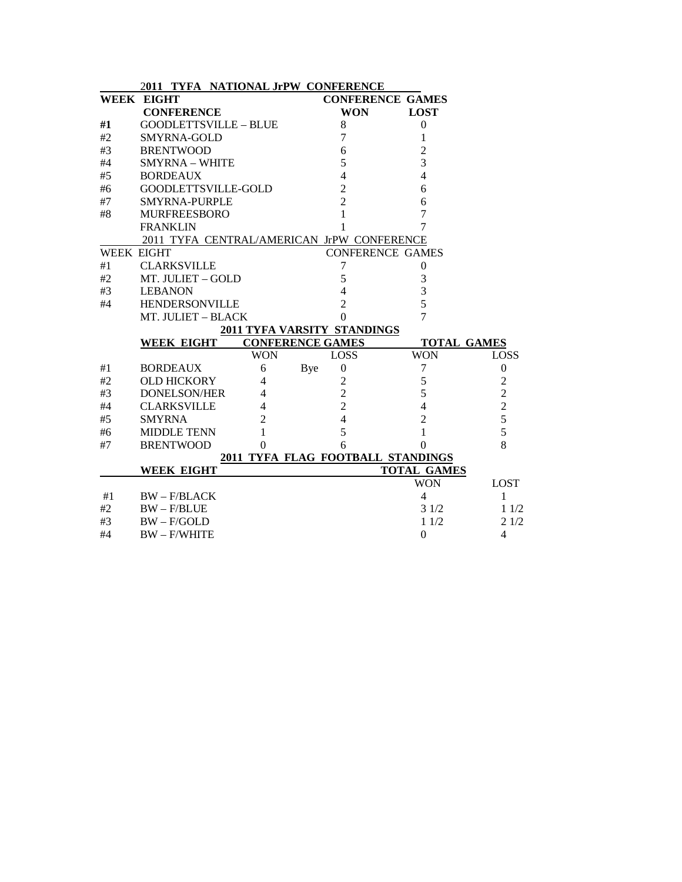## 2011 TYFA NATIONAL JrPW CONFERENCE

| WEEK EIGHT | | CONFERENCE GAMES | |
|---|---|---|---|
| | **CONFERENCE** | **WON** | **LOST** |
| **#1** | GOODLETTSVILLE – BLUE | 8 | 0 |
| #2 | SMYRNA-GOLD | 7 | 1 |
| #3 | BRENTWOOD | 6 | 2 |
| #4 | SMYRNA – WHITE | 5 | 3 |
| #5 | BORDEAUX | 4 | 4 |
| #6 | GOODLETTSVILLE-GOLD | 2 | 6 |
| #7 | SMYRNA-PURPLE | 2 | 6 |
| #8 | MURFREESBORO | 1 | 7 |
| | FRANKLIN | 1 | 7 |

## 2011 TYFA CENTRAL/AMERICAN JrPW CONFERENCE

| WEEK EIGHT | | CONFERENCE GAMES | |
|---|---|---|---|
| #1 | CLARKSVILLE | 7 | 0 |
| #2 | MT. JULIET – GOLD | 5 | 3 |
| #3 | LEBANON | 4 | 3 |
| #4 | HENDERSONVILLE | 2 | 5 |
| | MT. JULIET – BLACK | 0 | 7 |

## 2011 TYFA VARSITY STANDINGS

| | **WEEK EIGHT** | **CONFERENCE GAMES** | | | **TOTAL GAMES** | |
|---|---|---|---|---|---|---|
| | | WON | | LOSS | WON | LOSS |
| #1 | BORDEAUX | 6 | Bye | 0 | 7 | 0 |
| #2 | OLD HICKORY | 4 | | 2 | 5 | 2 |
| #3 | DONELSON/HER | 4 | | 2 | 5 | 2 |
| #4 | CLARKSVILLE | 4 | | 2 | 4 | 2 |
| #5 | SMYRNA | 2 | | 4 | 2 | 5 |
| #6 | MIDDLE TENN | 1 | | 5 | 1 | 5 |
| #7 | BRENTWOOD | 0 | | 6 | 0 | 8 |

## 2011 TYFA FLAG FOOTBALL STANDINGS

| | **WEEK EIGHT** | **TOTAL GAMES** | |
|---|---|---|---|
| | | WON | LOST |
| #1 | BW – F/BLACK | 4 | 1 |
| #2 | BW – F/BLUE | 3 1/2 | 1 1/2 |
| #3 | BW – F/GOLD | 1 1/2 | 2 1/2 |
| #4 | BW – F/WHITE | 0 | 4 |